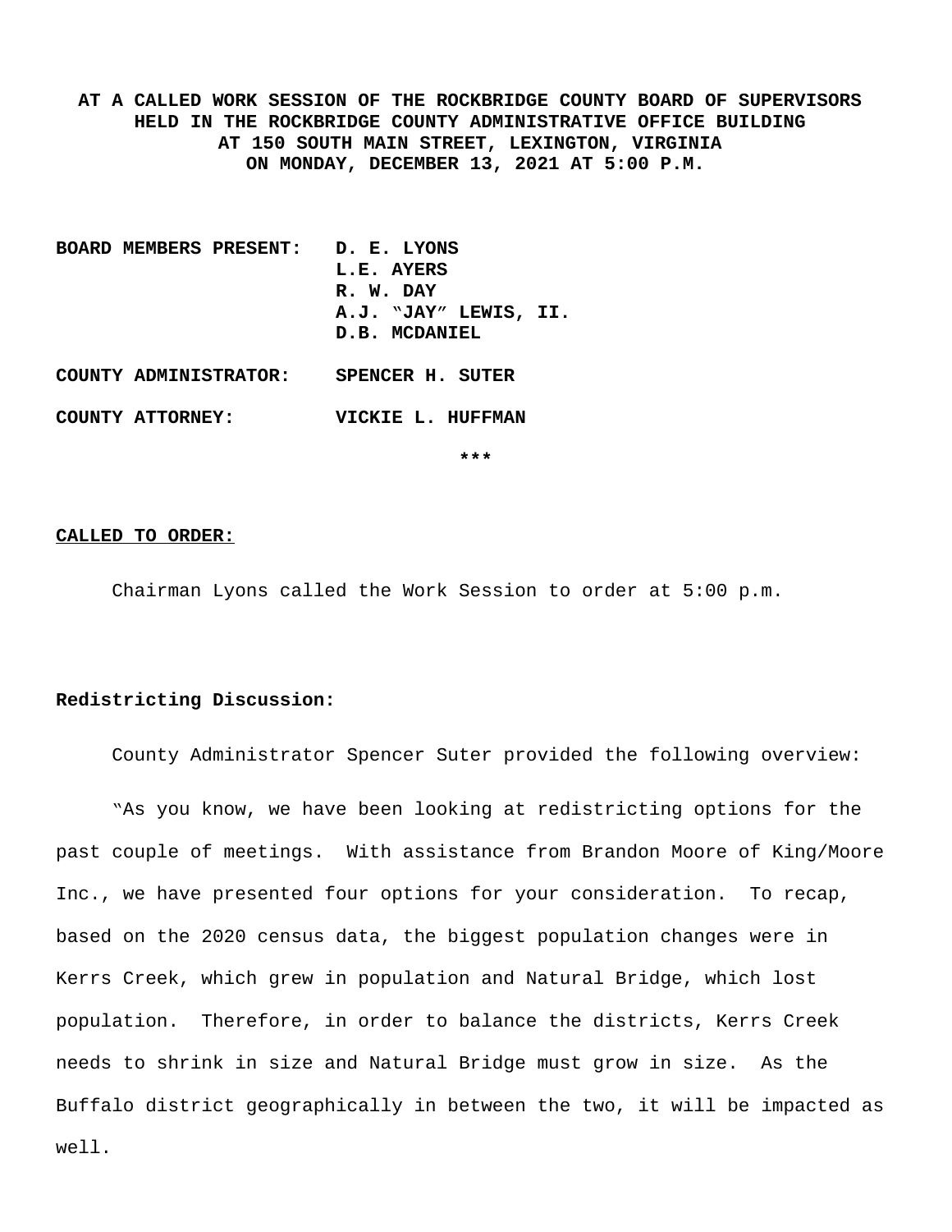**AT A CALLED WORK SESSION OF THE ROCKBRIDGE COUNTY BOARD OF SUPERVISORS HELD IN THE ROCKBRIDGE COUNTY ADMINISTRATIVE OFFICE BUILDING AT 150 SOUTH MAIN STREET, LEXINGTON, VIRGINIA ON MONDAY, DECEMBER 13, 2021 AT 5:00 P.M.**

**BOARD MEMBERS PRESENT:** **D. E. LYONS**
**L.E. AYERS**
**R. W. DAY**
**A.J. "JAY" LEWIS, II.**
**D.B. MCDANIEL**

**COUNTY ADMINISTRATOR:** **SPENCER H. SUTER**

**COUNTY ATTORNEY:** **VICKIE L. HUFFMAN**

***

**CALLED TO ORDER:**

Chairman Lyons called the Work Session to order at 5:00 p.m.

**Redistricting Discussion:**

County Administrator Spencer Suter provided the following overview:

"As you know, we have been looking at redistricting options for the past couple of meetings. With assistance from Brandon Moore of King/Moore Inc., we have presented four options for your consideration. To recap, based on the 2020 census data, the biggest population changes were in Kerrs Creek, which grew in population and Natural Bridge, which lost population. Therefore, in order to balance the districts, Kerrs Creek needs to shrink in size and Natural Bridge must grow in size. As the Buffalo district geographically in between the two, it will be impacted as well.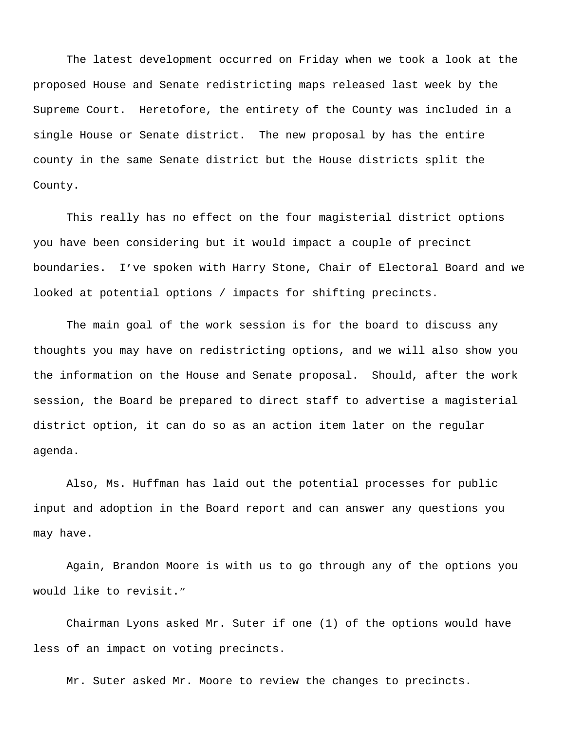The latest development occurred on Friday when we took a look at the proposed House and Senate redistricting maps released last week by the Supreme Court.  Heretofore, the entirety of the County was included in a single House or Senate district.  The new proposal by has the entire county in the same Senate district but the House districts split the County.

This really has no effect on the four magisterial district options you have been considering but it would impact a couple of precinct boundaries.  I've spoken with Harry Stone, Chair of Electoral Board and we looked at potential options / impacts for shifting precincts.

The main goal of the work session is for the board to discuss any thoughts you may have on redistricting options, and we will also show you the information on the House and Senate proposal.  Should, after the work session, the Board be prepared to direct staff to advertise a magisterial district option, it can do so as an action item later on the regular agenda.

Also, Ms. Huffman has laid out the potential processes for public input and adoption in the Board report and can answer any questions you may have.

Again, Brandon Moore is with us to go through any of the options you would like to revisit."

Chairman Lyons asked Mr. Suter if one (1) of the options would have less of an impact on voting precincts.

Mr. Suter asked Mr. Moore to review the changes to precincts.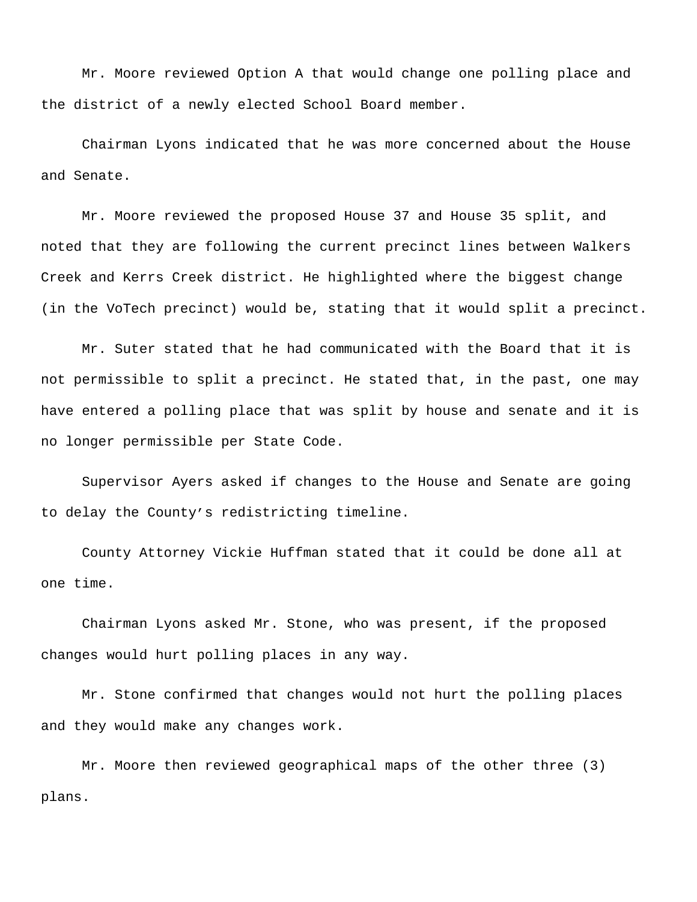Mr. Moore reviewed Option A that would change one polling place and the district of a newly elected School Board member.

Chairman Lyons indicated that he was more concerned about the House and Senate.

Mr. Moore reviewed the proposed House 37 and House 35 split, and noted that they are following the current precinct lines between Walkers Creek and Kerrs Creek district. He highlighted where the biggest change (in the VoTech precinct) would be, stating that it would split a precinct.

Mr. Suter stated that he had communicated with the Board that it is not permissible to split a precinct. He stated that, in the past, one may have entered a polling place that was split by house and senate and it is no longer permissible per State Code.

Supervisor Ayers asked if changes to the House and Senate are going to delay the County's redistricting timeline.

County Attorney Vickie Huffman stated that it could be done all at one time.

Chairman Lyons asked Mr. Stone, who was present, if the proposed changes would hurt polling places in any way.

Mr. Stone confirmed that changes would not hurt the polling places and they would make any changes work.

Mr. Moore then reviewed geographical maps of the other three (3) plans.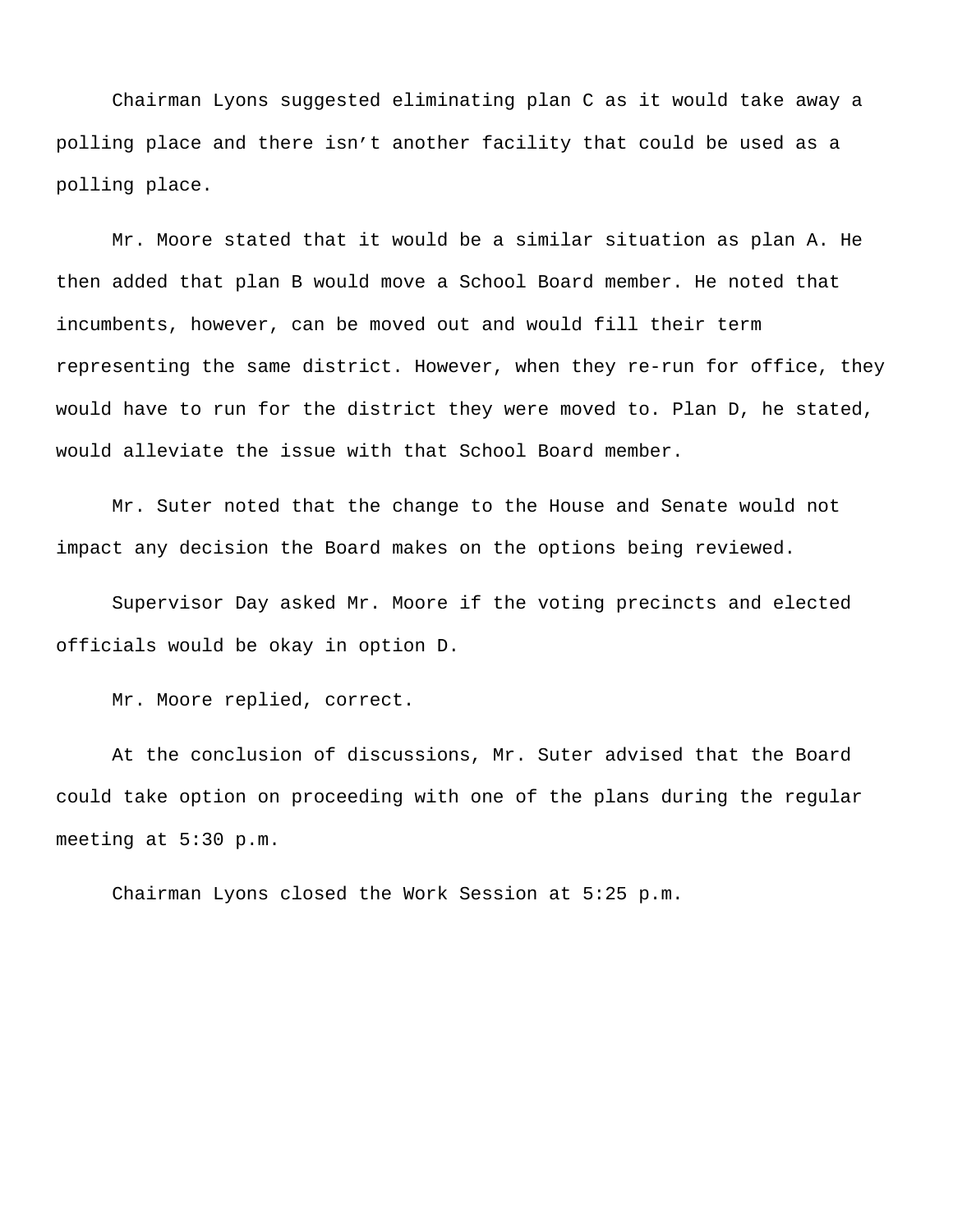Chairman Lyons suggested eliminating plan C as it would take away a polling place and there isn’t another facility that could be used as a polling place.

Mr. Moore stated that it would be a similar situation as plan A. He then added that plan B would move a School Board member. He noted that incumbents, however, can be moved out and would fill their term representing the same district. However, when they re-run for office, they would have to run for the district they were moved to. Plan D, he stated, would alleviate the issue with that School Board member.

Mr. Suter noted that the change to the House and Senate would not impact any decision the Board makes on the options being reviewed.

Supervisor Day asked Mr. Moore if the voting precincts and elected officials would be okay in option D.

Mr. Moore replied, correct.

At the conclusion of discussions, Mr. Suter advised that the Board could take option on proceeding with one of the plans during the regular meeting at 5:30 p.m.

Chairman Lyons closed the Work Session at 5:25 p.m.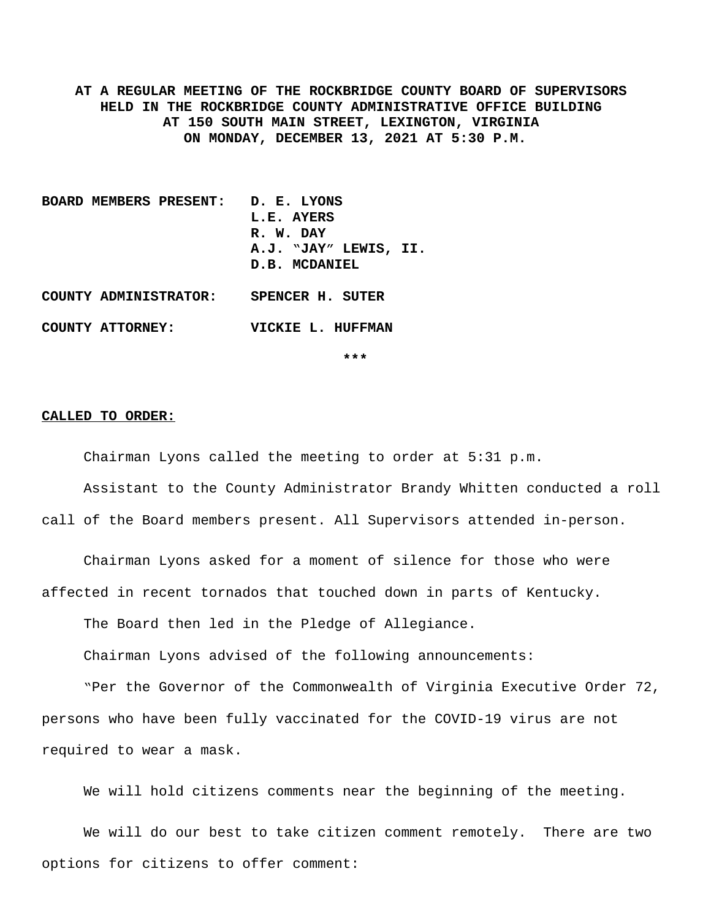**AT A REGULAR MEETING OF THE ROCKBRIDGE COUNTY BOARD OF SUPERVISORS HELD IN THE ROCKBRIDGE COUNTY ADMINISTRATIVE OFFICE BUILDING AT 150 SOUTH MAIN STREET, LEXINGTON, VIRGINIA ON MONDAY, DECEMBER 13, 2021 AT 5:30 P.M.**

**BOARD MEMBERS PRESENT:** D. E. LYONS
L.E. AYERS
R. W. DAY
A.J. "JAY" LEWIS, II.
D.B. MCDANIEL

**COUNTY ADMINISTRATOR:** SPENCER H. SUTER

**COUNTY ATTORNEY:** VICKIE L. HUFFMAN

***

**CALLED TO ORDER:**

Chairman Lyons called the meeting to order at 5:31 p.m.

Assistant to the County Administrator Brandy Whitten conducted a roll call of the Board members present. All Supervisors attended in-person.

Chairman Lyons asked for a moment of silence for those who were affected in recent tornados that touched down in parts of Kentucky.

The Board then led in the Pledge of Allegiance.

Chairman Lyons advised of the following announcements:

"Per the Governor of the Commonwealth of Virginia Executive Order 72, persons who have been fully vaccinated for the COVID-19 virus are not required to wear a mask.

We will hold citizens comments near the beginning of the meeting.

We will do our best to take citizen comment remotely. There are two options for citizens to offer comment: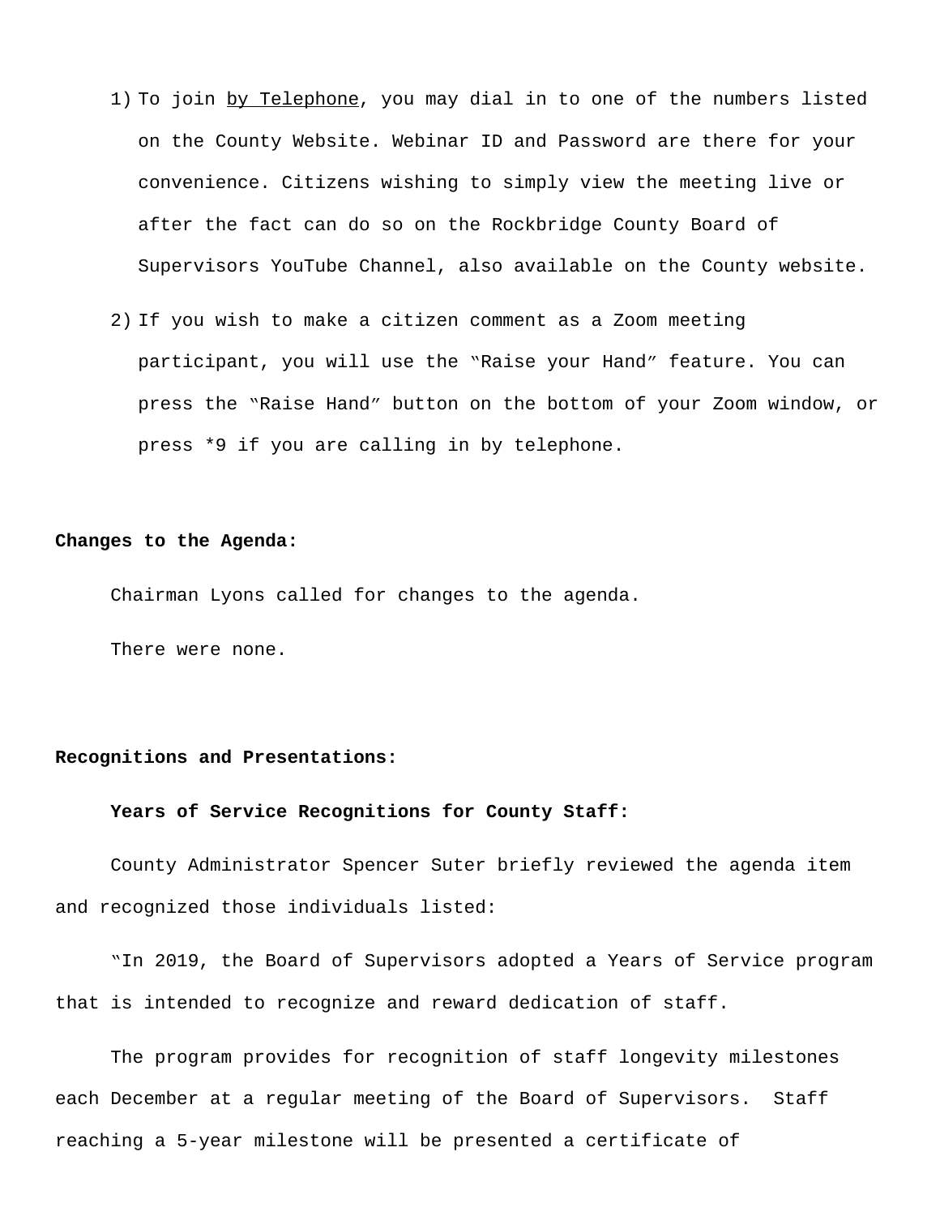1) To join <u>by Telephone</u>, you may dial in to one of the numbers listed on the County Website. Webinar ID and Password are there for your convenience. Citizens wishing to simply view the meeting live or after the fact can do so on the Rockbridge County Board of Supervisors YouTube Channel, also available on the County website.

2) If you wish to make a citizen comment as a Zoom meeting participant, you will use the "Raise your Hand" feature. You can press the "Raise Hand" button on the bottom of your Zoom window, or press *9 if you are calling in by telephone.

**Changes to the Agenda:**

Chairman Lyons called for changes to the agenda.

There were none.

**Recognitions and Presentations:**

**Years of Service Recognitions for County Staff:**

County Administrator Spencer Suter briefly reviewed the agenda item and recognized those individuals listed:

"In 2019, the Board of Supervisors adopted a Years of Service program that is intended to recognize and reward dedication of staff.

The program provides for recognition of staff longevity milestones each December at a regular meeting of the Board of Supervisors. Staff reaching a 5-year milestone will be presented a certificate of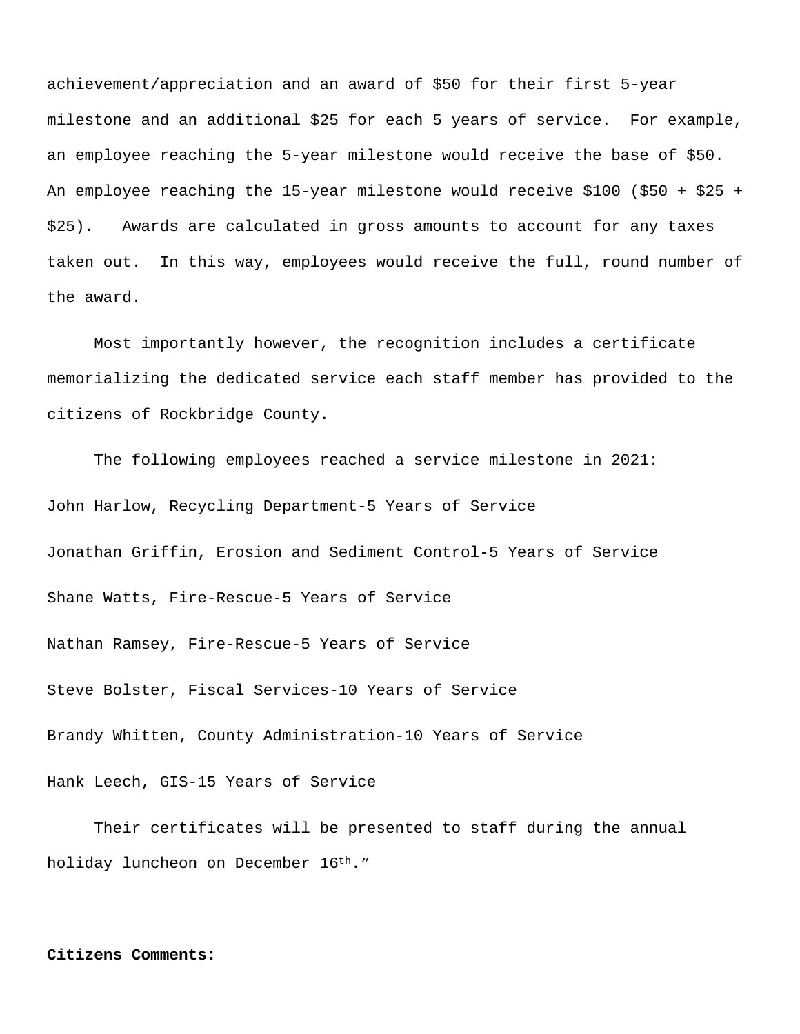achievement/appreciation and an award of $50 for their first 5-year milestone and an additional $25 for each 5 years of service. For example, an employee reaching the 5-year milestone would receive the base of $50. An employee reaching the 15-year milestone would receive $100 ($50 + $25 + $25). Awards are calculated in gross amounts to account for any taxes taken out. In this way, employees would receive the full, round number of the award.

Most importantly however, the recognition includes a certificate memorializing the dedicated service each staff member has provided to the citizens of Rockbridge County.

The following employees reached a service milestone in 2021:

John Harlow, Recycling Department-5 Years of Service

Jonathan Griffin, Erosion and Sediment Control-5 Years of Service

Shane Watts, Fire-Rescue-5 Years of Service

Nathan Ramsey, Fire-Rescue-5 Years of Service

Steve Bolster, Fiscal Services-10 Years of Service

Brandy Whitten, County Administration-10 Years of Service

Hank Leech, GIS-15 Years of Service

Their certificates will be presented to staff during the annual holiday luncheon on December 16th."

**Citizens Comments:**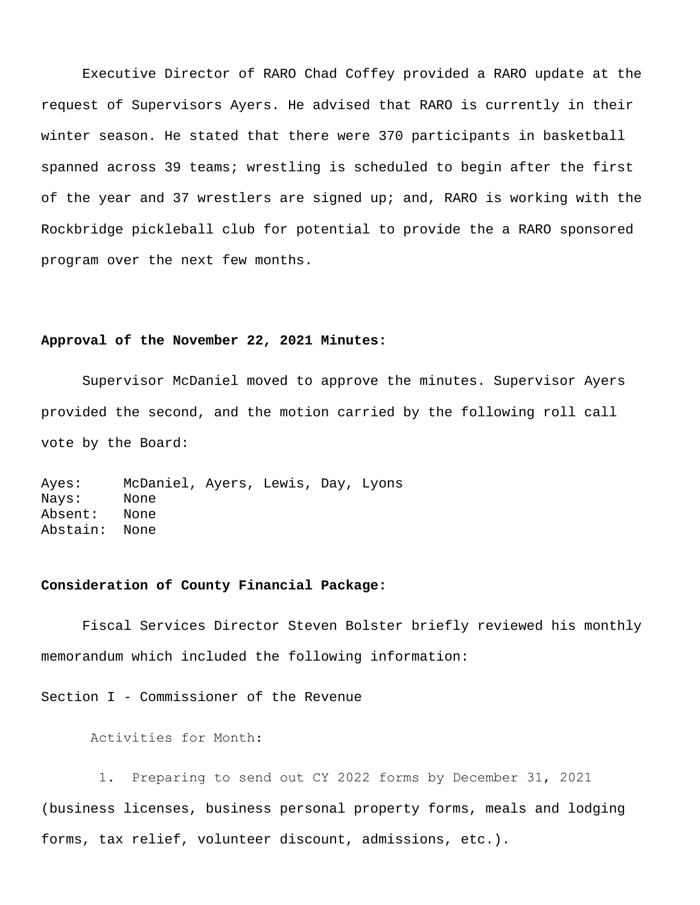Executive Director of RARO Chad Coffey provided a RARO update at the request of Supervisors Ayers. He advised that RARO is currently in their winter season. He stated that there were 370 participants in basketball spanned across 39 teams; wrestling is scheduled to begin after the first of the year and 37 wrestlers are signed up; and, RARO is working with the Rockbridge pickleball club for potential to provide the a RARO sponsored program over the next few months.

**Approval of the November 22, 2021 Minutes:**

Supervisor McDaniel moved to approve the minutes. Supervisor Ayers provided the second, and the motion carried by the following roll call vote by the Board:

Ayes: McDaniel, Ayers, Lewis, Day, Lyons
Nays: None
Absent: None
Abstain: None

**Consideration of County Financial Package:**

Fiscal Services Director Steven Bolster briefly reviewed his monthly memorandum which included the following information:

Section I - Commissioner of the Revenue

Activities for Month:

1. Preparing to send out CY 2022 forms by December 31, 2021 (business licenses, business personal property forms, meals and lodging forms, tax relief, volunteer discount, admissions, etc.).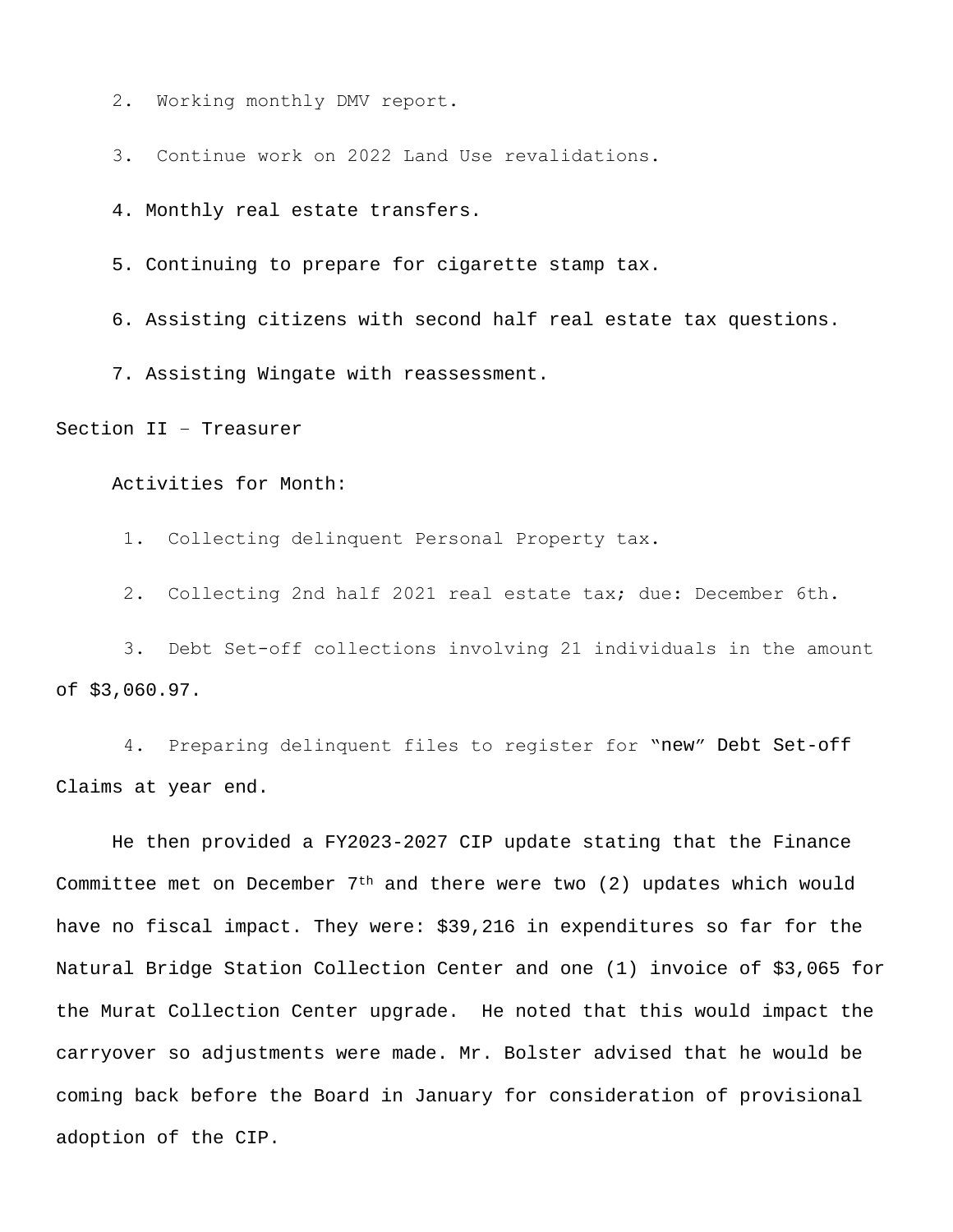2. Working monthly DMV report.

3. Continue work on 2022 Land Use revalidations.

4. Monthly real estate transfers.

5. Continuing to prepare for cigarette stamp tax.

6. Assisting citizens with second half real estate tax questions.

7. Assisting Wingate with reassessment.

Section II – Treasurer

Activities for Month:

1. Collecting delinquent Personal Property tax.

2. Collecting 2nd half 2021 real estate tax; due: December 6th.

3. Debt Set-off collections involving 21 individuals in the amount of $3,060.97.

4. Preparing delinquent files to register for "new" Debt Set-off Claims at year end.

He then provided a FY2023-2027 CIP update stating that the Finance Committee met on December 7th and there were two (2) updates which would have no fiscal impact. They were: $39,216 in expenditures so far for the Natural Bridge Station Collection Center and one (1) invoice of $3,065 for the Murat Collection Center upgrade. He noted that this would impact the carryover so adjustments were made. Mr. Bolster advised that he would be coming back before the Board in January for consideration of provisional adoption of the CIP.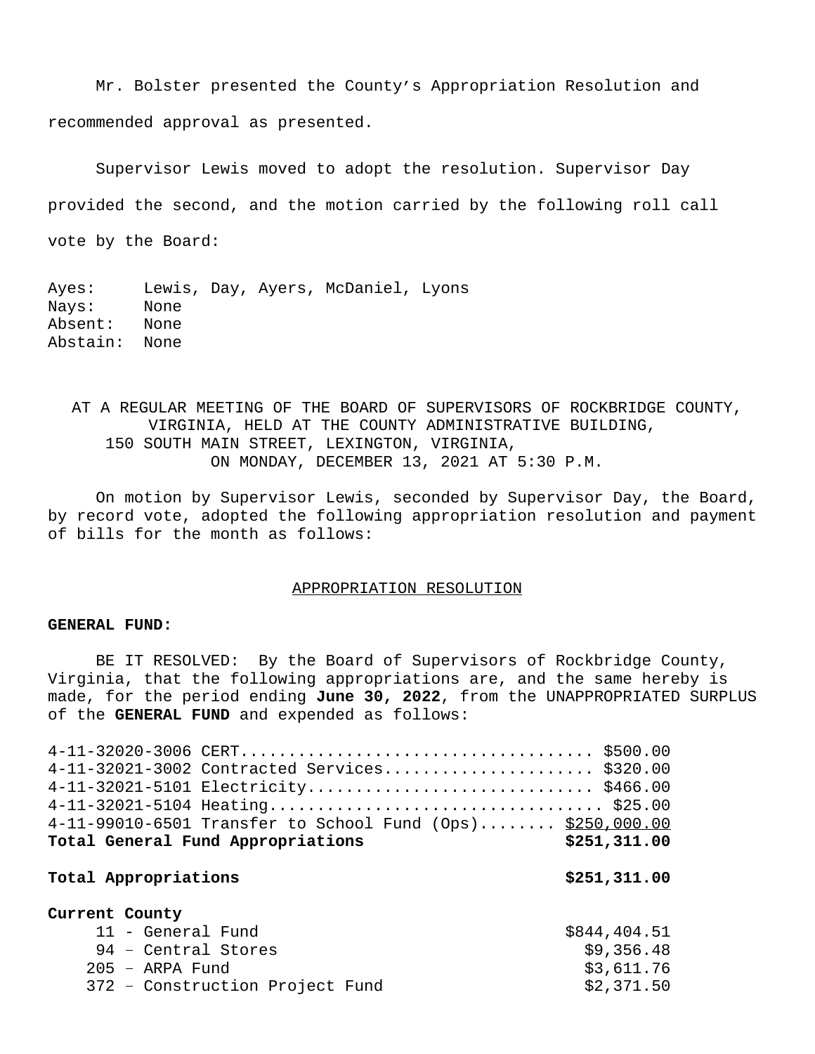Mr. Bolster presented the County's Appropriation Resolution and recommended approval as presented.

Supervisor Lewis moved to adopt the resolution. Supervisor Day provided the second, and the motion carried by the following roll call vote by the Board:

Ayes: Lewis, Day, Ayers, McDaniel, Lyons
Nays: None
Absent: None
Abstain: None

AT A REGULAR MEETING OF THE BOARD OF SUPERVISORS OF ROCKBRIDGE COUNTY, VIRGINIA, HELD AT THE COUNTY ADMINISTRATIVE BUILDING, 150 SOUTH MAIN STREET, LEXINGTON, VIRGINIA, ON MONDAY, DECEMBER 13, 2021 AT 5:30 P.M.

On motion by Supervisor Lewis, seconded by Supervisor Day, the Board, by record vote, adopted the following appropriation resolution and payment of bills for the month as follows:

## APPROPRIATION RESOLUTION

**GENERAL FUND:**

BE IT RESOLVED: By the Board of Supervisors of Rockbridge County, Virginia, that the following appropriations are, and the same hereby is made, for the period ending **June 30, 2022**, from the UNAPPROPRIATED SURPLUS of the **GENERAL FUND** and expended as follows:

| | |
|---|---|
| 4-11-32020-3006 CERT | $500.00 |
| 4-11-32021-3002 Contracted Services | $320.00 |
| 4-11-32021-5101 Electricity | $466.00 |
| 4-11-32021-5104 Heating | $25.00 |
| 4-11-99010-6501 Transfer to School Fund (Ops) | $250,000.00 |
| **Total General Fund Appropriations** | **$251,311.00** |

**Total Appropriations** **$251,311.00**

**Current County**

| | |
|---|---|
| 11 - General Fund | $844,404.51 |
| 94 – Central Stores | $9,356.48 |
| 205 – ARPA Fund | $3,611.76 |
| 372 – Construction Project Fund | $2,371.50 |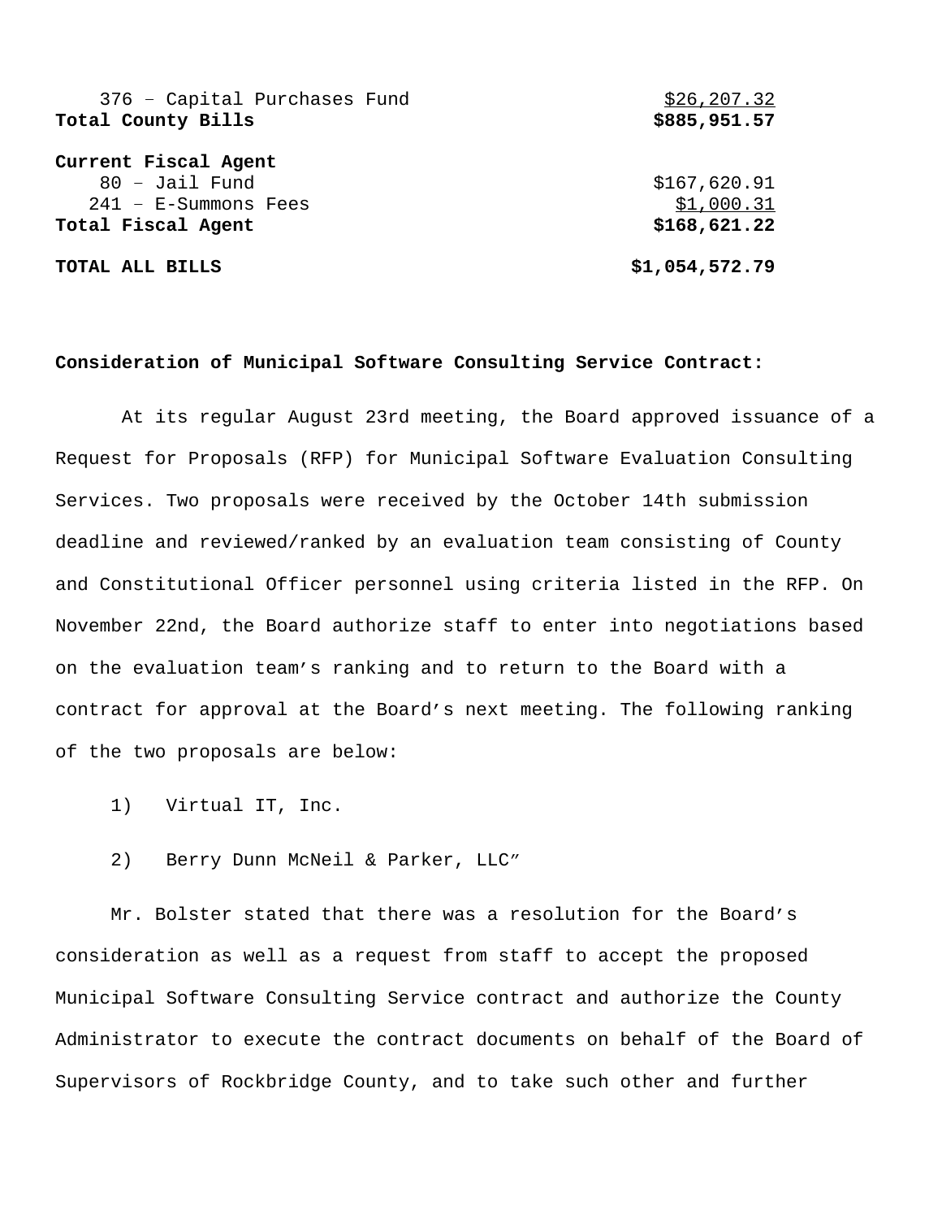| | |
|---|---|
| 376 – Capital Purchases Fund | $26,207.32 |
| **Total County Bills** | **$885,951.57** |
| | |
| **Current Fiscal Agent** | |
| 80 – Jail Fund | $167,620.91 |
| 241 – E-Summons Fees | $1,000.31 |
| **Total Fiscal Agent** | **$168,621.22** |
| | |
| **TOTAL ALL BILLS** | **$1,054,572.79** |

**Consideration of Municipal Software Consulting Service Contract:**

At its regular August 23rd meeting, the Board approved issuance of a Request for Proposals (RFP) for Municipal Software Evaluation Consulting Services. Two proposals were received by the October 14th submission deadline and reviewed/ranked by an evaluation team consisting of County and Constitutional Officer personnel using criteria listed in the RFP. On November 22nd, the Board authorize staff to enter into negotiations based on the evaluation team's ranking and to return to the Board with a contract for approval at the Board's next meeting. The following ranking of the two proposals are below:

1) Virtual IT, Inc.

2) Berry Dunn McNeil & Parker, LLC"

Mr. Bolster stated that there was a resolution for the Board's consideration as well as a request from staff to accept the proposed Municipal Software Consulting Service contract and authorize the County Administrator to execute the contract documents on behalf of the Board of Supervisors of Rockbridge County, and to take such other and further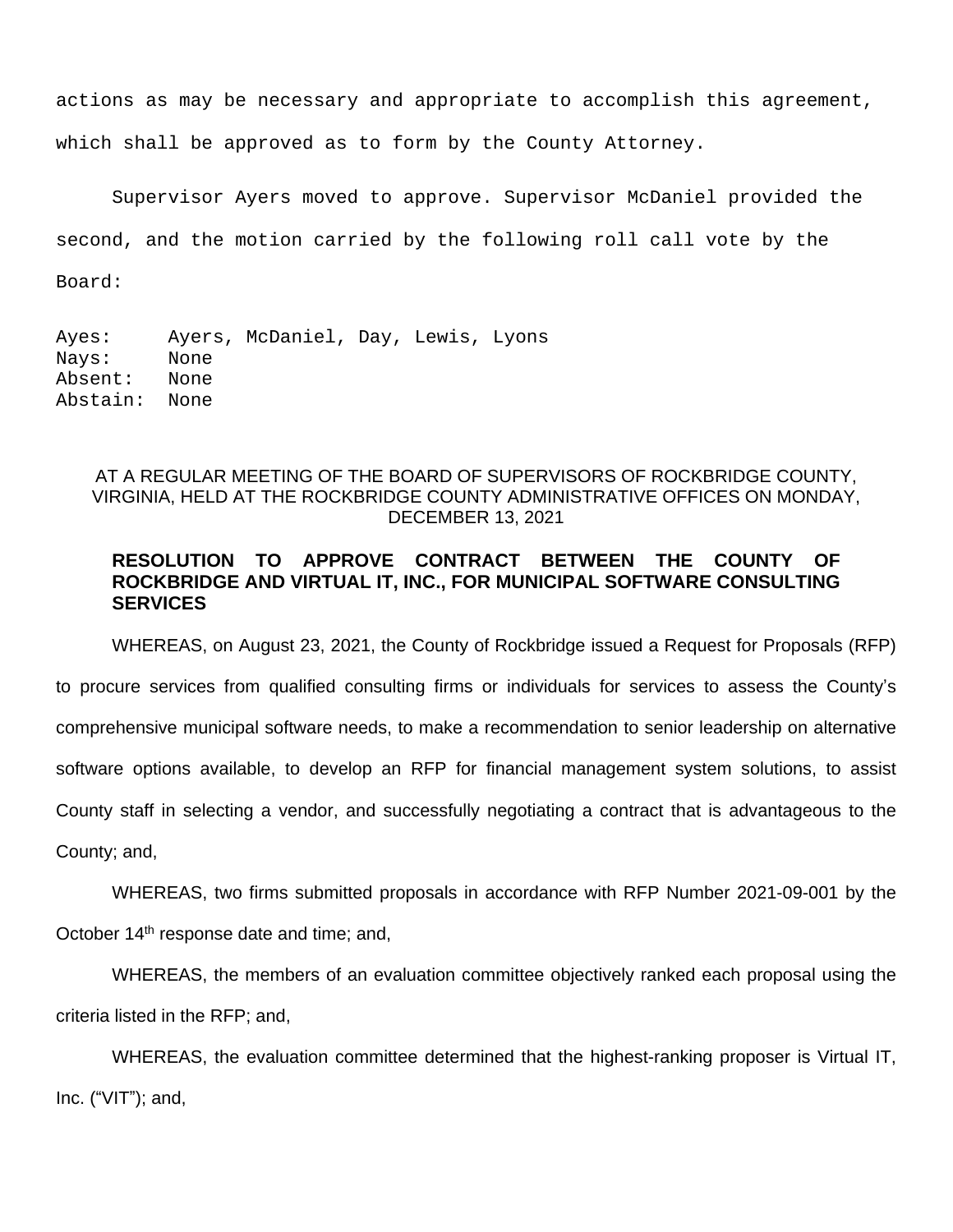actions as may be necessary and appropriate to accomplish this agreement, which shall be approved as to form by the County Attorney.

Supervisor Ayers moved to approve. Supervisor McDaniel provided the second, and the motion carried by the following roll call vote by the Board:

Ayes: Ayers, McDaniel, Day, Lewis, Lyons
Nays: None
Absent: None
Abstain: None

AT A REGULAR MEETING OF THE BOARD OF SUPERVISORS OF ROCKBRIDGE COUNTY, VIRGINIA, HELD AT THE ROCKBRIDGE COUNTY ADMINISTRATIVE OFFICES ON MONDAY, DECEMBER 13, 2021

**RESOLUTION TO APPROVE CONTRACT BETWEEN THE COUNTY OF ROCKBRIDGE AND VIRTUAL IT, INC., FOR MUNICIPAL SOFTWARE CONSULTING SERVICES**

WHEREAS, on August 23, 2021, the County of Rockbridge issued a Request for Proposals (RFP) to procure services from qualified consulting firms or individuals for services to assess the County's comprehensive municipal software needs, to make a recommendation to senior leadership on alternative software options available, to develop an RFP for financial management system solutions, to assist County staff in selecting a vendor, and successfully negotiating a contract that is advantageous to the County; and,

WHEREAS, two firms submitted proposals in accordance with RFP Number 2021-09-001 by the October 14th response date and time; and,

WHEREAS, the members of an evaluation committee objectively ranked each proposal using the criteria listed in the RFP; and,

WHEREAS, the evaluation committee determined that the highest-ranking proposer is Virtual IT, Inc. ("VIT"); and,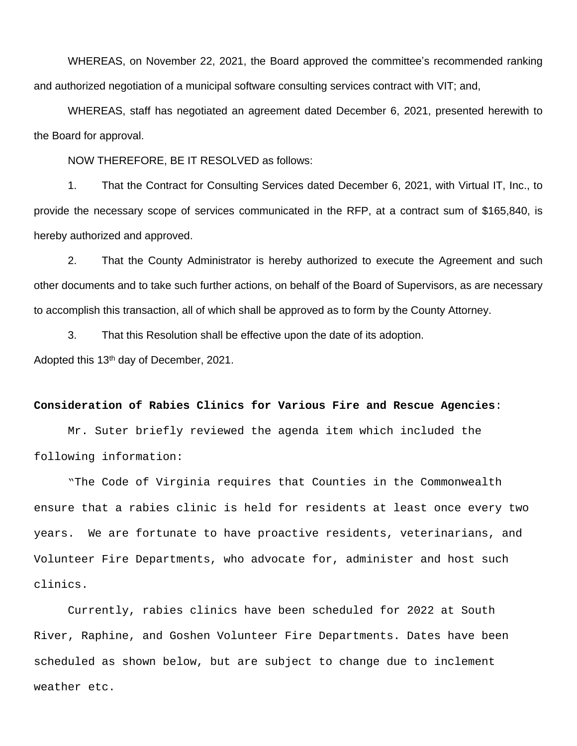WHEREAS, on November 22, 2021, the Board approved the committee's recommended ranking and authorized negotiation of a municipal software consulting services contract with VIT; and,

WHEREAS, staff has negotiated an agreement dated December 6, 2021, presented herewith to the Board for approval.

NOW THEREFORE, BE IT RESOLVED as follows:

1. That the Contract for Consulting Services dated December 6, 2021, with Virtual IT, Inc., to provide the necessary scope of services communicated in the RFP, at a contract sum of $165,840, is hereby authorized and approved.

2. That the County Administrator is hereby authorized to execute the Agreement and such other documents and to take such further actions, on behalf of the Board of Supervisors, as are necessary to accomplish this transaction, all of which shall be approved as to form by the County Attorney.

3. That this Resolution shall be effective upon the date of its adoption.

Adopted this 13th day of December, 2021.

**Consideration of Rabies Clinics for Various Fire and Rescue Agencies**:

Mr. Suter briefly reviewed the agenda item which included the following information:

"The Code of Virginia requires that Counties in the Commonwealth ensure that a rabies clinic is held for residents at least once every two years. We are fortunate to have proactive residents, veterinarians, and Volunteer Fire Departments, who advocate for, administer and host such clinics.

Currently, rabies clinics have been scheduled for 2022 at South River, Raphine, and Goshen Volunteer Fire Departments. Dates have been scheduled as shown below, but are subject to change due to inclement weather etc.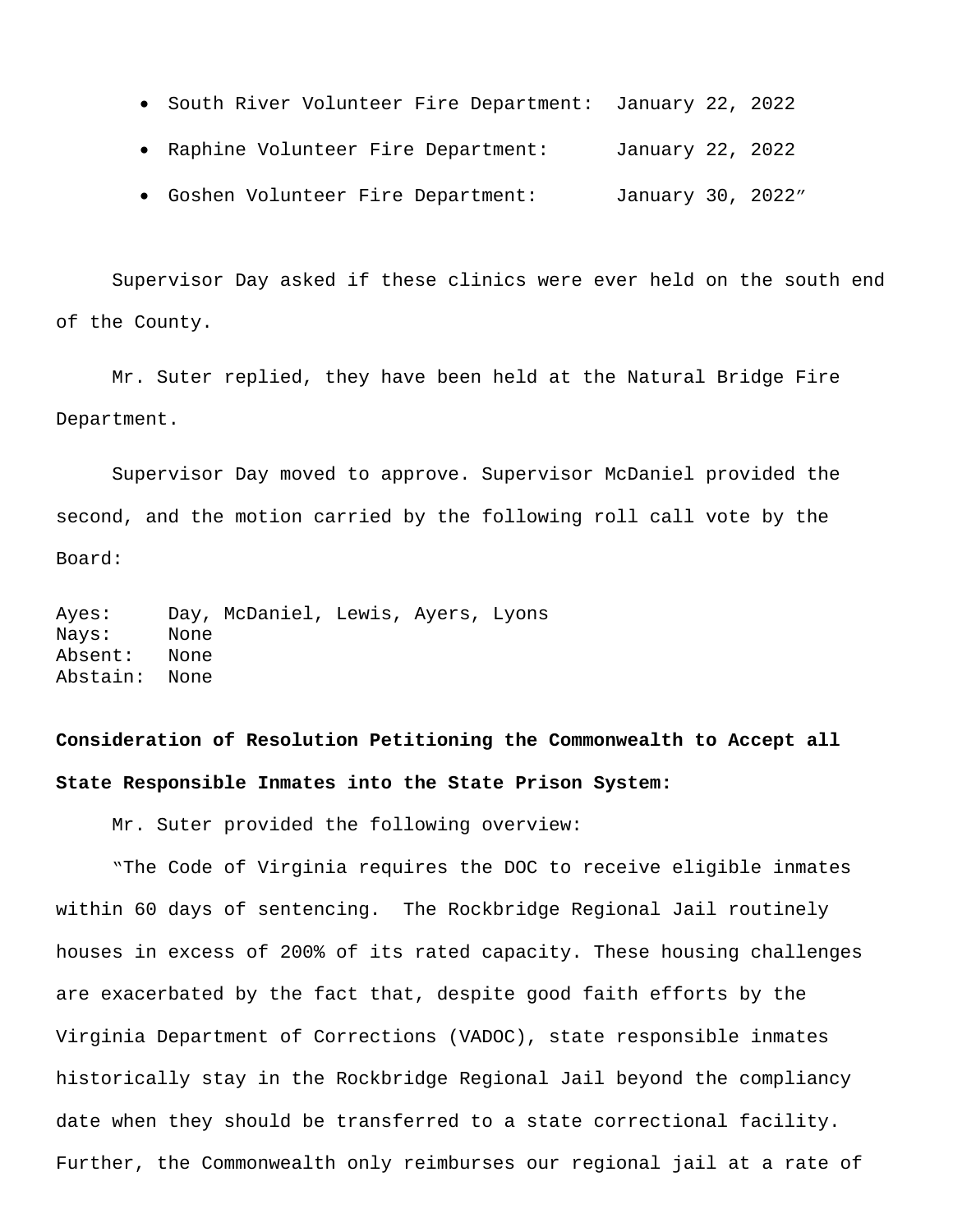- South River Volunteer Fire Department: January 22, 2022
- Raphine Volunteer Fire Department: January 22, 2022
- Goshen Volunteer Fire Department: January 30, 2022"

Supervisor Day asked if these clinics were ever held on the south end of the County.

Mr. Suter replied, they have been held at the Natural Bridge Fire Department.

Supervisor Day moved to approve. Supervisor McDaniel provided the second, and the motion carried by the following roll call vote by the Board:

Ayes: Day, McDaniel, Lewis, Ayers, Lyons
Nays: None
Absent: None
Abstain: None

**Consideration of Resolution Petitioning the Commonwealth to Accept all State Responsible Inmates into the State Prison System:**

Mr. Suter provided the following overview:

"The Code of Virginia requires the DOC to receive eligible inmates within 60 days of sentencing. The Rockbridge Regional Jail routinely houses in excess of 200% of its rated capacity. These housing challenges are exacerbated by the fact that, despite good faith efforts by the Virginia Department of Corrections (VADOC), state responsible inmates historically stay in the Rockbridge Regional Jail beyond the compliancy date when they should be transferred to a state correctional facility. Further, the Commonwealth only reimburses our regional jail at a rate of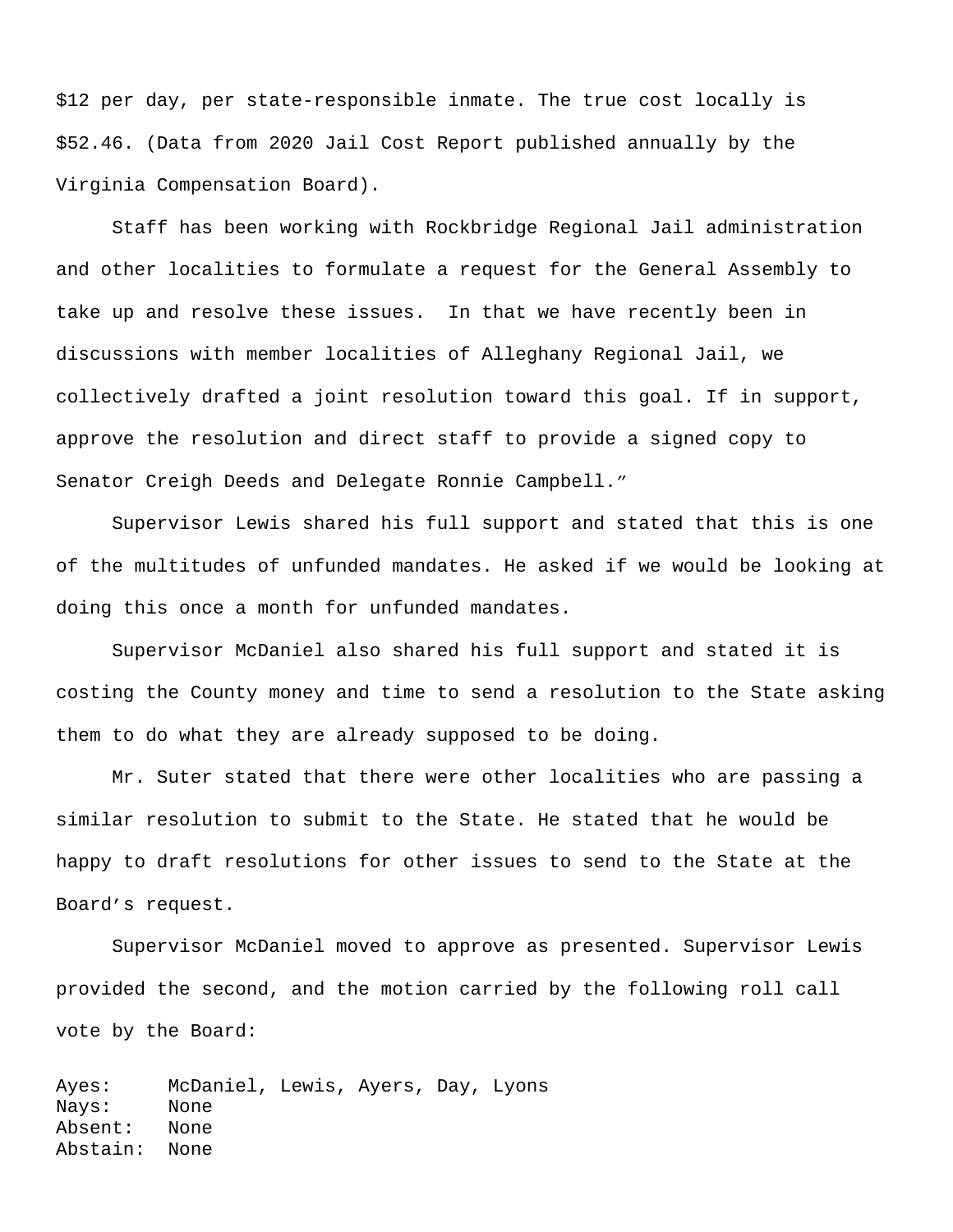$12 per day, per state-responsible inmate. The true cost locally is $52.46. (Data from 2020 Jail Cost Report published annually by the Virginia Compensation Board).

Staff has been working with Rockbridge Regional Jail administration and other localities to formulate a request for the General Assembly to take up and resolve these issues. In that we have recently been in discussions with member localities of Alleghany Regional Jail, we collectively drafted a joint resolution toward this goal. If in support, approve the resolution and direct staff to provide a signed copy to Senator Creigh Deeds and Delegate Ronnie Campbell."

Supervisor Lewis shared his full support and stated that this is one of the multitudes of unfunded mandates. He asked if we would be looking at doing this once a month for unfunded mandates.

Supervisor McDaniel also shared his full support and stated it is costing the County money and time to send a resolution to the State asking them to do what they are already supposed to be doing.

Mr. Suter stated that there were other localities who are passing a similar resolution to submit to the State. He stated that he would be happy to draft resolutions for other issues to send to the State at the Board's request.

Supervisor McDaniel moved to approve as presented. Supervisor Lewis provided the second, and the motion carried by the following roll call vote by the Board:

Ayes: McDaniel, Lewis, Ayers, Day, Lyons
Nays: None
Absent: None
Abstain: None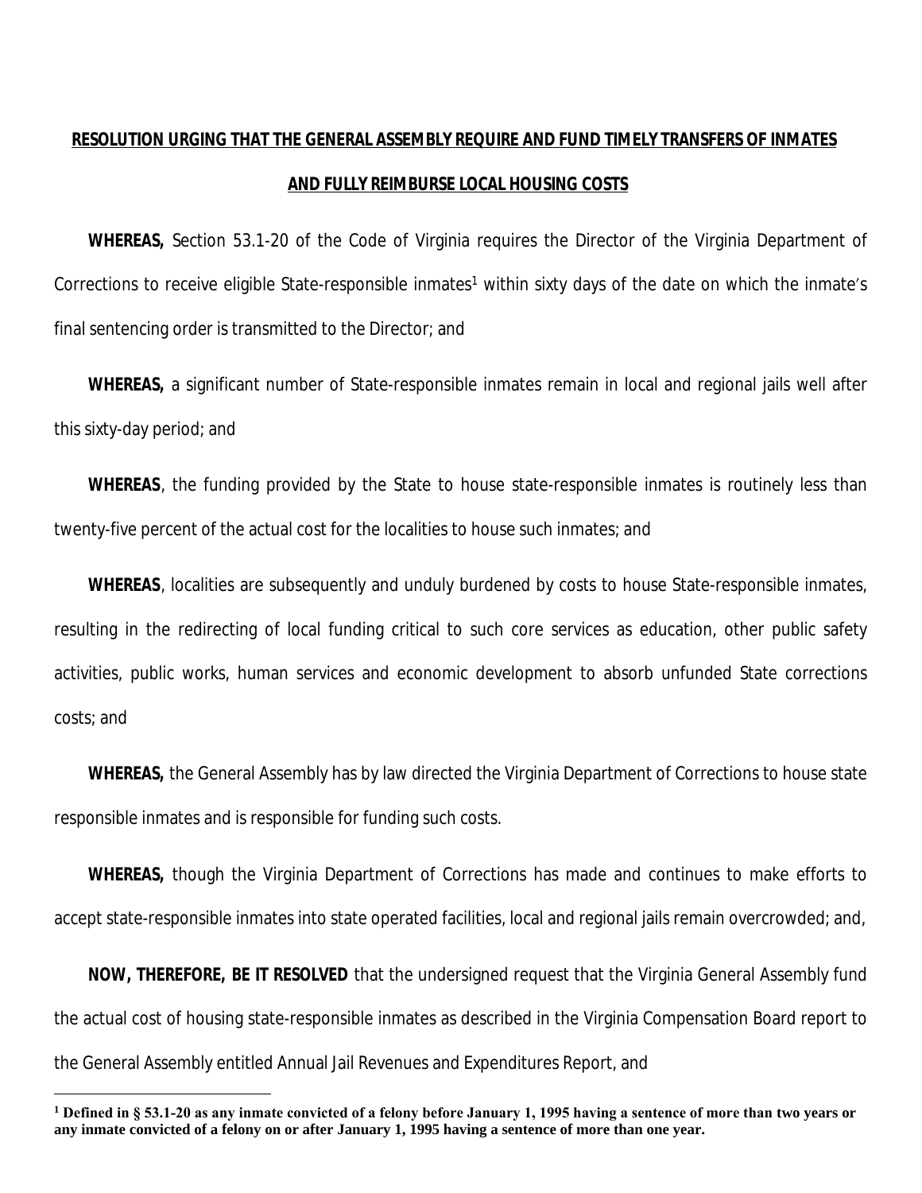**RESOLUTION URGING THAT THE GENERAL ASSEMBLY REQUIRE AND FUND TIMELY TRANSFERS OF INMATES AND FULLY REIMBURSE LOCAL HOUSING COSTS**

**WHEREAS,** Section 53.1-20 of the Code of Virginia requires the Director of the Virginia Department of Corrections to receive eligible State-responsible inmates[1] within sixty days of the date on which the inmate's final sentencing order is transmitted to the Director; and

**WHEREAS,** a significant number of State-responsible inmates remain in local and regional jails well after this sixty-day period; and

**WHEREAS**, the funding provided by the State to house state-responsible inmates is routinely less than twenty-five percent of the actual cost for the localities to house such inmates; and

**WHEREAS**, localities are subsequently and unduly burdened by costs to house State-responsible inmates, resulting in the redirecting of local funding critical to such core services as education, other public safety activities, public works, human services and economic development to absorb unfunded State corrections costs; and

**WHEREAS,** the General Assembly has by law directed the Virginia Department of Corrections to house state responsible inmates and is responsible for funding such costs.

**WHEREAS,** though the Virginia Department of Corrections has made and continues to make efforts to accept state-responsible inmates into state operated facilities, local and regional jails remain overcrowded; and,

**NOW, THEREFORE, BE IT RESOLVED** that the undersigned request that the Virginia General Assembly fund the actual cost of housing state-responsible inmates as described in the Virginia Compensation Board report to the General Assembly entitled Annual Jail Revenues and Expenditures Report, and

---

**[1] Defined in § 53.1-20 as any inmate convicted of a felony before January 1, 1995 having a sentence of more than two years or any inmate convicted of a felony on or after January 1, 1995 having a sentence of more than one year.**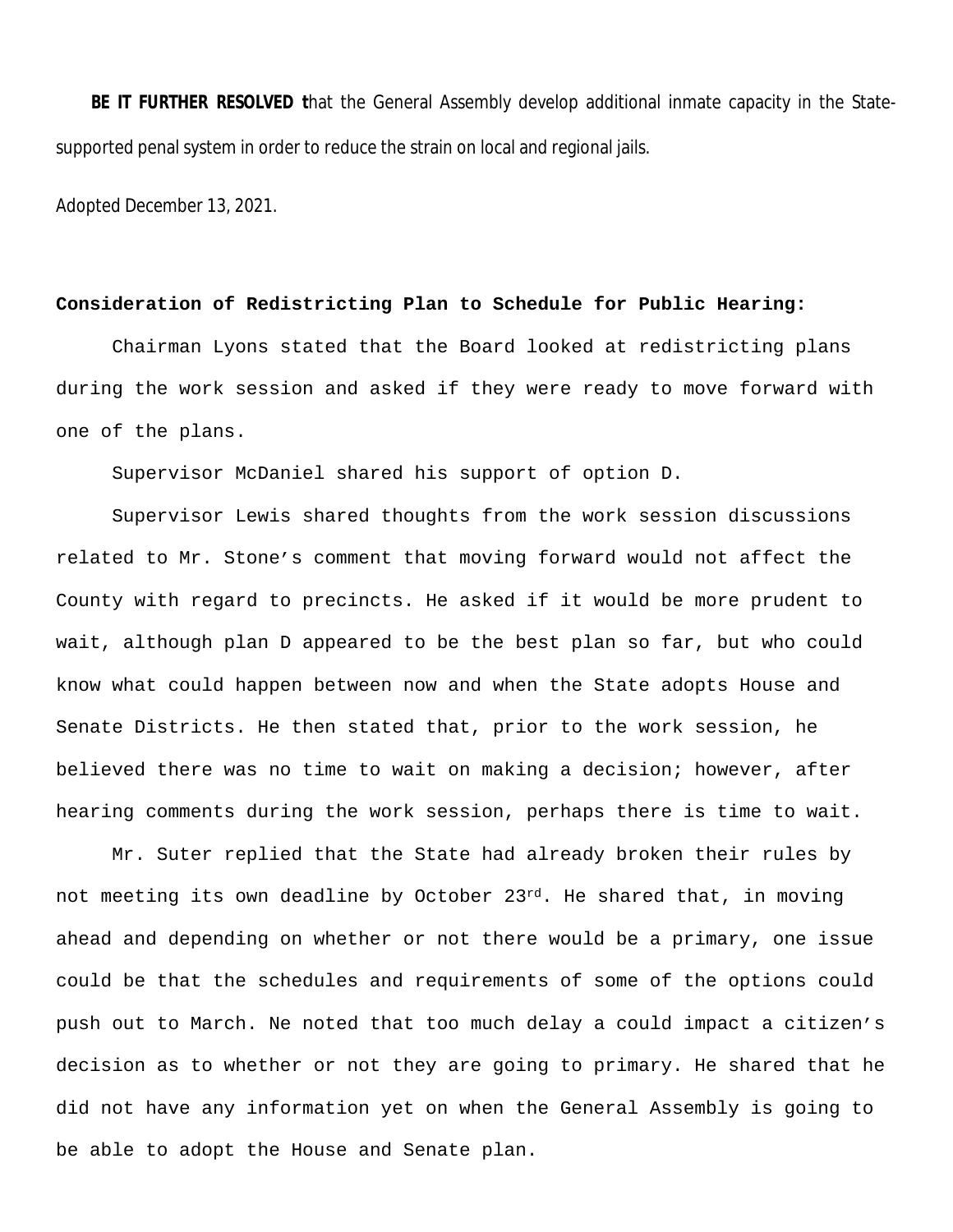**BE IT FURTHER RESOLVED t**hat the General Assembly develop additional inmate capacity in the State-supported penal system in order to reduce the strain on local and regional jails.

Adopted December 13, 2021.

**Consideration of Redistricting Plan to Schedule for Public Hearing:**

Chairman Lyons stated that the Board looked at redistricting plans during the work session and asked if they were ready to move forward with one of the plans.

Supervisor McDaniel shared his support of option D.

Supervisor Lewis shared thoughts from the work session discussions related to Mr. Stone's comment that moving forward would not affect the County with regard to precincts. He asked if it would be more prudent to wait, although plan D appeared to be the best plan so far, but who could know what could happen between now and when the State adopts House and Senate Districts. He then stated that, prior to the work session, he believed there was no time to wait on making a decision; however, after hearing comments during the work session, perhaps there is time to wait.

Mr. Suter replied that the State had already broken their rules by not meeting its own deadline by October 23rd. He shared that, in moving ahead and depending on whether or not there would be a primary, one issue could be that the schedules and requirements of some of the options could push out to March. Ne noted that too much delay a could impact a citizen's decision as to whether or not they are going to primary. He shared that he did not have any information yet on when the General Assembly is going to be able to adopt the House and Senate plan.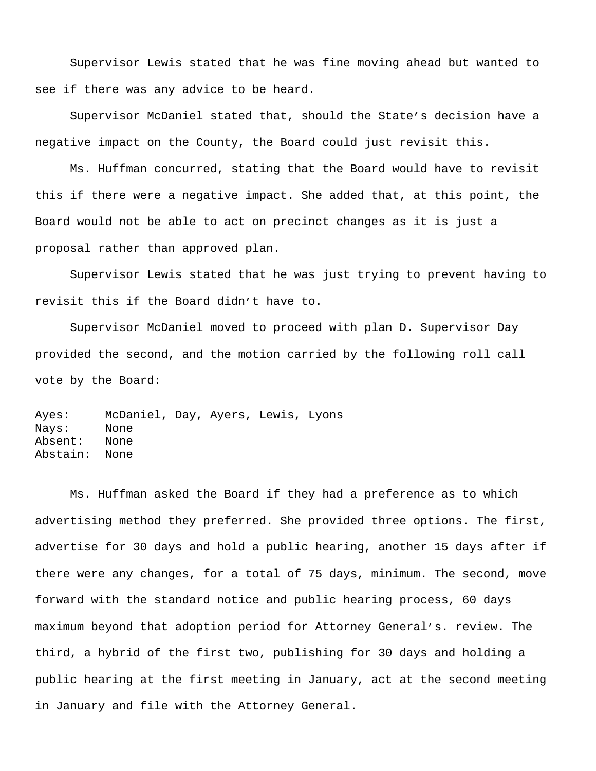Supervisor Lewis stated that he was fine moving ahead but wanted to see if there was any advice to be heard.

Supervisor McDaniel stated that, should the State's decision have a negative impact on the County, the Board could just revisit this.

Ms. Huffman concurred, stating that the Board would have to revisit this if there were a negative impact. She added that, at this point, the Board would not be able to act on precinct changes as it is just a proposal rather than approved plan.

Supervisor Lewis stated that he was just trying to prevent having to revisit this if the Board didn't have to.

Supervisor McDaniel moved to proceed with plan D. Supervisor Day provided the second, and the motion carried by the following roll call vote by the Board:

```
Ayes:     McDaniel, Day, Ayers, Lewis, Lyons
Nays:     None
Absent:   None
Abstain:  None
```

Ms. Huffman asked the Board if they had a preference as to which advertising method they preferred. She provided three options. The first, advertise for 30 days and hold a public hearing, another 15 days after if there were any changes, for a total of 75 days, minimum. The second, move forward with the standard notice and public hearing process, 60 days maximum beyond that adoption period for Attorney General's. review. The third, a hybrid of the first two, publishing for 30 days and holding a public hearing at the first meeting in January, act at the second meeting in January and file with the Attorney General.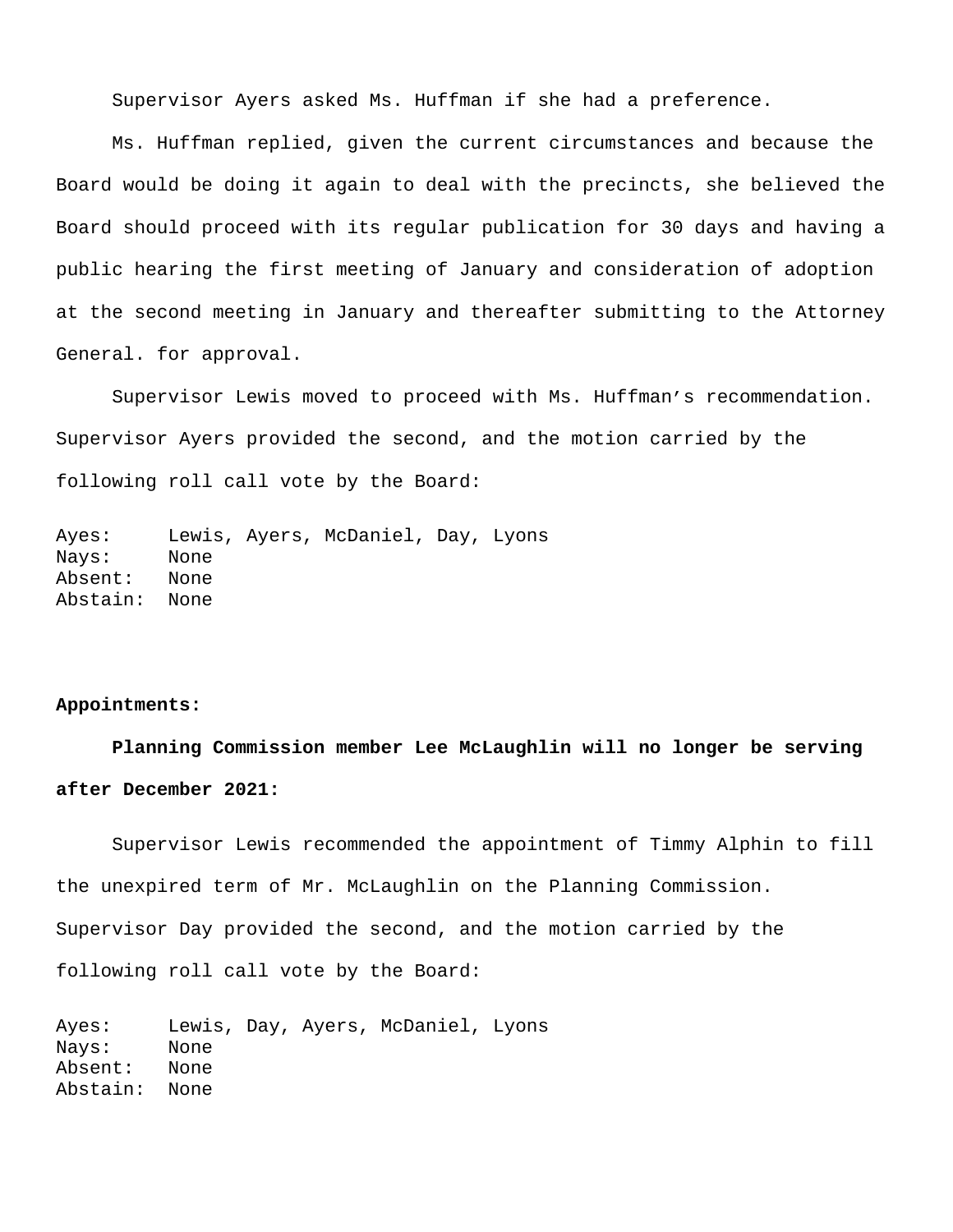Supervisor Ayers asked Ms. Huffman if she had a preference.

Ms. Huffman replied, given the current circumstances and because the Board would be doing it again to deal with the precincts, she believed the Board should proceed with its regular publication for 30 days and having a public hearing the first meeting of January and consideration of adoption at the second meeting in January and thereafter submitting to the Attorney General. for approval.

Supervisor Lewis moved to proceed with Ms. Huffman's recommendation. Supervisor Ayers provided the second, and the motion carried by the following roll call vote by the Board:

Ayes: Lewis, Ayers, McDaniel, Day, Lyons
Nays: None
Absent: None
Abstain: None

**Appointments:**

**Planning Commission member Lee McLaughlin will no longer be serving after December 2021:**

Supervisor Lewis recommended the appointment of Timmy Alphin to fill the unexpired term of Mr. McLaughlin on the Planning Commission. Supervisor Day provided the second, and the motion carried by the following roll call vote by the Board:

Ayes: Lewis, Day, Ayers, McDaniel, Lyons
Nays: None
Absent: None
Abstain: None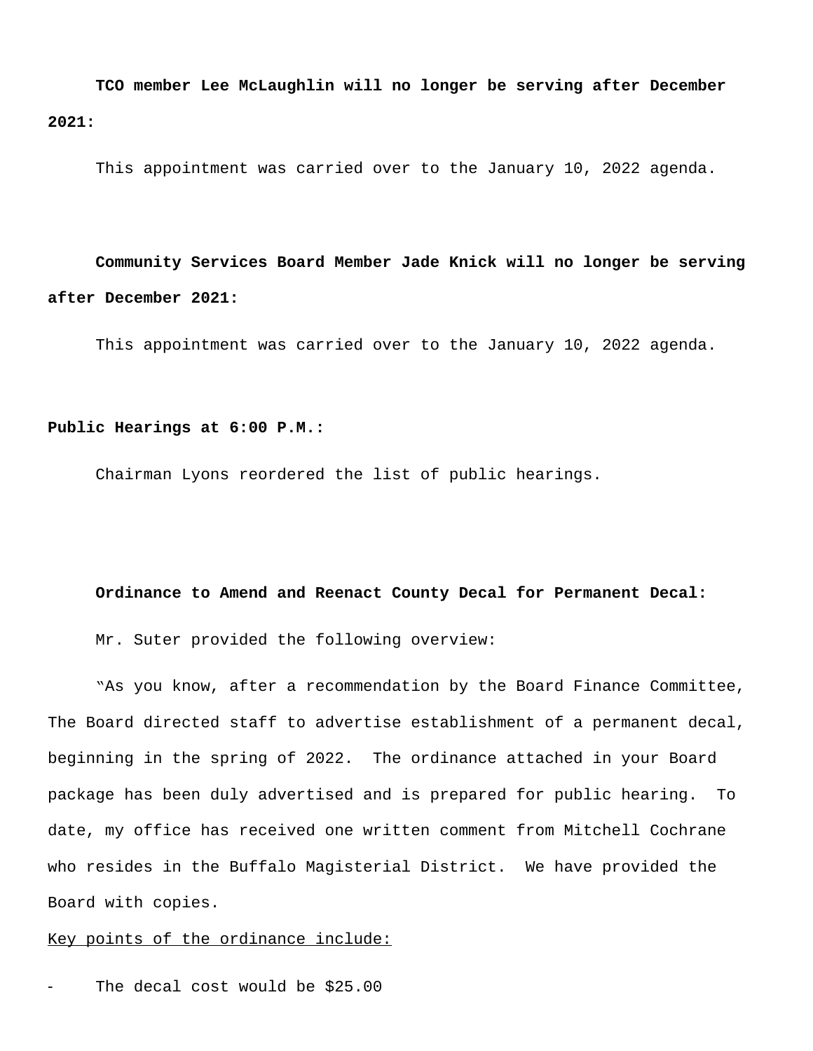**TCO member Lee McLaughlin will no longer be serving after December 2021:**

This appointment was carried over to the January 10, 2022 agenda.

**Community Services Board Member Jade Knick will no longer be serving after December 2021:**

This appointment was carried over to the January 10, 2022 agenda.

**Public Hearings at 6:00 P.M.:**

Chairman Lyons reordered the list of public hearings.

**Ordinance to Amend and Reenact County Decal for Permanent Decal:**

Mr. Suter provided the following overview:

"As you know, after a recommendation by the Board Finance Committee, The Board directed staff to advertise establishment of a permanent decal, beginning in the spring of 2022. The ordinance attached in your Board package has been duly advertised and is prepared for public hearing. To date, my office has received one written comment from Mitchell Cochrane who resides in the Buffalo Magisterial District. We have provided the Board with copies.

Key points of the ordinance include:

- The decal cost would be $25.00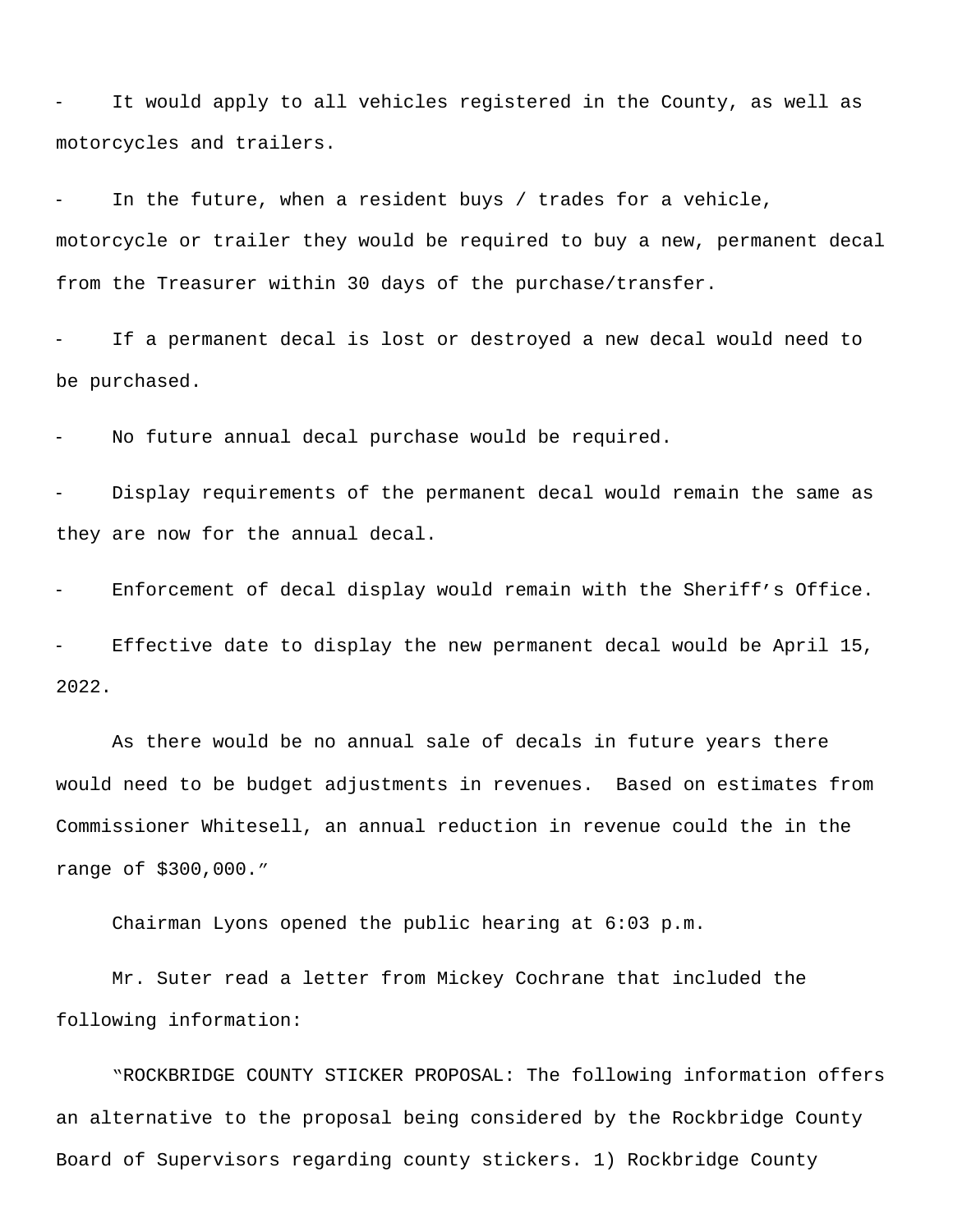- It would apply to all vehicles registered in the County, as well as motorcycles and trailers.
- In the future, when a resident buys / trades for a vehicle, motorcycle or trailer they would be required to buy a new, permanent decal from the Treasurer within 30 days of the purchase/transfer.
- If a permanent decal is lost or destroyed a new decal would need to be purchased.
- No future annual decal purchase would be required.
- Display requirements of the permanent decal would remain the same as they are now for the annual decal.
- Enforcement of decal display would remain with the Sheriff's Office.
- Effective date to display the new permanent decal would be April 15, 2022.

As there would be no annual sale of decals in future years there would need to be budget adjustments in revenues. Based on estimates from Commissioner Whitesell, an annual reduction in revenue could the in the range of $300,000."

Chairman Lyons opened the public hearing at 6:03 p.m.

Mr. Suter read a letter from Mickey Cochrane that included the following information:

"ROCKBRIDGE COUNTY STICKER PROPOSAL: The following information offers an alternative to the proposal being considered by the Rockbridge County Board of Supervisors regarding county stickers. 1) Rockbridge County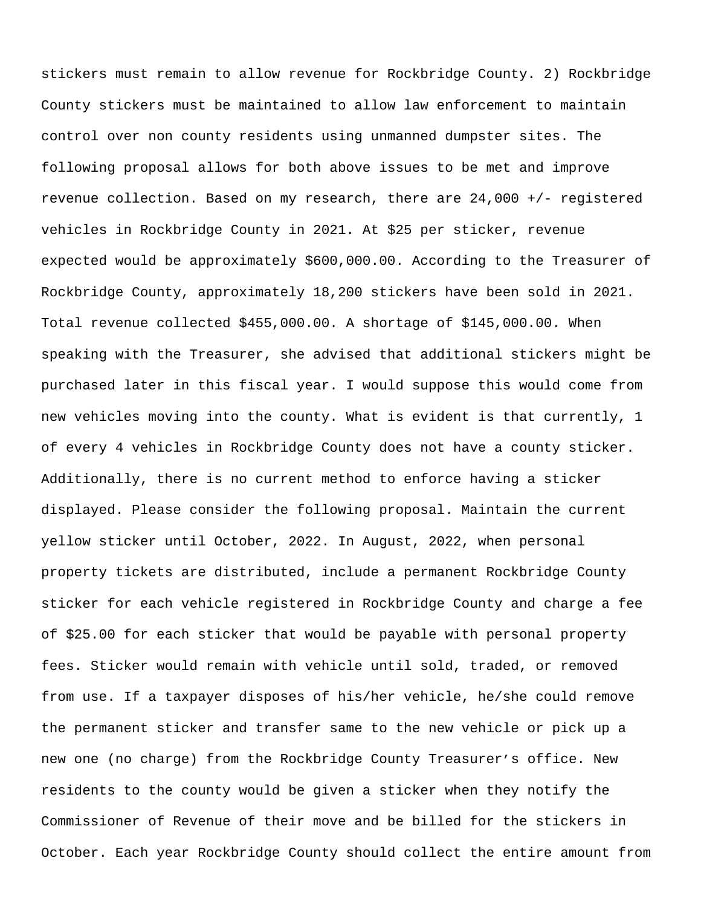stickers must remain to allow revenue for Rockbridge County. 2) Rockbridge County stickers must be maintained to allow law enforcement to maintain control over non county residents using unmanned dumpster sites. The following proposal allows for both above issues to be met and improve revenue collection. Based on my research, there are 24,000 +/- registered vehicles in Rockbridge County in 2021. At $25 per sticker, revenue expected would be approximately $600,000.00. According to the Treasurer of Rockbridge County, approximately 18,200 stickers have been sold in 2021. Total revenue collected $455,000.00. A shortage of $145,000.00. When speaking with the Treasurer, she advised that additional stickers might be purchased later in this fiscal year. I would suppose this would come from new vehicles moving into the county. What is evident is that currently, 1 of every 4 vehicles in Rockbridge County does not have a county sticker. Additionally, there is no current method to enforce having a sticker displayed. Please consider the following proposal. Maintain the current yellow sticker until October, 2022. In August, 2022, when personal property tickets are distributed, include a permanent Rockbridge County sticker for each vehicle registered in Rockbridge County and charge a fee of $25.00 for each sticker that would be payable with personal property fees. Sticker would remain with vehicle until sold, traded, or removed from use. If a taxpayer disposes of his/her vehicle, he/she could remove the permanent sticker and transfer same to the new vehicle or pick up a new one (no charge) from the Rockbridge County Treasurer's office. New residents to the county would be given a sticker when they notify the Commissioner of Revenue of their move and be billed for the stickers in October. Each year Rockbridge County should collect the entire amount from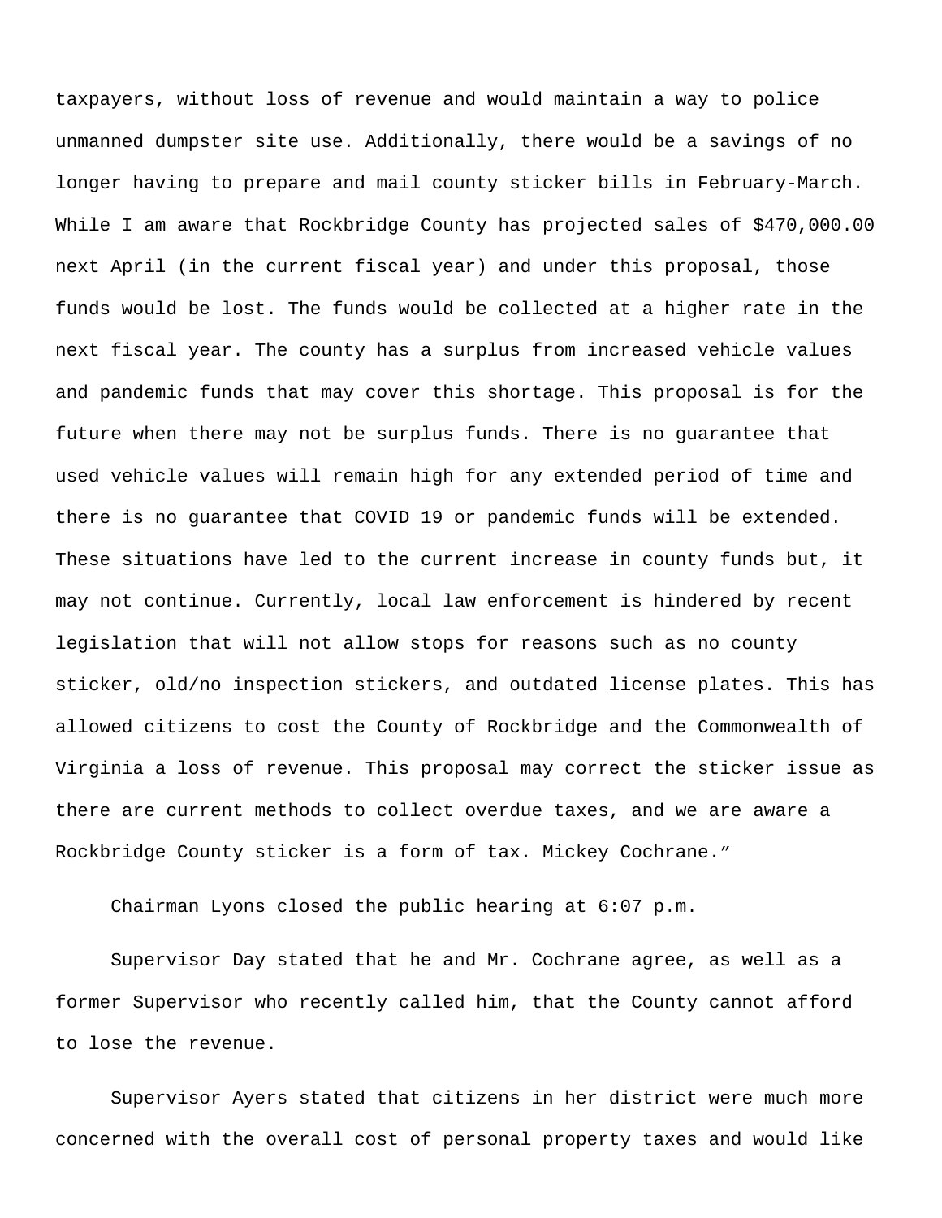taxpayers, without loss of revenue and would maintain a way to police unmanned dumpster site use. Additionally, there would be a savings of no longer having to prepare and mail county sticker bills in February-March. While I am aware that Rockbridge County has projected sales of $470,000.00 next April (in the current fiscal year) and under this proposal, those funds would be lost. The funds would be collected at a higher rate in the next fiscal year. The county has a surplus from increased vehicle values and pandemic funds that may cover this shortage. This proposal is for the future when there may not be surplus funds. There is no guarantee that used vehicle values will remain high for any extended period of time and there is no guarantee that COVID 19 or pandemic funds will be extended. These situations have led to the current increase in county funds but, it may not continue. Currently, local law enforcement is hindered by recent legislation that will not allow stops for reasons such as no county sticker, old/no inspection stickers, and outdated license plates. This has allowed citizens to cost the County of Rockbridge and the Commonwealth of Virginia a loss of revenue. This proposal may correct the sticker issue as there are current methods to collect overdue taxes, and we are aware a Rockbridge County sticker is a form of tax. Mickey Cochrane."

Chairman Lyons closed the public hearing at 6:07 p.m.

Supervisor Day stated that he and Mr. Cochrane agree, as well as a former Supervisor who recently called him, that the County cannot afford to lose the revenue.

Supervisor Ayers stated that citizens in her district were much more concerned with the overall cost of personal property taxes and would like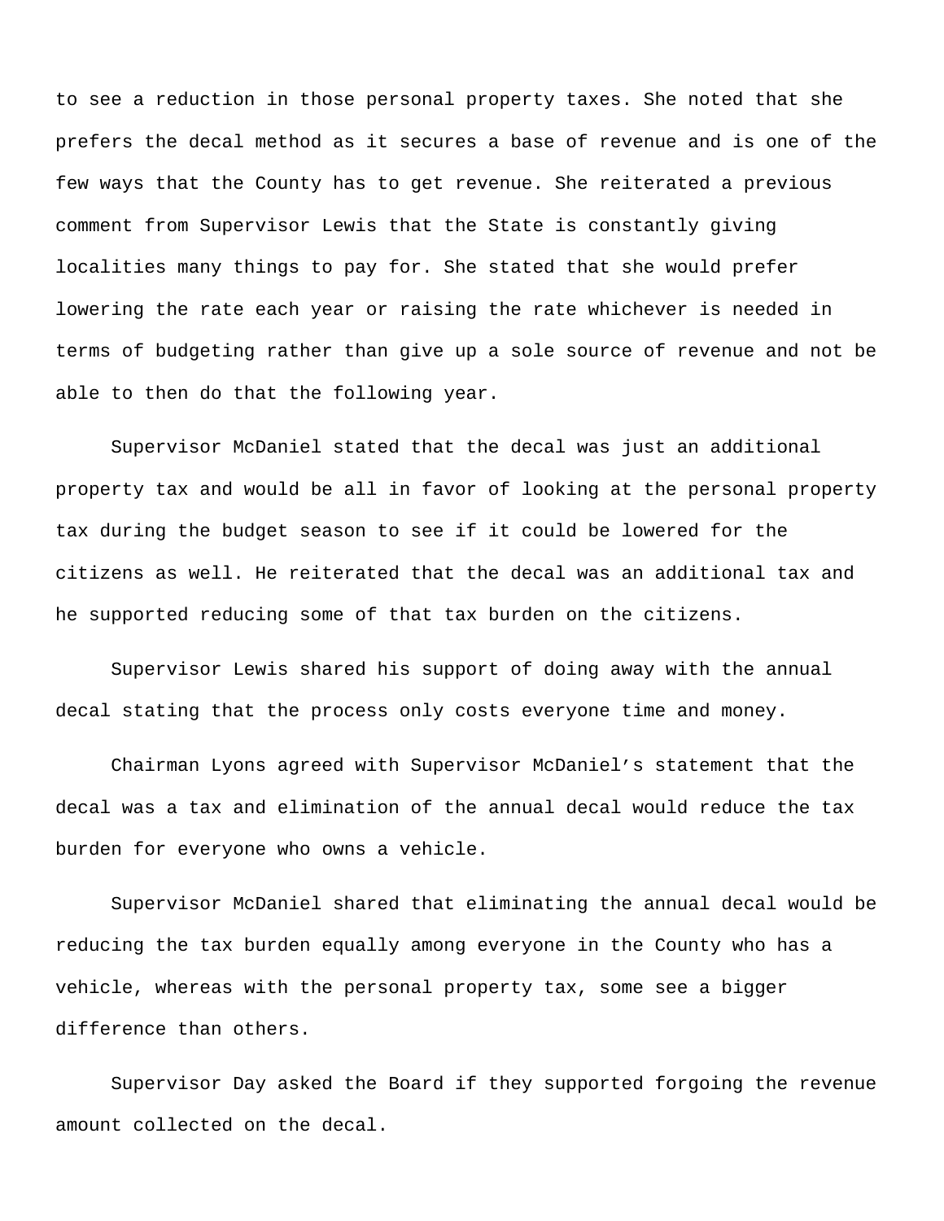to see a reduction in those personal property taxes. She noted that she prefers the decal method as it secures a base of revenue and is one of the few ways that the County has to get revenue. She reiterated a previous comment from Supervisor Lewis that the State is constantly giving localities many things to pay for. She stated that she would prefer lowering the rate each year or raising the rate whichever is needed in terms of budgeting rather than give up a sole source of revenue and not be able to then do that the following year.

Supervisor McDaniel stated that the decal was just an additional property tax and would be all in favor of looking at the personal property tax during the budget season to see if it could be lowered for the citizens as well. He reiterated that the decal was an additional tax and he supported reducing some of that tax burden on the citizens.

Supervisor Lewis shared his support of doing away with the annual decal stating that the process only costs everyone time and money.

Chairman Lyons agreed with Supervisor McDaniel’s statement that the decal was a tax and elimination of the annual decal would reduce the tax burden for everyone who owns a vehicle.

Supervisor McDaniel shared that eliminating the annual decal would be reducing the tax burden equally among everyone in the County who has a vehicle, whereas with the personal property tax, some see a bigger difference than others.

Supervisor Day asked the Board if they supported forgoing the revenue amount collected on the decal.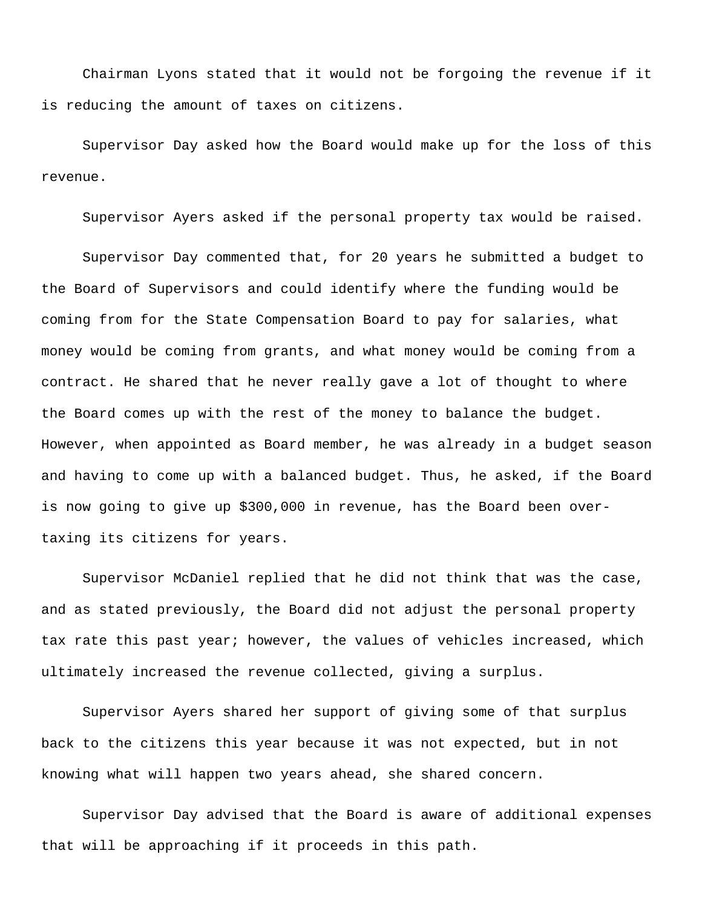Chairman Lyons stated that it would not be forgoing the revenue if it is reducing the amount of taxes on citizens.

Supervisor Day asked how the Board would make up for the loss of this revenue.

Supervisor Ayers asked if the personal property tax would be raised.

Supervisor Day commented that, for 20 years he submitted a budget to the Board of Supervisors and could identify where the funding would be coming from for the State Compensation Board to pay for salaries, what money would be coming from grants, and what money would be coming from a contract. He shared that he never really gave a lot of thought to where the Board comes up with the rest of the money to balance the budget. However, when appointed as Board member, he was already in a budget season and having to come up with a balanced budget. Thus, he asked, if the Board is now going to give up $300,000 in revenue, has the Board been over-taxing its citizens for years.

Supervisor McDaniel replied that he did not think that was the case, and as stated previously, the Board did not adjust the personal property tax rate this past year; however, the values of vehicles increased, which ultimately increased the revenue collected, giving a surplus.

Supervisor Ayers shared her support of giving some of that surplus back to the citizens this year because it was not expected, but in not knowing what will happen two years ahead, she shared concern.

Supervisor Day advised that the Board is aware of additional expenses that will be approaching if it proceeds in this path.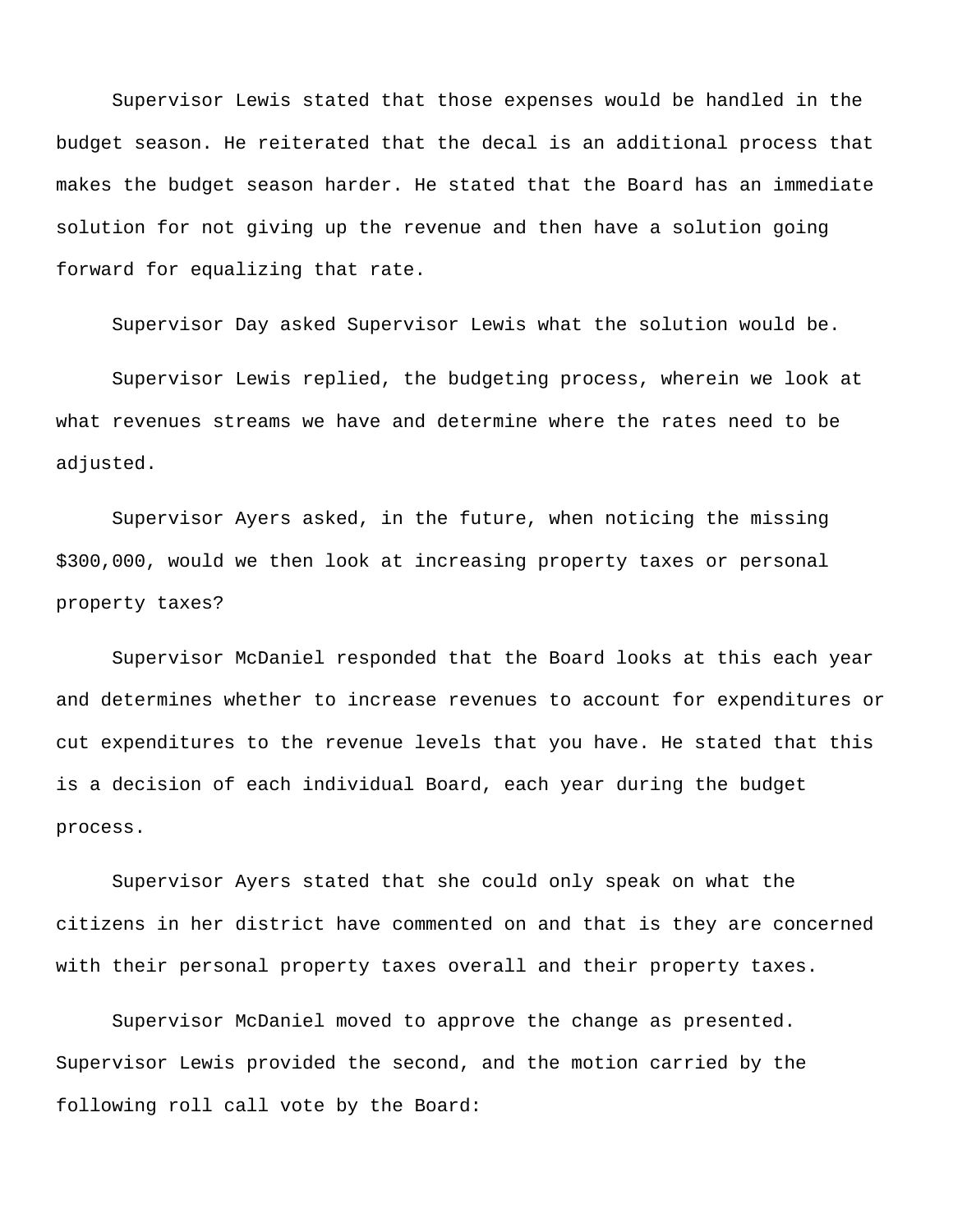Supervisor Lewis stated that those expenses would be handled in the budget season. He reiterated that the decal is an additional process that makes the budget season harder. He stated that the Board has an immediate solution for not giving up the revenue and then have a solution going forward for equalizing that rate.

Supervisor Day asked Supervisor Lewis what the solution would be.

Supervisor Lewis replied, the budgeting process, wherein we look at what revenues streams we have and determine where the rates need to be adjusted.

Supervisor Ayers asked, in the future, when noticing the missing $300,000, would we then look at increasing property taxes or personal property taxes?

Supervisor McDaniel responded that the Board looks at this each year and determines whether to increase revenues to account for expenditures or cut expenditures to the revenue levels that you have. He stated that this is a decision of each individual Board, each year during the budget process.

Supervisor Ayers stated that she could only speak on what the citizens in her district have commented on and that is they are concerned with their personal property taxes overall and their property taxes.

Supervisor McDaniel moved to approve the change as presented. Supervisor Lewis provided the second, and the motion carried by the following roll call vote by the Board: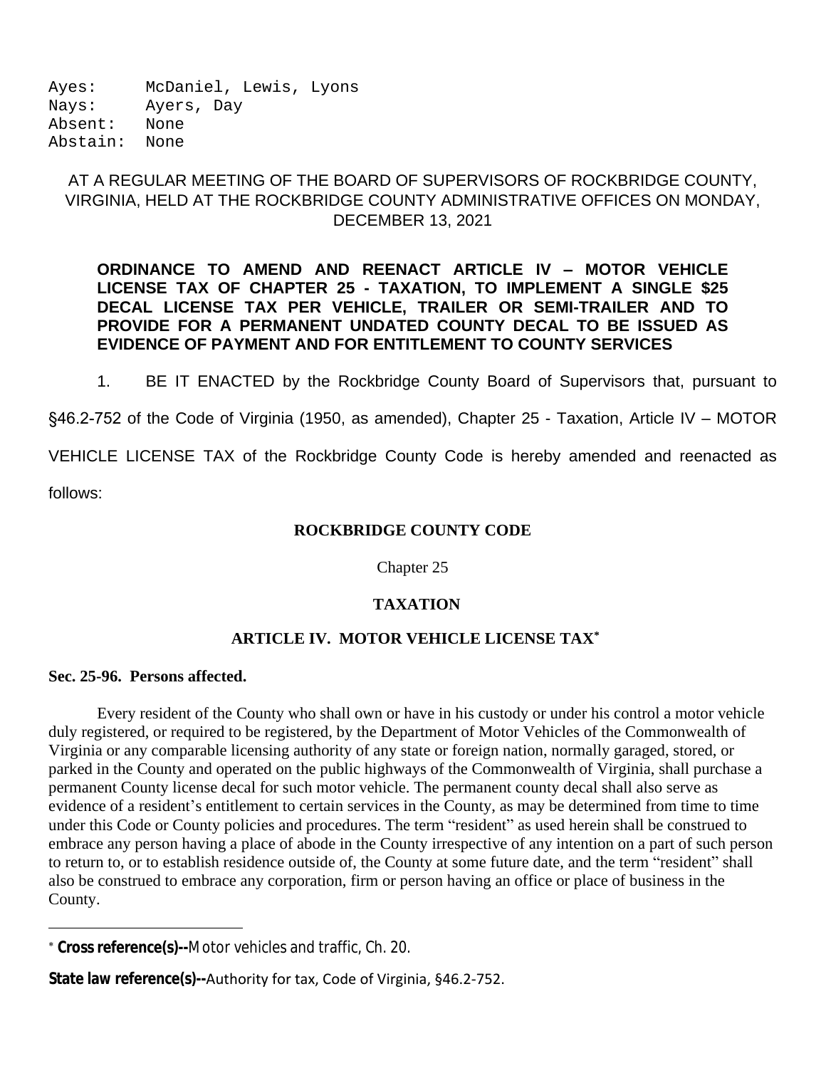```
Ayes:     McDaniel, Lewis, Lyons
Nays:     Ayers, Day
Absent:   None
Abstain:  None
```

AT A REGULAR MEETING OF THE BOARD OF SUPERVISORS OF ROCKBRIDGE COUNTY, VIRGINIA, HELD AT THE ROCKBRIDGE COUNTY ADMINISTRATIVE OFFICES ON MONDAY, DECEMBER 13, 2021

**ORDINANCE TO AMEND AND REENACT ARTICLE IV – MOTOR VEHICLE LICENSE TAX OF CHAPTER 25 - TAXATION, TO IMPLEMENT A SINGLE $25 DECAL LICENSE TAX PER VEHICLE, TRAILER OR SEMI-TRAILER AND TO PROVIDE FOR A PERMANENT UNDATED COUNTY DECAL TO BE ISSUED AS EVIDENCE OF PAYMENT AND FOR ENTITLEMENT TO COUNTY SERVICES**

1. BE IT ENACTED by the Rockbridge County Board of Supervisors that, pursuant to §46.2-752 of the Code of Virginia (1950, as amended), Chapter 25 - Taxation, Article IV – MOTOR VEHICLE LICENSE TAX of the Rockbridge County Code is hereby amended and reenacted as follows:

**ROCKBRIDGE COUNTY CODE**

Chapter 25

**TAXATION**

**ARTICLE IV. MOTOR VEHICLE LICENSE TAX***

**Sec. 25-96. Persons affected.**

Every resident of the County who shall own or have in his custody or under his control a motor vehicle duly registered, or required to be registered, by the Department of Motor Vehicles of the Commonwealth of Virginia or any comparable licensing authority of any state or foreign nation, normally garaged, stored, or parked in the County and operated on the public highways of the Commonwealth of Virginia, shall purchase a permanent County license decal for such motor vehicle. The permanent county decal shall also serve as evidence of a resident's entitlement to certain services in the County, as may be determined from time to time under this Code or County policies and procedures. The term "resident" as used herein shall be construed to embrace any person having a place of abode in the County irrespective of any intention on a part of such person to return to, or to establish residence outside of, the County at some future date, and the term "resident" shall also be construed to embrace any corporation, firm or person having an office or place of business in the County.

---

* **Cross reference(s)--**Motor vehicles and traffic, Ch. 20.

**State law reference(s)--**Authority for tax, Code of Virginia, §46.2-752.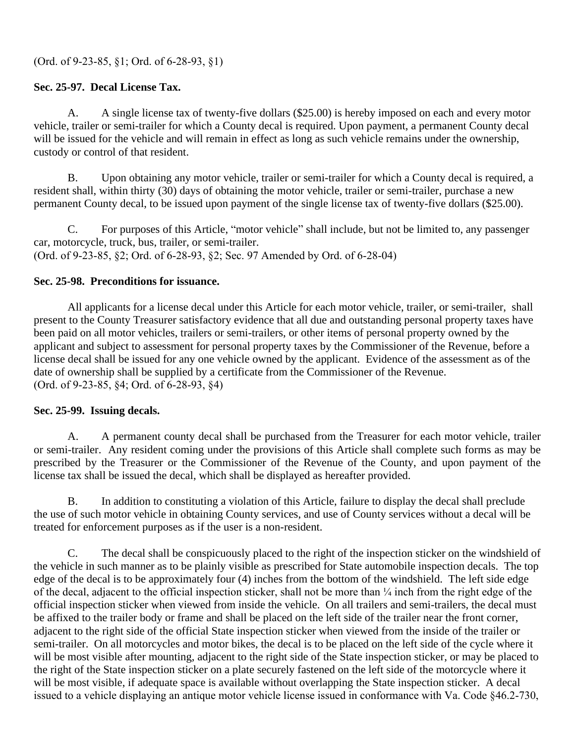(Ord. of 9-23-85, §1; Ord. of 6-28-93, §1)

**Sec. 25-97. Decal License Tax.**

A. A single license tax of twenty-five dollars ($25.00) is hereby imposed on each and every motor vehicle, trailer or semi-trailer for which a County decal is required. Upon payment, a permanent County decal will be issued for the vehicle and will remain in effect as long as such vehicle remains under the ownership, custody or control of that resident.

B. Upon obtaining any motor vehicle, trailer or semi-trailer for which a County decal is required, a resident shall, within thirty (30) days of obtaining the motor vehicle, trailer or semi-trailer, purchase a new permanent County decal, to be issued upon payment of the single license tax of twenty-five dollars ($25.00).

C. For purposes of this Article, "motor vehicle" shall include, but not be limited to, any passenger car, motorcycle, truck, bus, trailer, or semi-trailer.
(Ord. of 9-23-85, §2; Ord. of 6-28-93, §2; Sec. 97 Amended by Ord. of 6-28-04)

**Sec. 25-98. Preconditions for issuance.**

All applicants for a license decal under this Article for each motor vehicle, trailer, or semi-trailer, shall present to the County Treasurer satisfactory evidence that all due and outstanding personal property taxes have been paid on all motor vehicles, trailers or semi-trailers, or other items of personal property owned by the applicant and subject to assessment for personal property taxes by the Commissioner of the Revenue, before a license decal shall be issued for any one vehicle owned by the applicant. Evidence of the assessment as of the date of ownership shall be supplied by a certificate from the Commissioner of the Revenue.
(Ord. of 9-23-85, §4; Ord. of 6-28-93, §4)

**Sec. 25-99. Issuing decals.**

A. A permanent county decal shall be purchased from the Treasurer for each motor vehicle, trailer or semi-trailer. Any resident coming under the provisions of this Article shall complete such forms as may be prescribed by the Treasurer or the Commissioner of the Revenue of the County, and upon payment of the license tax shall be issued the decal, which shall be displayed as hereafter provided.

B. In addition to constituting a violation of this Article, failure to display the decal shall preclude the use of such motor vehicle in obtaining County services, and use of County services without a decal will be treated for enforcement purposes as if the user is a non-resident.

C. The decal shall be conspicuously placed to the right of the inspection sticker on the windshield of the vehicle in such manner as to be plainly visible as prescribed for State automobile inspection decals. The top edge of the decal is to be approximately four (4) inches from the bottom of the windshield. The left side edge of the decal, adjacent to the official inspection sticker, shall not be more than ¼ inch from the right edge of the official inspection sticker when viewed from inside the vehicle. On all trailers and semi-trailers, the decal must be affixed to the trailer body or frame and shall be placed on the left side of the trailer near the front corner, adjacent to the right side of the official State inspection sticker when viewed from the inside of the trailer or semi-trailer. On all motorcycles and motor bikes, the decal is to be placed on the left side of the cycle where it will be most visible after mounting, adjacent to the right side of the State inspection sticker, or may be placed to the right of the State inspection sticker on a plate securely fastened on the left side of the motorcycle where it will be most visible, if adequate space is available without overlapping the State inspection sticker. A decal issued to a vehicle displaying an antique motor vehicle license issued in conformance with Va. Code §46.2-730,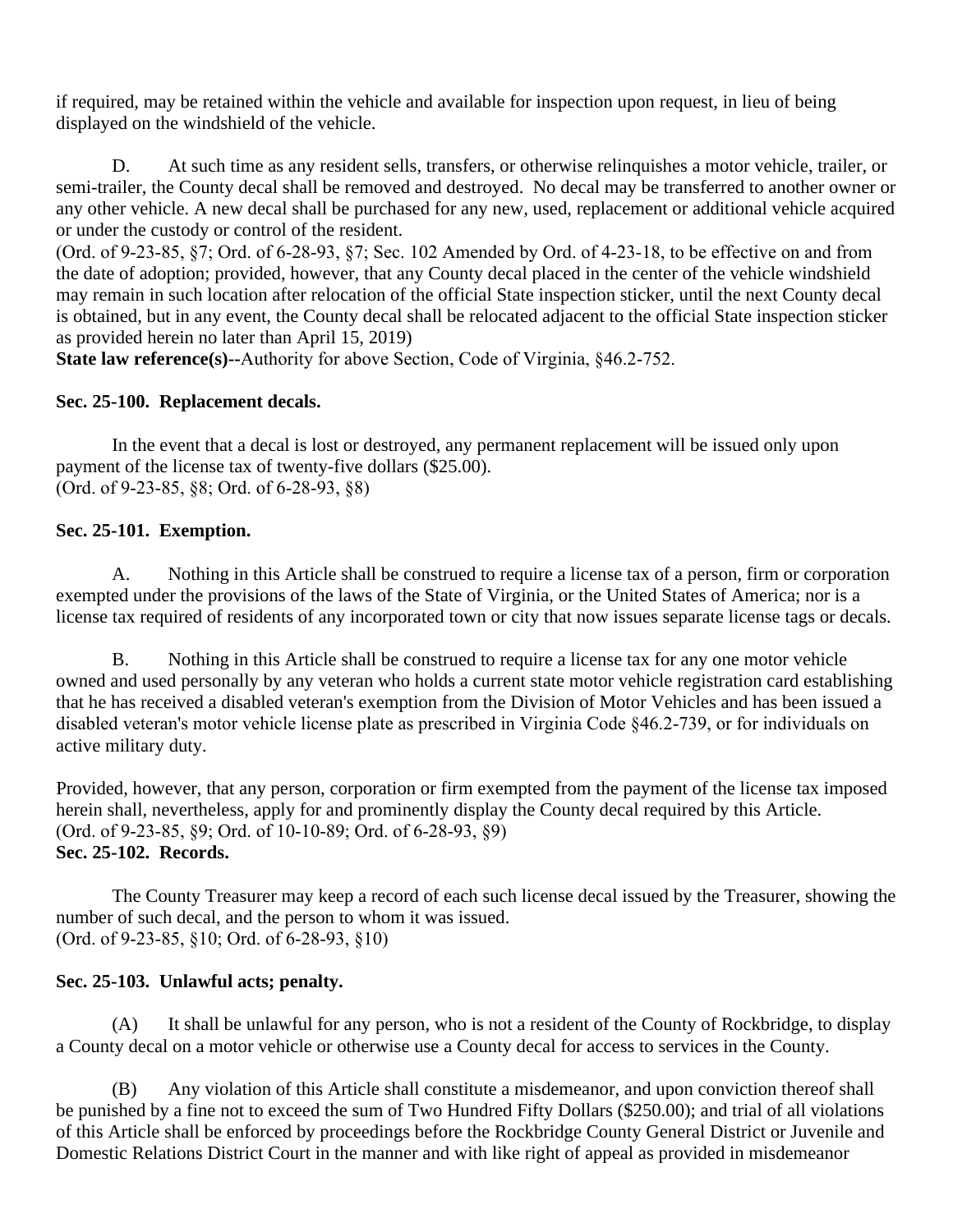if required, may be retained within the vehicle and available for inspection upon request, in lieu of being displayed on the windshield of the vehicle.

D. At such time as any resident sells, transfers, or otherwise relinquishes a motor vehicle, trailer, or semi-trailer, the County decal shall be removed and destroyed. No decal may be transferred to another owner or any other vehicle. A new decal shall be purchased for any new, used, replacement or additional vehicle acquired or under the custody or control of the resident.
(Ord. of 9-23-85, §7; Ord. of 6-28-93, §7; Sec. 102 Amended by Ord. of 4-23-18, to be effective on and from the date of adoption; provided, however, that any County decal placed in the center of the vehicle windshield may remain in such location after relocation of the official State inspection sticker, until the next County decal is obtained, but in any event, the County decal shall be relocated adjacent to the official State inspection sticker as provided herein no later than April 15, 2019)
**State law reference(s)--**Authority for above Section, Code of Virginia, §46.2-752.

**Sec. 25-100. Replacement decals.**

In the event that a decal is lost or destroyed, any permanent replacement will be issued only upon payment of the license tax of twenty-five dollars ($25.00).
(Ord. of 9-23-85, §8; Ord. of 6-28-93, §8)

**Sec. 25-101. Exemption.**

A. Nothing in this Article shall be construed to require a license tax of a person, firm or corporation exempted under the provisions of the laws of the State of Virginia, or the United States of America; nor is a license tax required of residents of any incorporated town or city that now issues separate license tags or decals.

B. Nothing in this Article shall be construed to require a license tax for any one motor vehicle owned and used personally by any veteran who holds a current state motor vehicle registration card establishing that he has received a disabled veteran's exemption from the Division of Motor Vehicles and has been issued a disabled veteran's motor vehicle license plate as prescribed in Virginia Code §46.2-739, or for individuals on active military duty.

Provided, however, that any person, corporation or firm exempted from the payment of the license tax imposed herein shall, nevertheless, apply for and prominently display the County decal required by this Article.
(Ord. of 9-23-85, §9; Ord. of 10-10-89; Ord. of 6-28-93, §9)

**Sec. 25-102. Records.**

The County Treasurer may keep a record of each such license decal issued by the Treasurer, showing the number of such decal, and the person to whom it was issued.
(Ord. of 9-23-85, §10; Ord. of 6-28-93, §10)

**Sec. 25-103. Unlawful acts; penalty.**

(A) It shall be unlawful for any person, who is not a resident of the County of Rockbridge, to display a County decal on a motor vehicle or otherwise use a County decal for access to services in the County.

(B) Any violation of this Article shall constitute a misdemeanor, and upon conviction thereof shall be punished by a fine not to exceed the sum of Two Hundred Fifty Dollars ($250.00); and trial of all violations of this Article shall be enforced by proceedings before the Rockbridge County General District or Juvenile and Domestic Relations District Court in the manner and with like right of appeal as provided in misdemeanor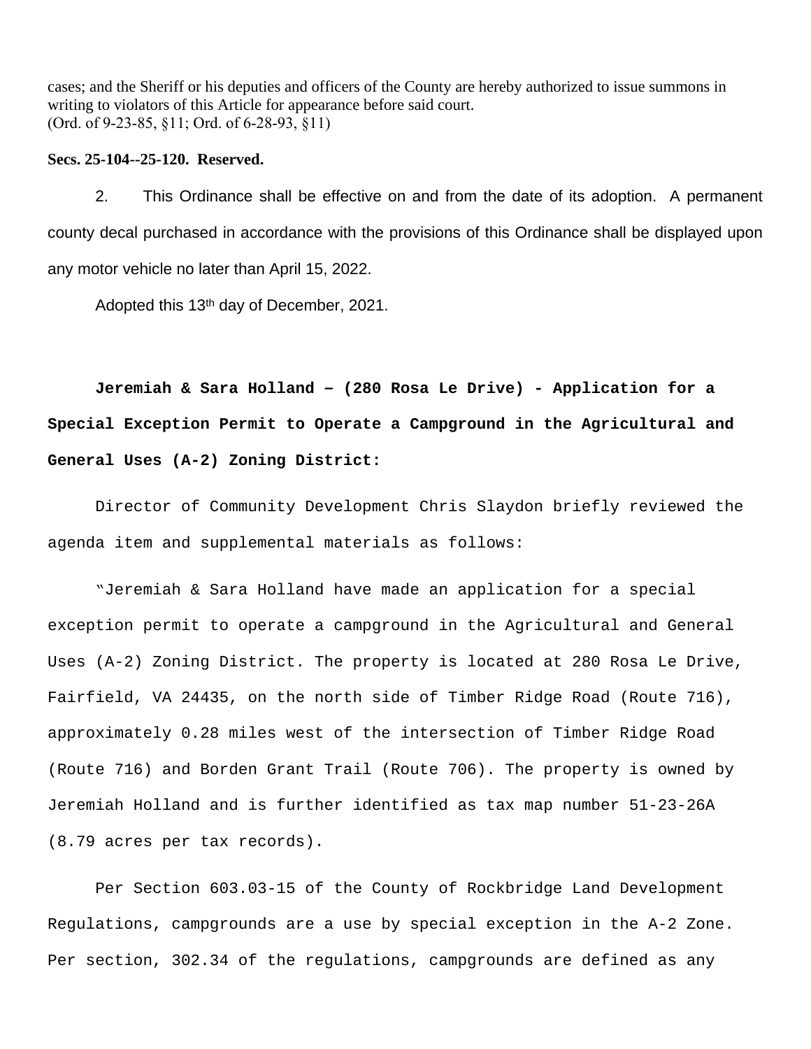cases; and the Sheriff or his deputies and officers of the County are hereby authorized to issue summons in writing to violators of this Article for appearance before said court.
(Ord. of 9-23-85, §11; Ord. of 6-28-93, §11)

**Secs. 25-104--25-120. Reserved.**

2. This Ordinance shall be effective on and from the date of its adoption. A permanent county decal purchased in accordance with the provisions of this Ordinance shall be displayed upon any motor vehicle no later than April 15, 2022.

Adopted this 13th day of December, 2021.

**Jeremiah & Sara Holland – (280 Rosa Le Drive) - Application for a Special Exception Permit to Operate a Campground in the Agricultural and General Uses (A-2) Zoning District:**

Director of Community Development Chris Slaydon briefly reviewed the agenda item and supplemental materials as follows:

"Jeremiah & Sara Holland have made an application for a special exception permit to operate a campground in the Agricultural and General Uses (A-2) Zoning District. The property is located at 280 Rosa Le Drive, Fairfield, VA 24435, on the north side of Timber Ridge Road (Route 716), approximately 0.28 miles west of the intersection of Timber Ridge Road (Route 716) and Borden Grant Trail (Route 706). The property is owned by Jeremiah Holland and is further identified as tax map number 51-23-26A (8.79 acres per tax records).

Per Section 603.03-15 of the County of Rockbridge Land Development Regulations, campgrounds are a use by special exception in the A-2 Zone. Per section, 302.34 of the regulations, campgrounds are defined as any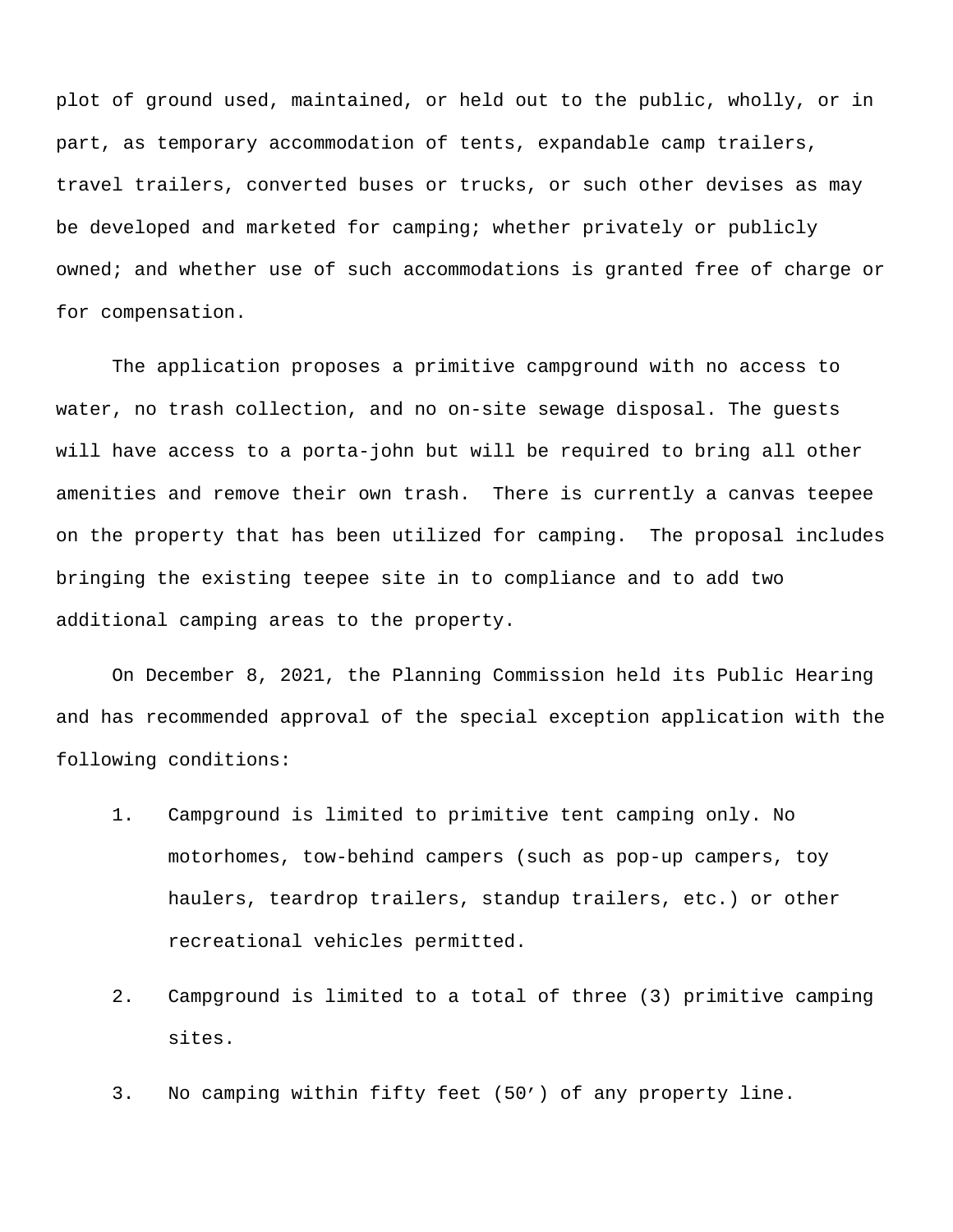plot of ground used, maintained, or held out to the public, wholly, or in part, as temporary accommodation of tents, expandable camp trailers, travel trailers, converted buses or trucks, or such other devises as may be developed and marketed for camping; whether privately or publicly owned; and whether use of such accommodations is granted free of charge or for compensation.

The application proposes a primitive campground with no access to water, no trash collection, and no on-site sewage disposal. The guests will have access to a porta-john but will be required to bring all other amenities and remove their own trash. There is currently a canvas teepee on the property that has been utilized for camping. The proposal includes bringing the existing teepee site in to compliance and to add two additional camping areas to the property.

On December 8, 2021, the Planning Commission held its Public Hearing and has recommended approval of the special exception application with the following conditions:

1. Campground is limited to primitive tent camping only. No motorhomes, tow-behind campers (such as pop-up campers, toy haulers, teardrop trailers, standup trailers, etc.) or other recreational vehicles permitted.
2. Campground is limited to a total of three (3) primitive camping sites.
3. No camping within fifty feet (50’) of any property line.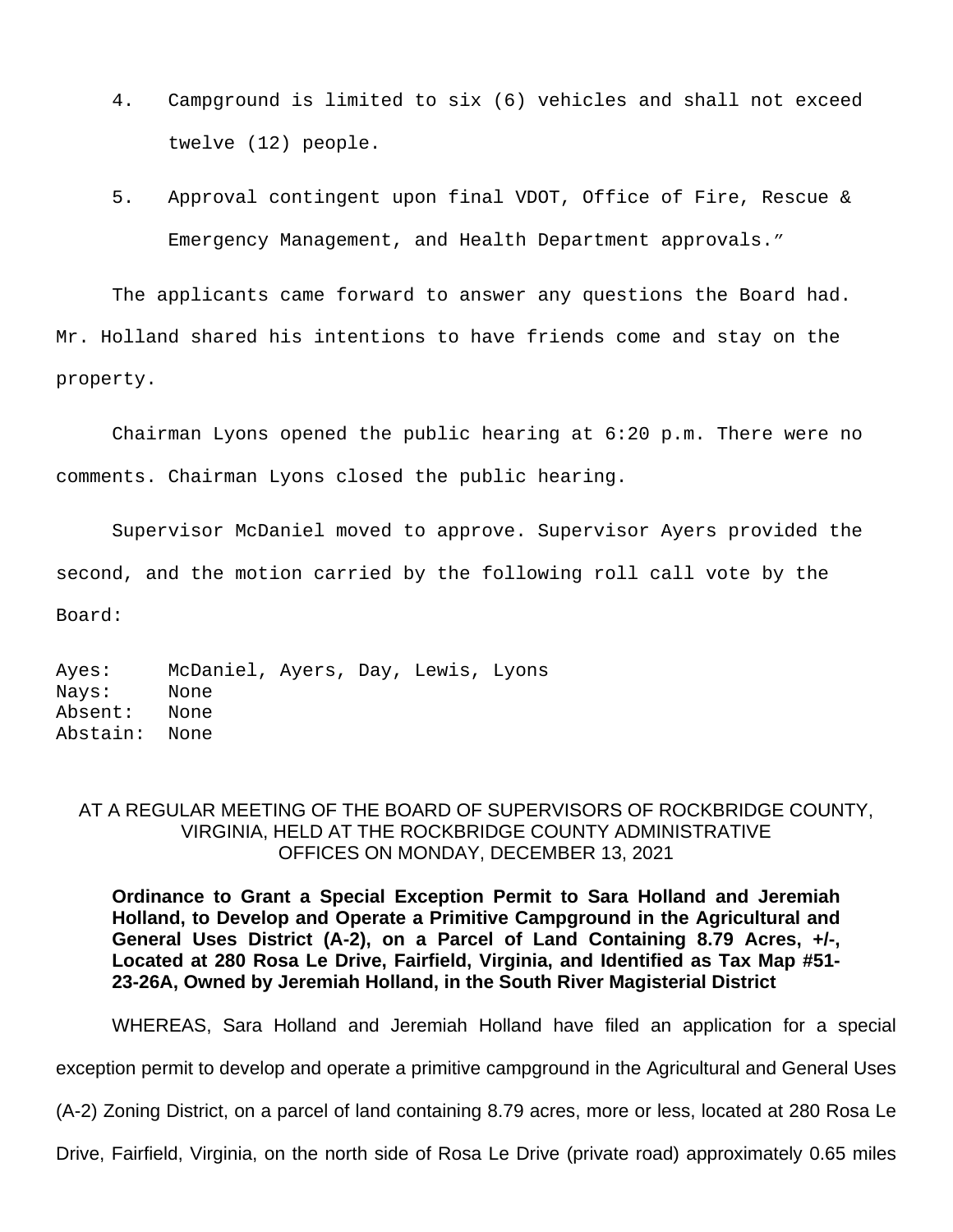4. Campground is limited to six (6) vehicles and shall not exceed twelve (12) people.

5. Approval contingent upon final VDOT, Office of Fire, Rescue & Emergency Management, and Health Department approvals."

The applicants came forward to answer any questions the Board had. Mr. Holland shared his intentions to have friends come and stay on the property.

Chairman Lyons opened the public hearing at 6:20 p.m. There were no comments. Chairman Lyons closed the public hearing.

Supervisor McDaniel moved to approve. Supervisor Ayers provided the second, and the motion carried by the following roll call vote by the Board:

Ayes: McDaniel, Ayers, Day, Lewis, Lyons
Nays: None
Absent: None
Abstain: None

AT A REGULAR MEETING OF THE BOARD OF SUPERVISORS OF ROCKBRIDGE COUNTY, VIRGINIA, HELD AT THE ROCKBRIDGE COUNTY ADMINISTRATIVE OFFICES ON MONDAY, DECEMBER 13, 2021

**Ordinance to Grant a Special Exception Permit to Sara Holland and Jeremiah Holland, to Develop and Operate a Primitive Campground in the Agricultural and General Uses District (A-2), on a Parcel of Land Containing 8.79 Acres, +/-, Located at 280 Rosa Le Drive, Fairfield, Virginia, and Identified as Tax Map #51-23-26A, Owned by Jeremiah Holland, in the South River Magisterial District**

WHEREAS, Sara Holland and Jeremiah Holland have filed an application for a special exception permit to develop and operate a primitive campground in the Agricultural and General Uses (A-2) Zoning District, on a parcel of land containing 8.79 acres, more or less, located at 280 Rosa Le Drive, Fairfield, Virginia, on the north side of Rosa Le Drive (private road) approximately 0.65 miles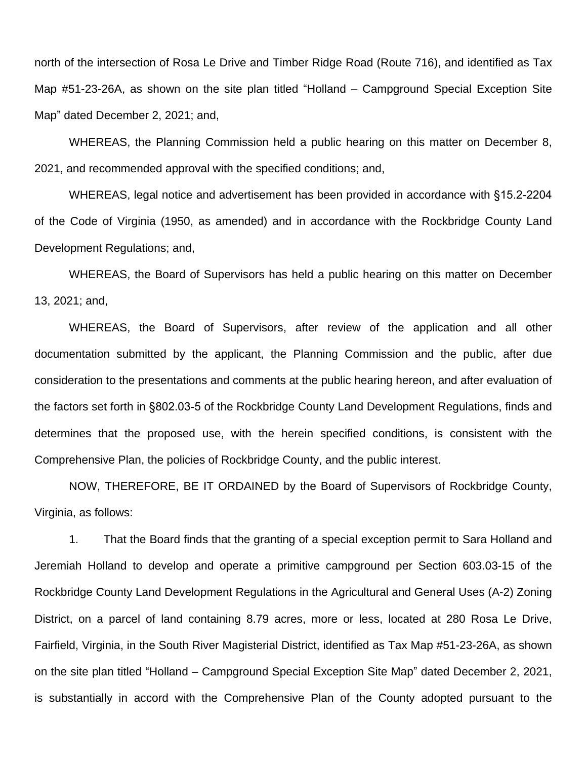north of the intersection of Rosa Le Drive and Timber Ridge Road (Route 716), and identified as Tax Map #51-23-26A, as shown on the site plan titled "Holland – Campground Special Exception Site Map" dated December 2, 2021; and,

WHEREAS, the Planning Commission held a public hearing on this matter on December 8, 2021, and recommended approval with the specified conditions; and,

WHEREAS, legal notice and advertisement has been provided in accordance with §15.2-2204 of the Code of Virginia (1950, as amended) and in accordance with the Rockbridge County Land Development Regulations; and,

WHEREAS, the Board of Supervisors has held a public hearing on this matter on December 13, 2021; and,

WHEREAS, the Board of Supervisors, after review of the application and all other documentation submitted by the applicant, the Planning Commission and the public, after due consideration to the presentations and comments at the public hearing hereon, and after evaluation of the factors set forth in §802.03-5 of the Rockbridge County Land Development Regulations, finds and determines that the proposed use, with the herein specified conditions, is consistent with the Comprehensive Plan, the policies of Rockbridge County, and the public interest.

NOW, THEREFORE, BE IT ORDAINED by the Board of Supervisors of Rockbridge County, Virginia, as follows:

1. That the Board finds that the granting of a special exception permit to Sara Holland and Jeremiah Holland to develop and operate a primitive campground per Section 603.03-15 of the Rockbridge County Land Development Regulations in the Agricultural and General Uses (A-2) Zoning District, on a parcel of land containing 8.79 acres, more or less, located at 280 Rosa Le Drive, Fairfield, Virginia, in the South River Magisterial District, identified as Tax Map #51-23-26A, as shown on the site plan titled "Holland – Campground Special Exception Site Map" dated December 2, 2021, is substantially in accord with the Comprehensive Plan of the County adopted pursuant to the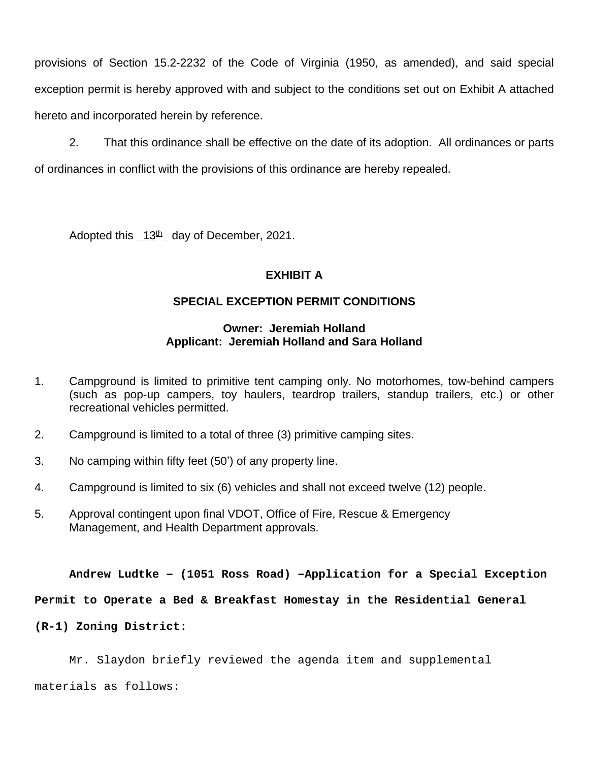provisions of Section 15.2-2232 of the Code of Virginia (1950, as amended), and said special exception permit is hereby approved with and subject to the conditions set out on Exhibit A attached hereto and incorporated herein by reference.

2. That this ordinance shall be effective on the date of its adoption. All ordinances or parts of ordinances in conflict with the provisions of this ordinance are hereby repealed.

Adopted this 13th day of December, 2021.

**EXHIBIT A**

**SPECIAL EXCEPTION PERMIT CONDITIONS**

**Owner: Jeremiah Holland**
**Applicant: Jeremiah Holland and Sara Holland**

1. Campground is limited to primitive tent camping only. No motorhomes, tow-behind campers (such as pop-up campers, toy haulers, teardrop trailers, standup trailers, etc.) or other recreational vehicles permitted.

2. Campground is limited to a total of three (3) primitive camping sites.

3. No camping within fifty feet (50') of any property line.

4. Campground is limited to six (6) vehicles and shall not exceed twelve (12) people.

5. Approval contingent upon final VDOT, Office of Fire, Rescue & Emergency Management, and Health Department approvals.

**Andrew Ludtke – (1051 Ross Road) –Application for a Special Exception Permit to Operate a Bed & Breakfast Homestay in the Residential General (R-1) Zoning District:**

Mr. Slaydon briefly reviewed the agenda item and supplemental materials as follows: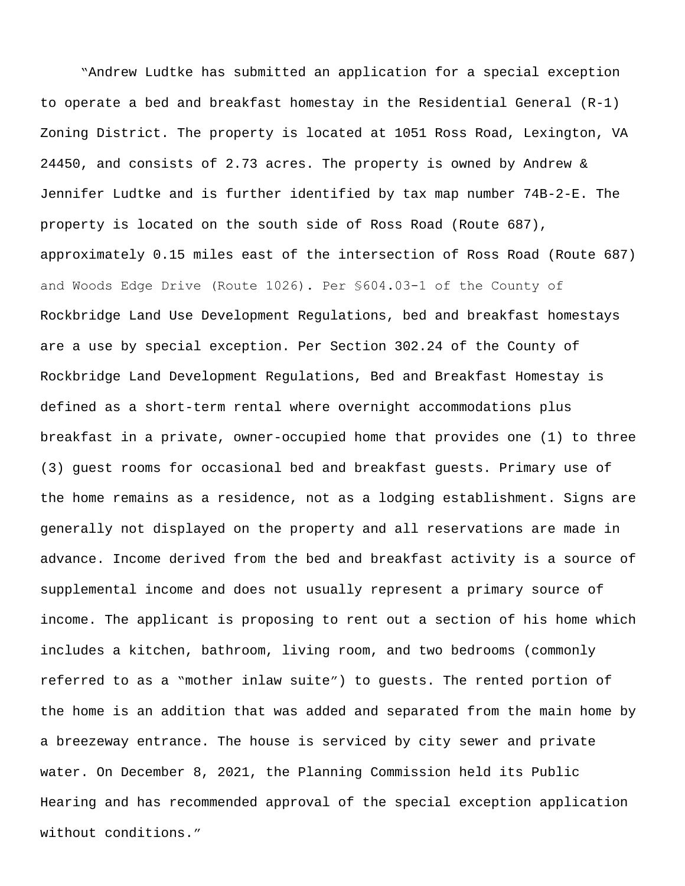"Andrew Ludtke has submitted an application for a special exception to operate a bed and breakfast homestay in the Residential General (R-1) Zoning District. The property is located at 1051 Ross Road, Lexington, VA 24450, and consists of 2.73 acres. The property is owned by Andrew & Jennifer Ludtke and is further identified by tax map number 74B-2-E. The property is located on the south side of Ross Road (Route 687), approximately 0.15 miles east of the intersection of Ross Road (Route 687) and Woods Edge Drive (Route 1026). Per §604.03-1 of the County of Rockbridge Land Use Development Regulations, bed and breakfast homestays are a use by special exception. Per Section 302.24 of the County of Rockbridge Land Development Regulations, Bed and Breakfast Homestay is defined as a short-term rental where overnight accommodations plus breakfast in a private, owner-occupied home that provides one (1) to three (3) guest rooms for occasional bed and breakfast guests. Primary use of the home remains as a residence, not as a lodging establishment. Signs are generally not displayed on the property and all reservations are made in advance. Income derived from the bed and breakfast activity is a source of supplemental income and does not usually represent a primary source of income. The applicant is proposing to rent out a section of his home which includes a kitchen, bathroom, living room, and two bedrooms (commonly referred to as a "mother inlaw suite") to guests. The rented portion of the home is an addition that was added and separated from the main home by a breezeway entrance. The house is serviced by city sewer and private water. On December 8, 2021, the Planning Commission held its Public Hearing and has recommended approval of the special exception application without conditions."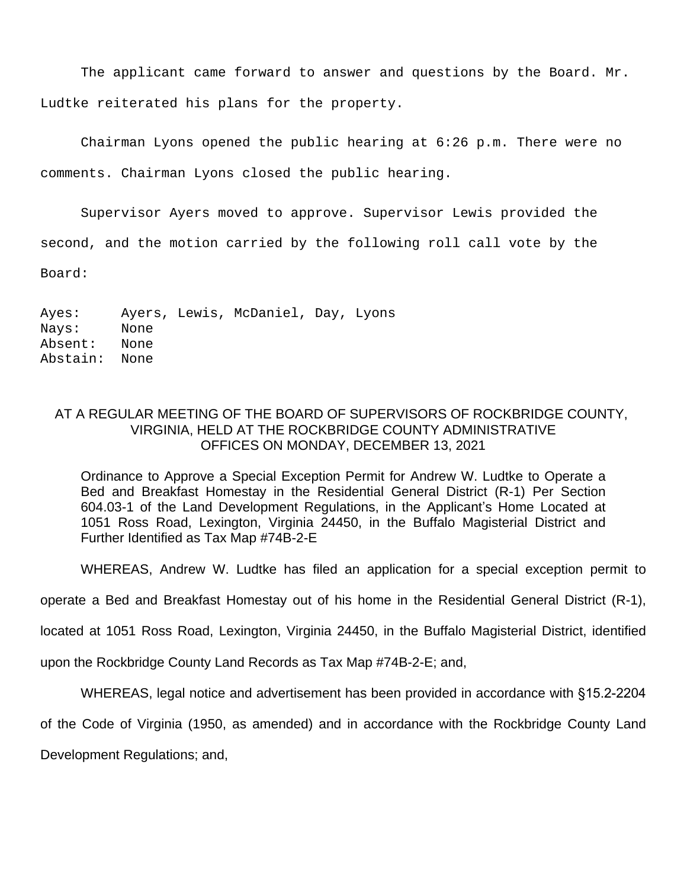The applicant came forward to answer and questions by the Board. Mr. Ludtke reiterated his plans for the property.

Chairman Lyons opened the public hearing at 6:26 p.m. There were no comments. Chairman Lyons closed the public hearing.

Supervisor Ayers moved to approve. Supervisor Lewis provided the second, and the motion carried by the following roll call vote by the Board:

```
Ayes:     Ayers, Lewis, McDaniel, Day, Lyons
Nays:     None
Absent:   None
Abstain:  None
```

AT A REGULAR MEETING OF THE BOARD OF SUPERVISORS OF ROCKBRIDGE COUNTY, VIRGINIA, HELD AT THE ROCKBRIDGE COUNTY ADMINISTRATIVE OFFICES ON MONDAY, DECEMBER 13, 2021

Ordinance to Approve a Special Exception Permit for Andrew W. Ludtke to Operate a Bed and Breakfast Homestay in the Residential General District (R-1) Per Section 604.03-1 of the Land Development Regulations, in the Applicant's Home Located at 1051 Ross Road, Lexington, Virginia 24450, in the Buffalo Magisterial District and Further Identified as Tax Map #74B-2-E

WHEREAS, Andrew W. Ludtke has filed an application for a special exception permit to operate a Bed and Breakfast Homestay out of his home in the Residential General District (R-1), located at 1051 Ross Road, Lexington, Virginia 24450, in the Buffalo Magisterial District, identified upon the Rockbridge County Land Records as Tax Map #74B-2-E; and,

WHEREAS, legal notice and advertisement has been provided in accordance with §15.2-2204 of the Code of Virginia (1950, as amended) and in accordance with the Rockbridge County Land Development Regulations; and,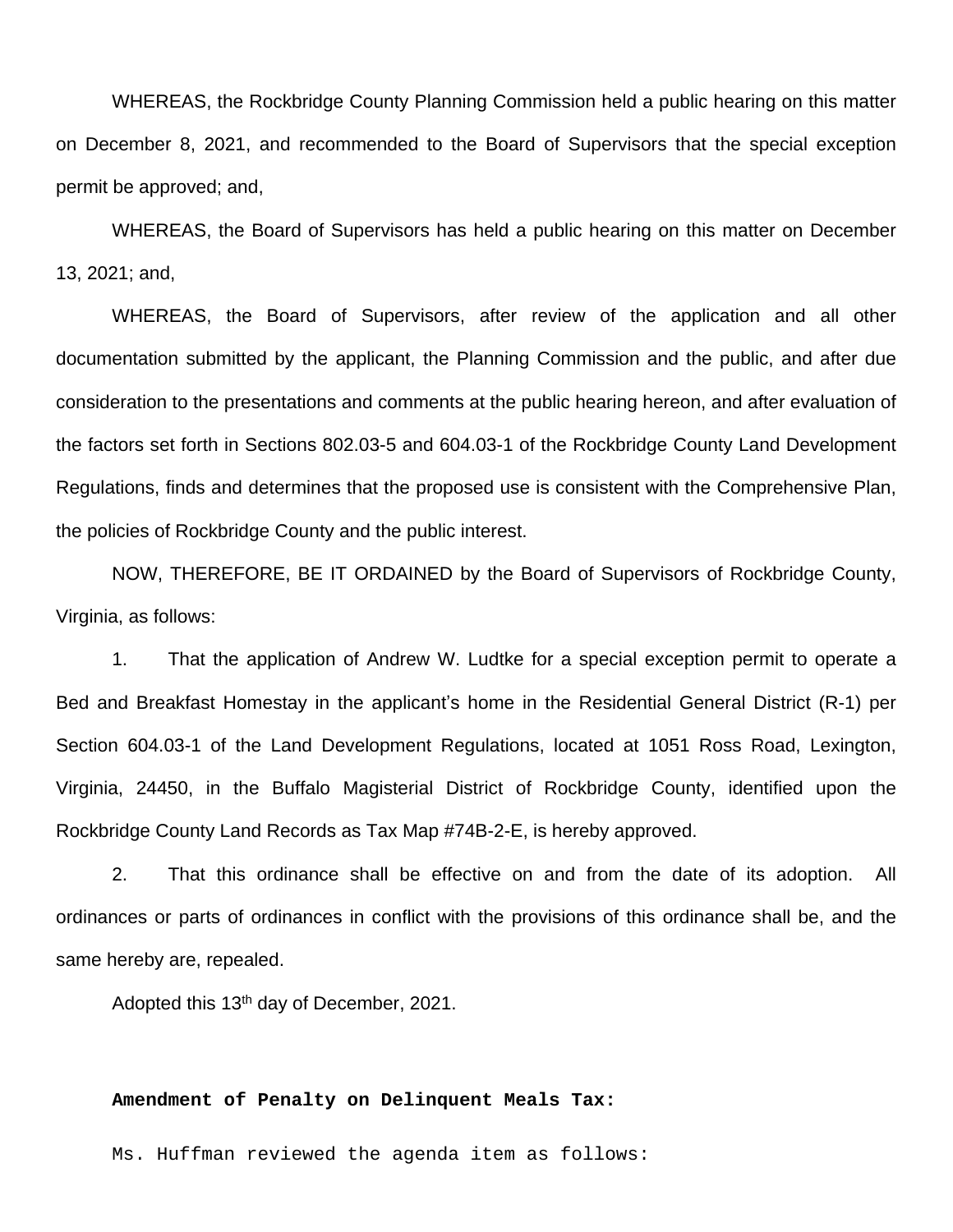WHEREAS, the Rockbridge County Planning Commission held a public hearing on this matter on December 8, 2021, and recommended to the Board of Supervisors that the special exception permit be approved; and,

WHEREAS, the Board of Supervisors has held a public hearing on this matter on December 13, 2021; and,

WHEREAS, the Board of Supervisors, after review of the application and all other documentation submitted by the applicant, the Planning Commission and the public, and after due consideration to the presentations and comments at the public hearing hereon, and after evaluation of the factors set forth in Sections 802.03-5 and 604.03-1 of the Rockbridge County Land Development Regulations, finds and determines that the proposed use is consistent with the Comprehensive Plan, the policies of Rockbridge County and the public interest.

NOW, THEREFORE, BE IT ORDAINED by the Board of Supervisors of Rockbridge County, Virginia, as follows:

1. That the application of Andrew W. Ludtke for a special exception permit to operate a Bed and Breakfast Homestay in the applicant's home in the Residential General District (R-1) per Section 604.03-1 of the Land Development Regulations, located at 1051 Ross Road, Lexington, Virginia, 24450, in the Buffalo Magisterial District of Rockbridge County, identified upon the Rockbridge County Land Records as Tax Map #74B-2-E, is hereby approved.

2. That this ordinance shall be effective on and from the date of its adoption. All ordinances or parts of ordinances in conflict with the provisions of this ordinance shall be, and the same hereby are, repealed.

Adopted this 13th day of December, 2021.

**Amendment of Penalty on Delinquent Meals Tax:**

Ms. Huffman reviewed the agenda item as follows: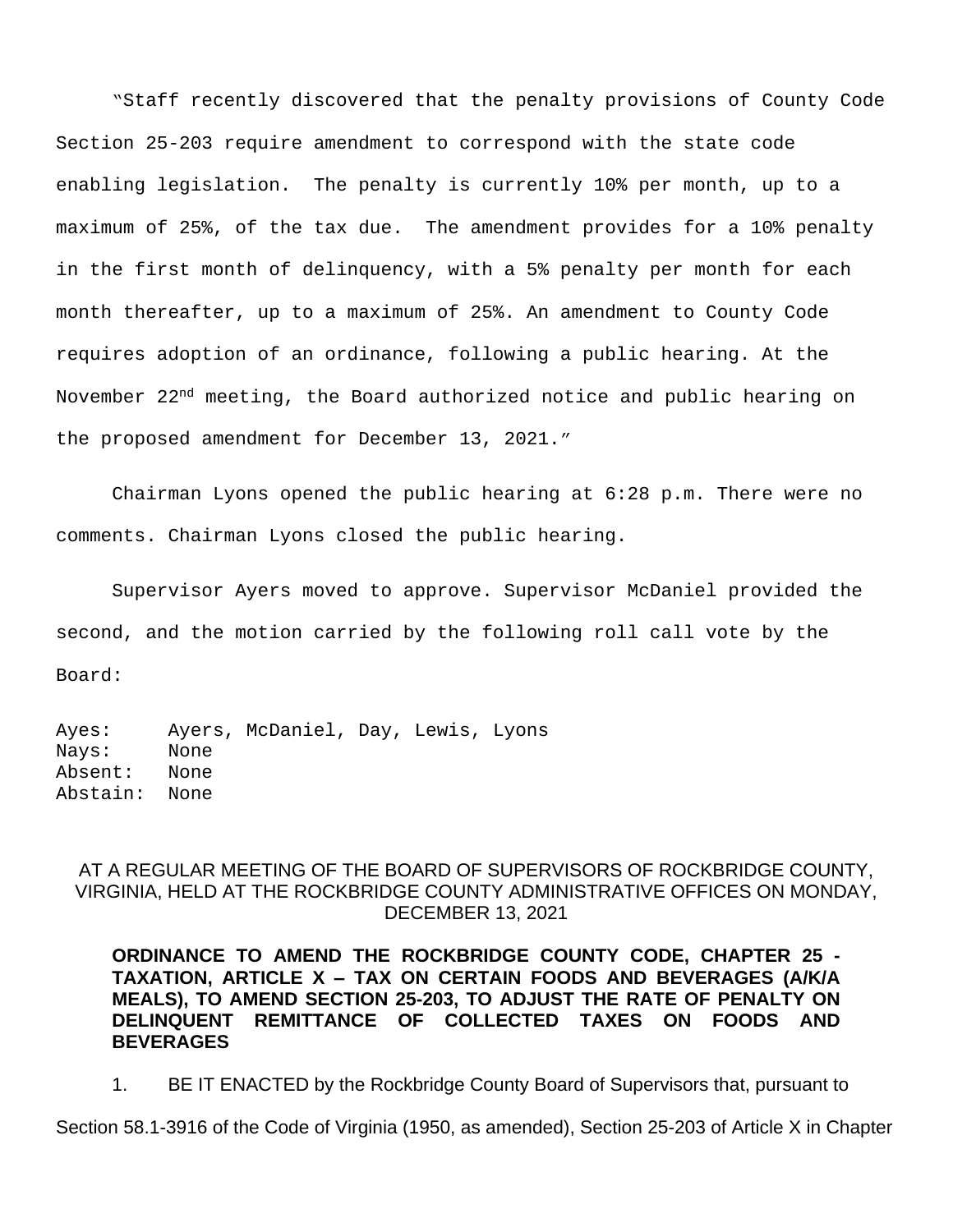"Staff recently discovered that the penalty provisions of County Code Section 25-203 require amendment to correspond with the state code enabling legislation. The penalty is currently 10% per month, up to a maximum of 25%, of the tax due. The amendment provides for a 10% penalty in the first month of delinquency, with a 5% penalty per month for each month thereafter, up to a maximum of 25%. An amendment to County Code requires adoption of an ordinance, following a public hearing. At the November 22nd meeting, the Board authorized notice and public hearing on the proposed amendment for December 13, 2021."

Chairman Lyons opened the public hearing at 6:28 p.m. There were no comments. Chairman Lyons closed the public hearing.

Supervisor Ayers moved to approve. Supervisor McDaniel provided the second, and the motion carried by the following roll call vote by the Board:

Ayes: Ayers, McDaniel, Day, Lewis, Lyons
Nays: None
Absent: None
Abstain: None

AT A REGULAR MEETING OF THE BOARD OF SUPERVISORS OF ROCKBRIDGE COUNTY, VIRGINIA, HELD AT THE ROCKBRIDGE COUNTY ADMINISTRATIVE OFFICES ON MONDAY, DECEMBER 13, 2021

**ORDINANCE TO AMEND THE ROCKBRIDGE COUNTY CODE, CHAPTER 25 - TAXATION, ARTICLE X – TAX ON CERTAIN FOODS AND BEVERAGES (A/K/A MEALS), TO AMEND SECTION 25-203, TO ADJUST THE RATE OF PENALTY ON DELINQUENT REMITTANCE OF COLLECTED TAXES ON FOODS AND BEVERAGES**

1. BE IT ENACTED by the Rockbridge County Board of Supervisors that, pursuant to Section 58.1-3916 of the Code of Virginia (1950, as amended), Section 25-203 of Article X in Chapter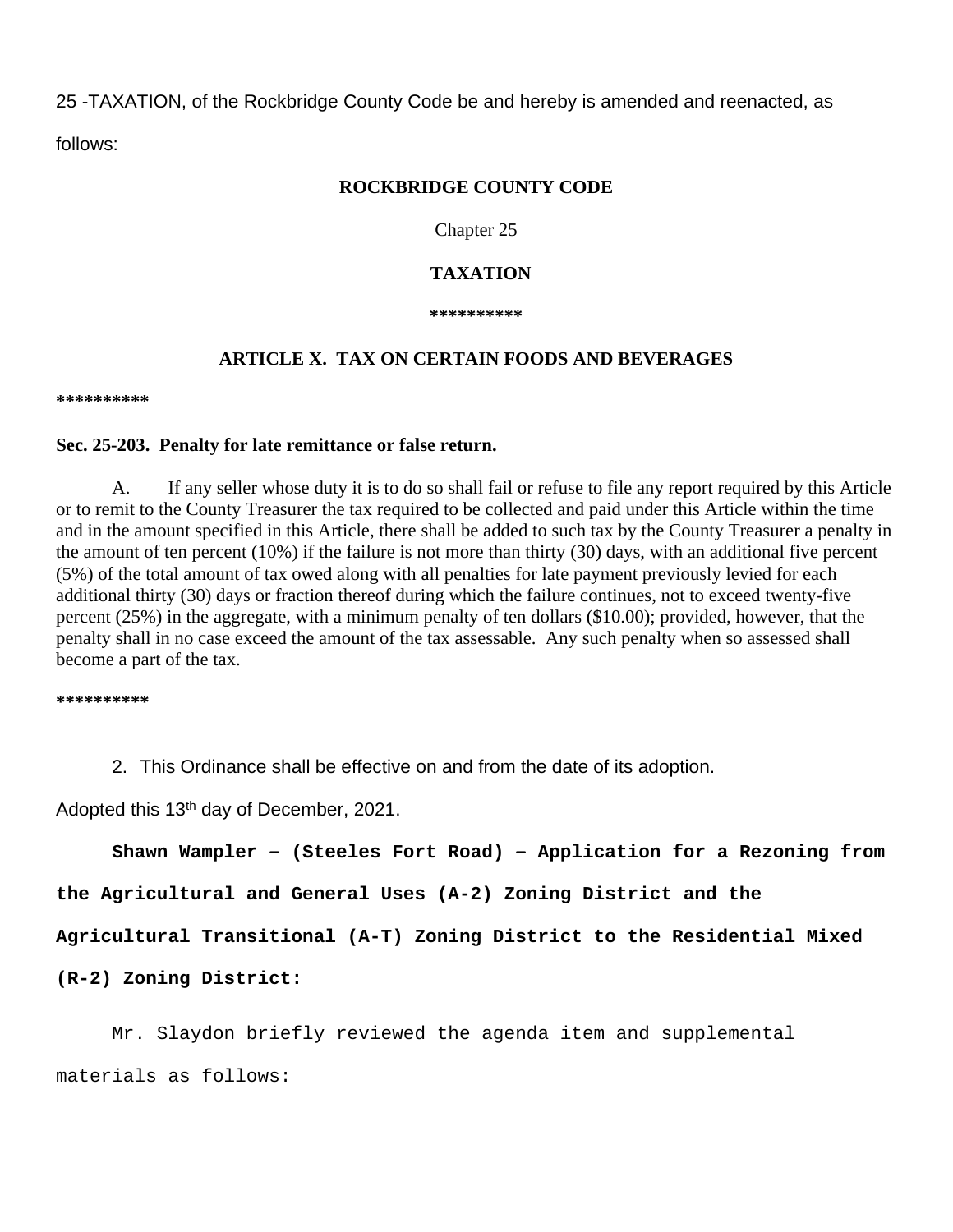25 -TAXATION, of the Rockbridge County Code be and hereby is amended and reenacted, as follows:

**ROCKBRIDGE COUNTY CODE**

Chapter 25

**TAXATION**

**\*\*\*\*\*\*\*\*\*\***

**ARTICLE X. TAX ON CERTAIN FOODS AND BEVERAGES**

**\*\*\*\*\*\*\*\*\*\***

**Sec. 25-203. Penalty for late remittance or false return.**

A. If any seller whose duty it is to do so shall fail or refuse to file any report required by this Article or to remit to the County Treasurer the tax required to be collected and paid under this Article within the time and in the amount specified in this Article, there shall be added to such tax by the County Treasurer a penalty in the amount of ten percent (10%) if the failure is not more than thirty (30) days, with an additional five percent (5%) of the total amount of tax owed along with all penalties for late payment previously levied for each additional thirty (30) days or fraction thereof during which the failure continues, not to exceed twenty-five percent (25%) in the aggregate, with a minimum penalty of ten dollars ($10.00); provided, however, that the penalty shall in no case exceed the amount of the tax assessable. Any such penalty when so assessed shall become a part of the tax.

**\*\*\*\*\*\*\*\*\*\***

2. This Ordinance shall be effective on and from the date of its adoption.

Adopted this 13th day of December, 2021.

**Shawn Wampler – (Steeles Fort Road) – Application for a Rezoning from the Agricultural and General Uses (A-2) Zoning District and the Agricultural Transitional (A-T) Zoning District to the Residential Mixed (R-2) Zoning District:**

Mr. Slaydon briefly reviewed the agenda item and supplemental materials as follows: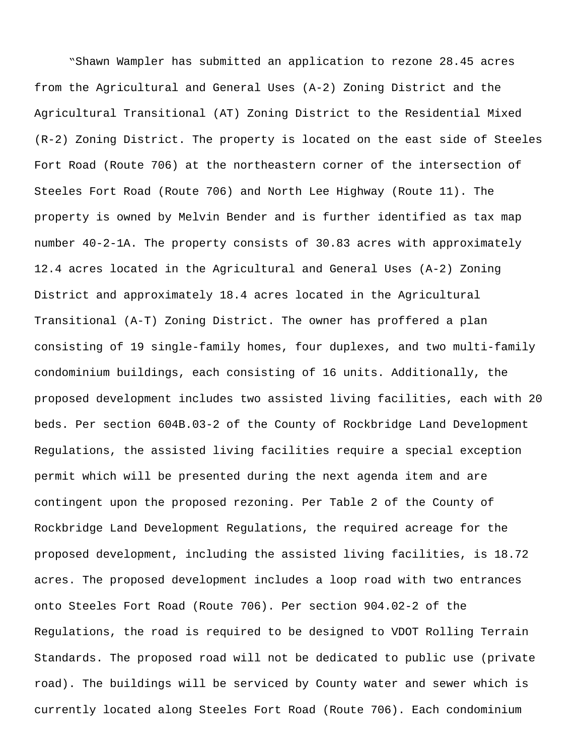"Shawn Wampler has submitted an application to rezone 28.45 acres from the Agricultural and General Uses (A-2) Zoning District and the Agricultural Transitional (AT) Zoning District to the Residential Mixed (R-2) Zoning District. The property is located on the east side of Steeles Fort Road (Route 706) at the northeastern corner of the intersection of Steeles Fort Road (Route 706) and North Lee Highway (Route 11). The property is owned by Melvin Bender and is further identified as tax map number 40-2-1A. The property consists of 30.83 acres with approximately 12.4 acres located in the Agricultural and General Uses (A-2) Zoning District and approximately 18.4 acres located in the Agricultural Transitional (A-T) Zoning District. The owner has proffered a plan consisting of 19 single-family homes, four duplexes, and two multi-family condominium buildings, each consisting of 16 units. Additionally, the proposed development includes two assisted living facilities, each with 20 beds. Per section 604B.03-2 of the County of Rockbridge Land Development Regulations, the assisted living facilities require a special exception permit which will be presented during the next agenda item and are contingent upon the proposed rezoning. Per Table 2 of the County of Rockbridge Land Development Regulations, the required acreage for the proposed development, including the assisted living facilities, is 18.72 acres. The proposed development includes a loop road with two entrances onto Steeles Fort Road (Route 706). Per section 904.02-2 of the Regulations, the road is required to be designed to VDOT Rolling Terrain Standards. The proposed road will not be dedicated to public use (private road). The buildings will be serviced by County water and sewer which is currently located along Steeles Fort Road (Route 706). Each condominium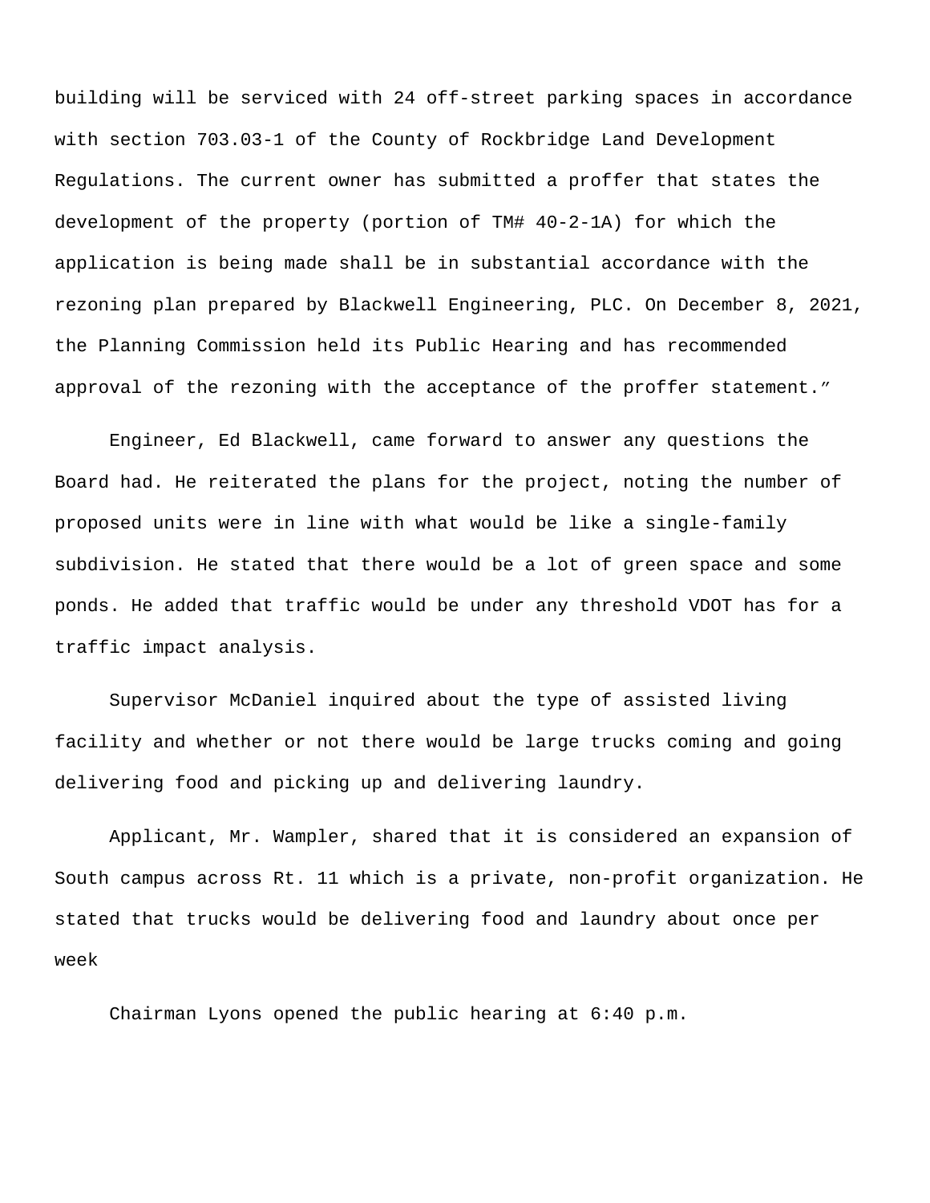building will be serviced with 24 off-street parking spaces in accordance with section 703.03-1 of the County of Rockbridge Land Development Regulations. The current owner has submitted a proffer that states the development of the property (portion of TM# 40-2-1A) for which the application is being made shall be in substantial accordance with the rezoning plan prepared by Blackwell Engineering, PLC. On December 8, 2021, the Planning Commission held its Public Hearing and has recommended approval of the rezoning with the acceptance of the proffer statement."

Engineer, Ed Blackwell, came forward to answer any questions the Board had. He reiterated the plans for the project, noting the number of proposed units were in line with what would be like a single-family subdivision. He stated that there would be a lot of green space and some ponds. He added that traffic would be under any threshold VDOT has for a traffic impact analysis.

Supervisor McDaniel inquired about the type of assisted living facility and whether or not there would be large trucks coming and going delivering food and picking up and delivering laundry.

Applicant, Mr. Wampler, shared that it is considered an expansion of South campus across Rt. 11 which is a private, non-profit organization. He stated that trucks would be delivering food and laundry about once per week

Chairman Lyons opened the public hearing at 6:40 p.m.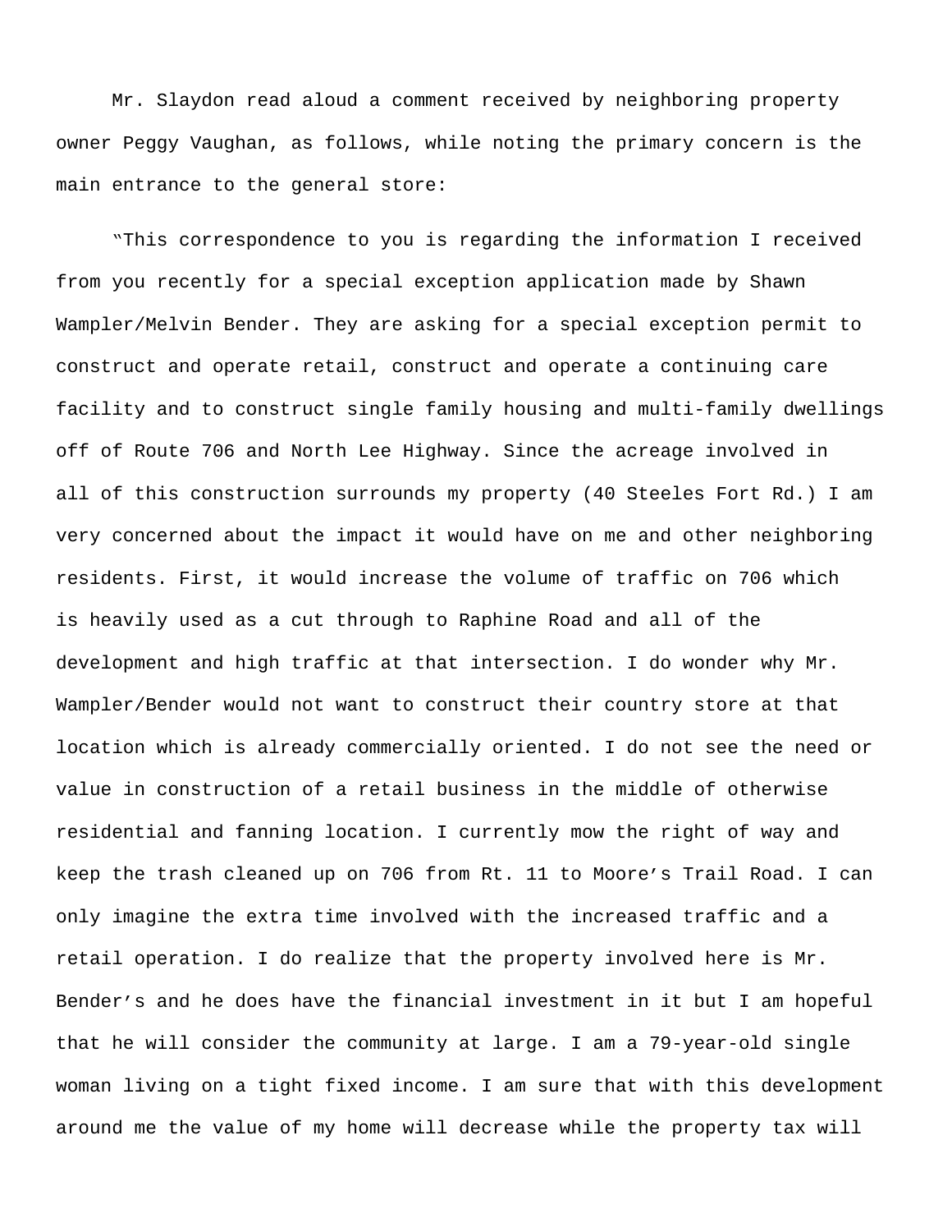Mr. Slaydon read aloud a comment received by neighboring property owner Peggy Vaughan, as follows, while noting the primary concern is the main entrance to the general store:

"This correspondence to you is regarding the information I received from you recently for a special exception application made by Shawn Wampler/Melvin Bender. They are asking for a special exception permit to construct and operate retail, construct and operate a continuing care facility and to construct single family housing and multi-family dwellings off of Route 706 and North Lee Highway. Since the acreage involved in all of this construction surrounds my property (40 Steeles Fort Rd.) I am very concerned about the impact it would have on me and other neighboring residents. First, it would increase the volume of traffic on 706 which is heavily used as a cut through to Raphine Road and all of the development and high traffic at that intersection. I do wonder why Mr. Wampler/Bender would not want to construct their country store at that location which is already commercially oriented. I do not see the need or value in construction of a retail business in the middle of otherwise residential and fanning location. I currently mow the right of way and keep the trash cleaned up on 706 from Rt. 11 to Moore's Trail Road. I can only imagine the extra time involved with the increased traffic and a retail operation. I do realize that the property involved here is Mr. Bender's and he does have the financial investment in it but I am hopeful that he will consider the community at large. I am a 79-year-old single woman living on a tight fixed income. I am sure that with this development around me the value of my home will decrease while the property tax will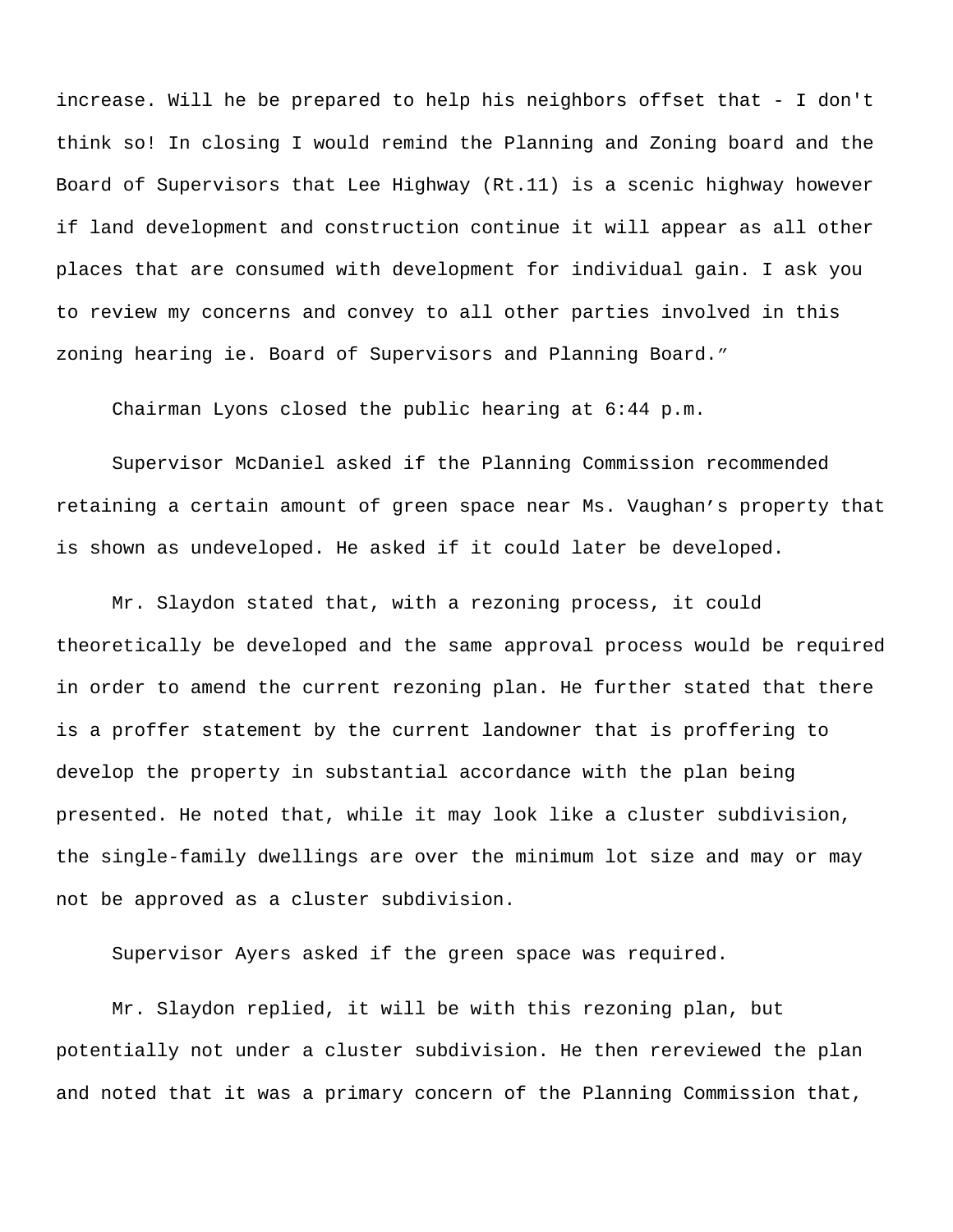increase. Will he be prepared to help his neighbors offset that - I don't think so! In closing I would remind the Planning and Zoning board and the Board of Supervisors that Lee Highway (Rt.11) is a scenic highway however if land development and construction continue it will appear as all other places that are consumed with development for individual gain. I ask you to review my concerns and convey to all other parties involved in this zoning hearing ie. Board of Supervisors and Planning Board."

Chairman Lyons closed the public hearing at 6:44 p.m.

Supervisor McDaniel asked if the Planning Commission recommended retaining a certain amount of green space near Ms. Vaughan's property that is shown as undeveloped. He asked if it could later be developed.

Mr. Slaydon stated that, with a rezoning process, it could theoretically be developed and the same approval process would be required in order to amend the current rezoning plan. He further stated that there is a proffer statement by the current landowner that is proffering to develop the property in substantial accordance with the plan being presented. He noted that, while it may look like a cluster subdivision, the single-family dwellings are over the minimum lot size and may or may not be approved as a cluster subdivision.

Supervisor Ayers asked if the green space was required.

Mr. Slaydon replied, it will be with this rezoning plan, but potentially not under a cluster subdivision. He then rereviewed the plan and noted that it was a primary concern of the Planning Commission that,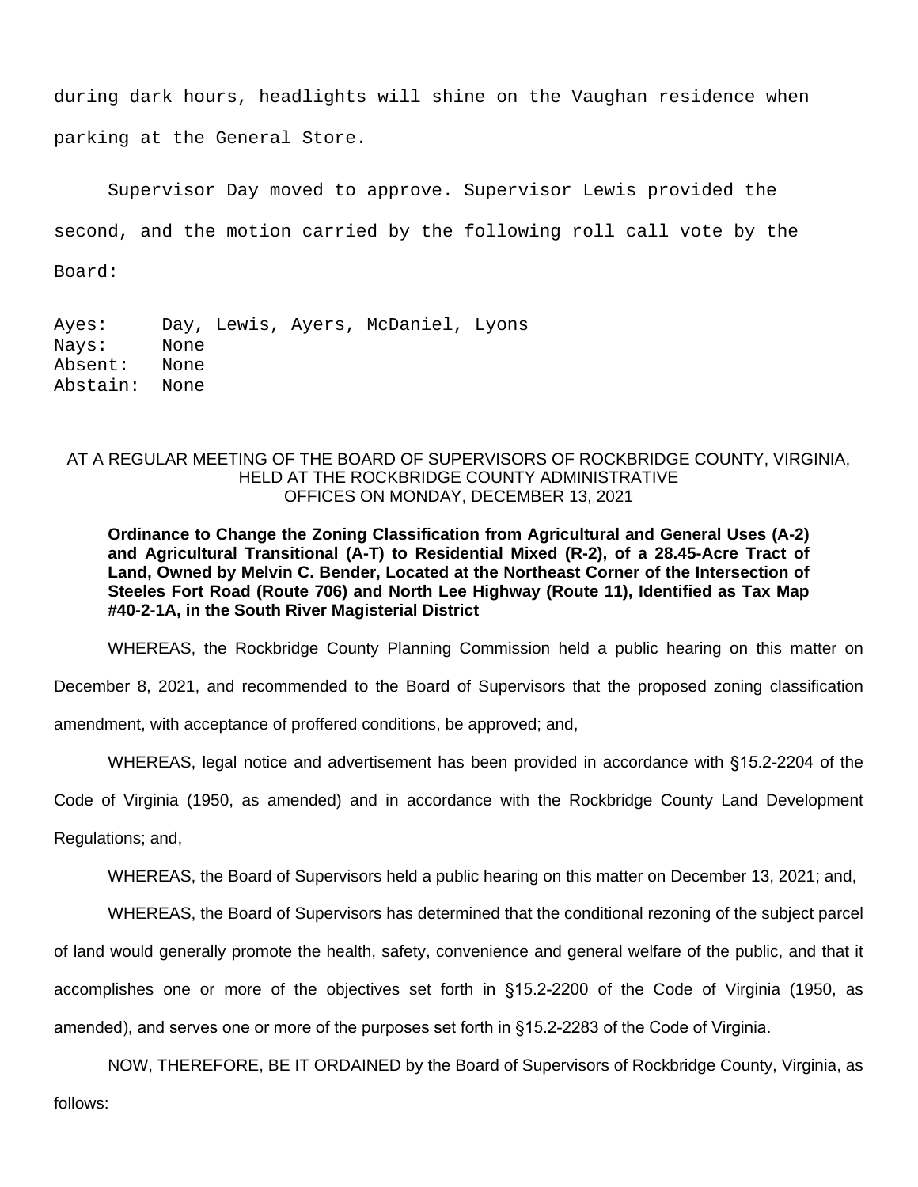during dark hours, headlights will shine on the Vaughan residence when parking at the General Store.

Supervisor Day moved to approve. Supervisor Lewis provided the second, and the motion carried by the following roll call vote by the Board:

Ayes: Day, Lewis, Ayers, McDaniel, Lyons
Nays: None
Absent: None
Abstain: None

AT A REGULAR MEETING OF THE BOARD OF SUPERVISORS OF ROCKBRIDGE COUNTY, VIRGINIA, HELD AT THE ROCKBRIDGE COUNTY ADMINISTRATIVE OFFICES ON MONDAY, DECEMBER 13, 2021

**Ordinance to Change the Zoning Classification from Agricultural and General Uses (A-2) and Agricultural Transitional (A-T) to Residential Mixed (R-2), of a 28.45-Acre Tract of Land, Owned by Melvin C. Bender, Located at the Northeast Corner of the Intersection of Steeles Fort Road (Route 706) and North Lee Highway (Route 11), Identified as Tax Map #40-2-1A, in the South River Magisterial District**

WHEREAS, the Rockbridge County Planning Commission held a public hearing on this matter on December 8, 2021, and recommended to the Board of Supervisors that the proposed zoning classification amendment, with acceptance of proffered conditions, be approved; and,

WHEREAS, legal notice and advertisement has been provided in accordance with §15.2-2204 of the Code of Virginia (1950, as amended) and in accordance with the Rockbridge County Land Development Regulations; and,

WHEREAS, the Board of Supervisors held a public hearing on this matter on December 13, 2021; and,

WHEREAS, the Board of Supervisors has determined that the conditional rezoning of the subject parcel of land would generally promote the health, safety, convenience and general welfare of the public, and that it accomplishes one or more of the objectives set forth in §15.2-2200 of the Code of Virginia (1950, as amended), and serves one or more of the purposes set forth in §15.2-2283 of the Code of Virginia.

NOW, THEREFORE, BE IT ORDAINED by the Board of Supervisors of Rockbridge County, Virginia, as follows: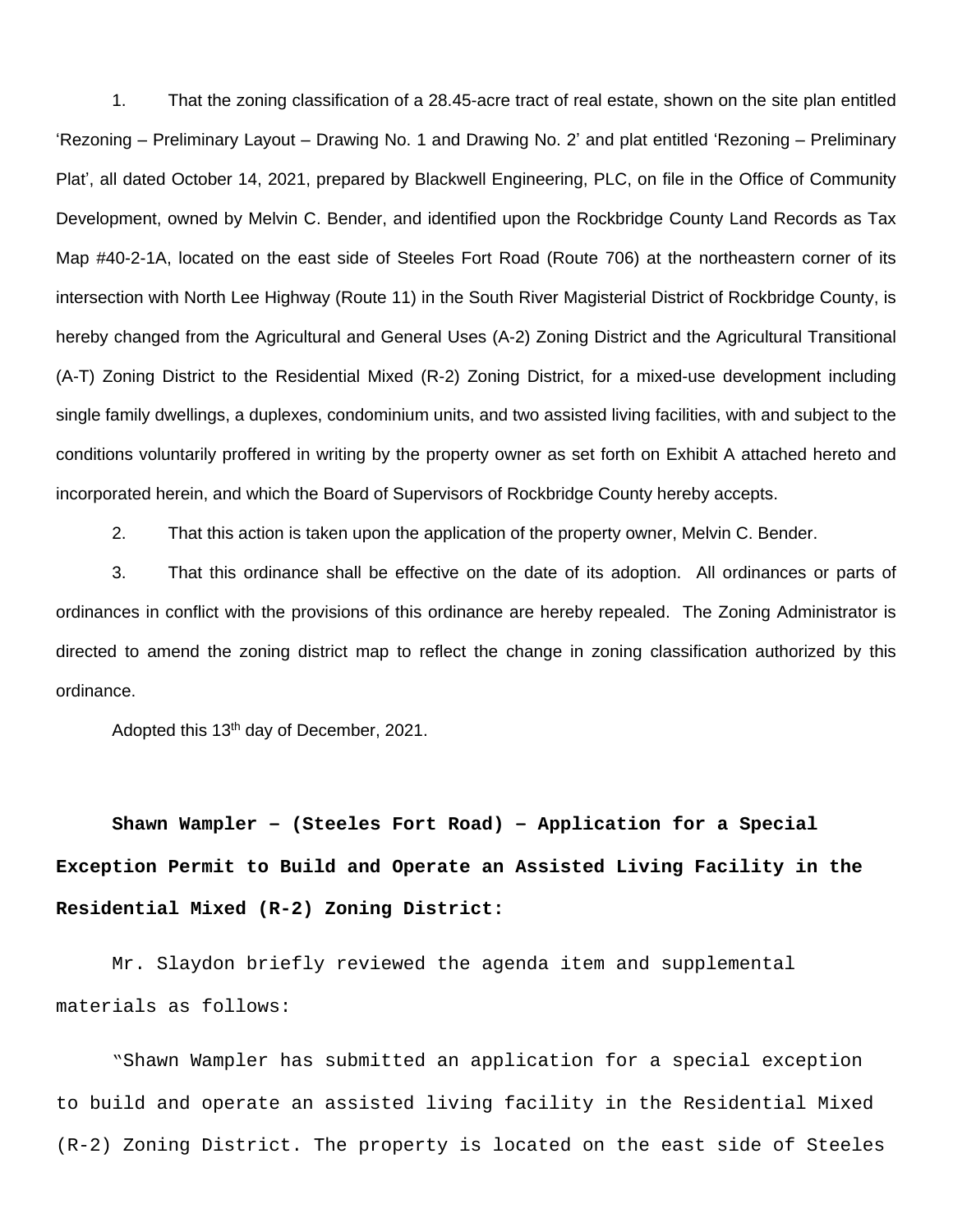1. That the zoning classification of a 28.45-acre tract of real estate, shown on the site plan entitled 'Rezoning – Preliminary Layout – Drawing No. 1 and Drawing No. 2' and plat entitled 'Rezoning – Preliminary Plat', all dated October 14, 2021, prepared by Blackwell Engineering, PLC, on file in the Office of Community Development, owned by Melvin C. Bender, and identified upon the Rockbridge County Land Records as Tax Map #40-2-1A, located on the east side of Steeles Fort Road (Route 706) at the northeastern corner of its intersection with North Lee Highway (Route 11) in the South River Magisterial District of Rockbridge County, is hereby changed from the Agricultural and General Uses (A-2) Zoning District and the Agricultural Transitional (A-T) Zoning District to the Residential Mixed (R-2) Zoning District, for a mixed-use development including single family dwellings, a duplexes, condominium units, and two assisted living facilities, with and subject to the conditions voluntarily proffered in writing by the property owner as set forth on Exhibit A attached hereto and incorporated herein, and which the Board of Supervisors of Rockbridge County hereby accepts.

2. That this action is taken upon the application of the property owner, Melvin C. Bender.

3. That this ordinance shall be effective on the date of its adoption. All ordinances or parts of ordinances in conflict with the provisions of this ordinance are hereby repealed. The Zoning Administrator is directed to amend the zoning district map to reflect the change in zoning classification authorized by this ordinance.

Adopted this 13th day of December, 2021.

**Shawn Wampler – (Steeles Fort Road) – Application for a Special Exception Permit to Build and Operate an Assisted Living Facility in the Residential Mixed (R-2) Zoning District:**

Mr. Slaydon briefly reviewed the agenda item and supplemental materials as follows:

"Shawn Wampler has submitted an application for a special exception to build and operate an assisted living facility in the Residential Mixed (R-2) Zoning District. The property is located on the east side of Steeles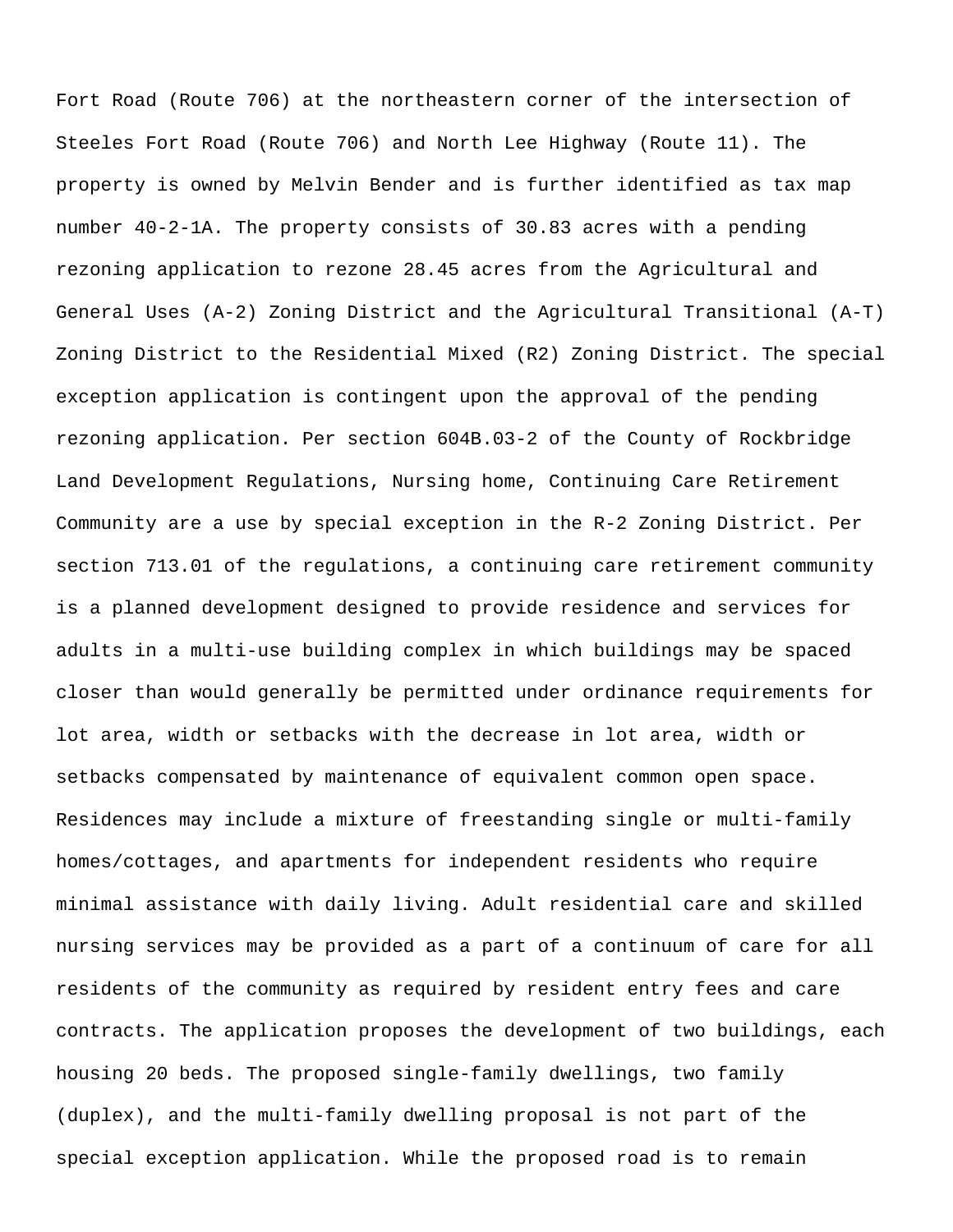Fort Road (Route 706) at the northeastern corner of the intersection of Steeles Fort Road (Route 706) and North Lee Highway (Route 11). The property is owned by Melvin Bender and is further identified as tax map number 40-2-1A. The property consists of 30.83 acres with a pending rezoning application to rezone 28.45 acres from the Agricultural and General Uses (A-2) Zoning District and the Agricultural Transitional (A-T) Zoning District to the Residential Mixed (R2) Zoning District. The special exception application is contingent upon the approval of the pending rezoning application. Per section 604B.03-2 of the County of Rockbridge Land Development Regulations, Nursing home, Continuing Care Retirement Community are a use by special exception in the R-2 Zoning District. Per section 713.01 of the regulations, a continuing care retirement community is a planned development designed to provide residence and services for adults in a multi-use building complex in which buildings may be spaced closer than would generally be permitted under ordinance requirements for lot area, width or setbacks with the decrease in lot area, width or setbacks compensated by maintenance of equivalent common open space. Residences may include a mixture of freestanding single or multi-family homes/cottages, and apartments for independent residents who require minimal assistance with daily living. Adult residential care and skilled nursing services may be provided as a part of a continuum of care for all residents of the community as required by resident entry fees and care contracts. The application proposes the development of two buildings, each housing 20 beds. The proposed single-family dwellings, two family (duplex), and the multi-family dwelling proposal is not part of the special exception application. While the proposed road is to remain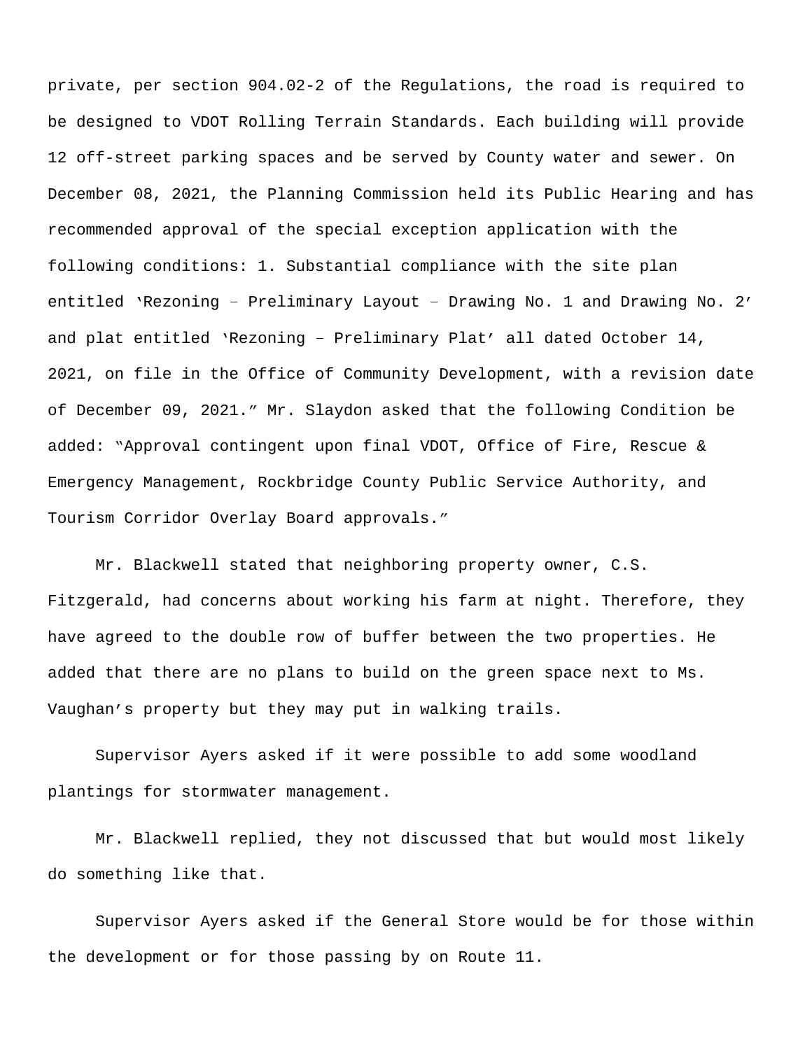private, per section 904.02-2 of the Regulations, the road is required to be designed to VDOT Rolling Terrain Standards. Each building will provide 12 off-street parking spaces and be served by County water and sewer. On December 08, 2021, the Planning Commission held its Public Hearing and has recommended approval of the special exception application with the following conditions: 1. Substantial compliance with the site plan entitled 'Rezoning – Preliminary Layout – Drawing No. 1 and Drawing No. 2' and plat entitled 'Rezoning – Preliminary Plat' all dated October 14, 2021, on file in the Office of Community Development, with a revision date of December 09, 2021." Mr. Slaydon asked that the following Condition be added: "Approval contingent upon final VDOT, Office of Fire, Rescue & Emergency Management, Rockbridge County Public Service Authority, and Tourism Corridor Overlay Board approvals."

Mr. Blackwell stated that neighboring property owner, C.S. Fitzgerald, had concerns about working his farm at night. Therefore, they have agreed to the double row of buffer between the two properties. He added that there are no plans to build on the green space next to Ms. Vaughan's property but they may put in walking trails.

Supervisor Ayers asked if it were possible to add some woodland plantings for stormwater management.

Mr. Blackwell replied, they not discussed that but would most likely do something like that.

Supervisor Ayers asked if the General Store would be for those within the development or for those passing by on Route 11.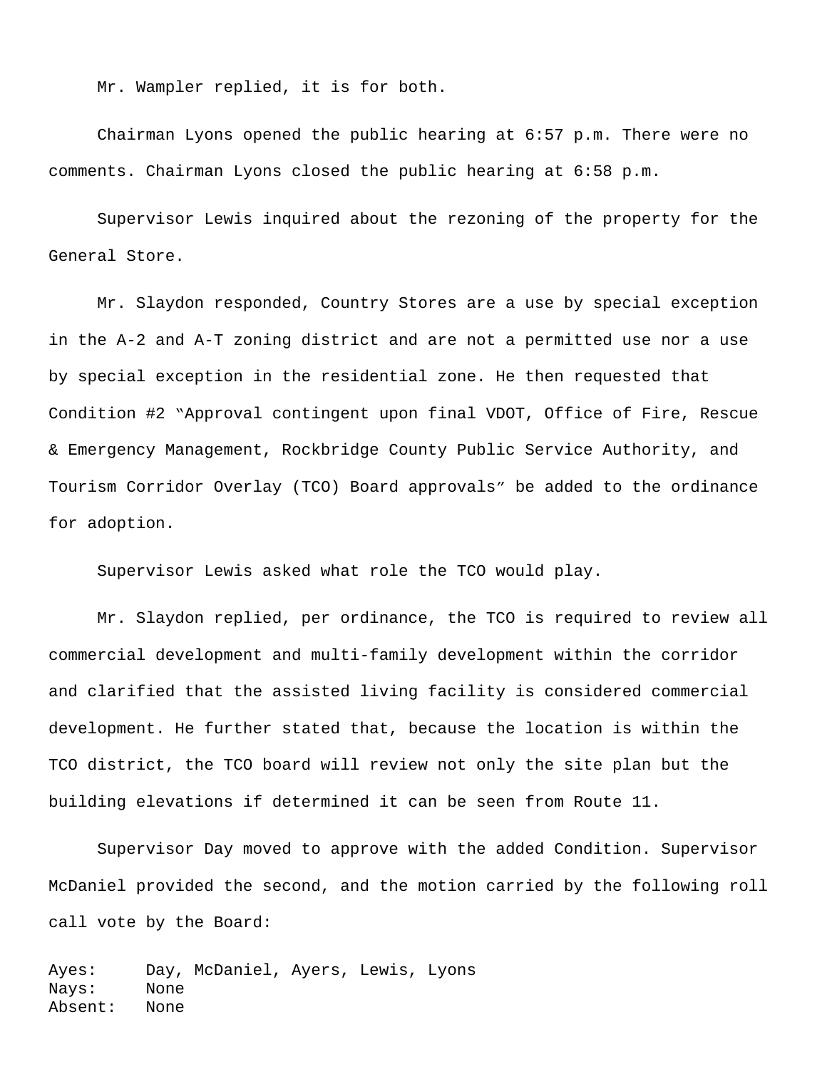Mr. Wampler replied, it is for both.

Chairman Lyons opened the public hearing at 6:57 p.m. There were no comments. Chairman Lyons closed the public hearing at 6:58 p.m.

Supervisor Lewis inquired about the rezoning of the property for the General Store.

Mr. Slaydon responded, Country Stores are a use by special exception in the A-2 and A-T zoning district and are not a permitted use nor a use by special exception in the residential zone. He then requested that Condition #2 "Approval contingent upon final VDOT, Office of Fire, Rescue & Emergency Management, Rockbridge County Public Service Authority, and Tourism Corridor Overlay (TCO) Board approvals" be added to the ordinance for adoption.

Supervisor Lewis asked what role the TCO would play.

Mr. Slaydon replied, per ordinance, the TCO is required to review all commercial development and multi-family development within the corridor and clarified that the assisted living facility is considered commercial development. He further stated that, because the location is within the TCO district, the TCO board will review not only the site plan but the building elevations if determined it can be seen from Route 11.

Supervisor Day moved to approve with the added Condition. Supervisor McDaniel provided the second, and the motion carried by the following roll call vote by the Board:

```
Ayes:     Day, McDaniel, Ayers, Lewis, Lyons
Nays:     None
Absent:   None
```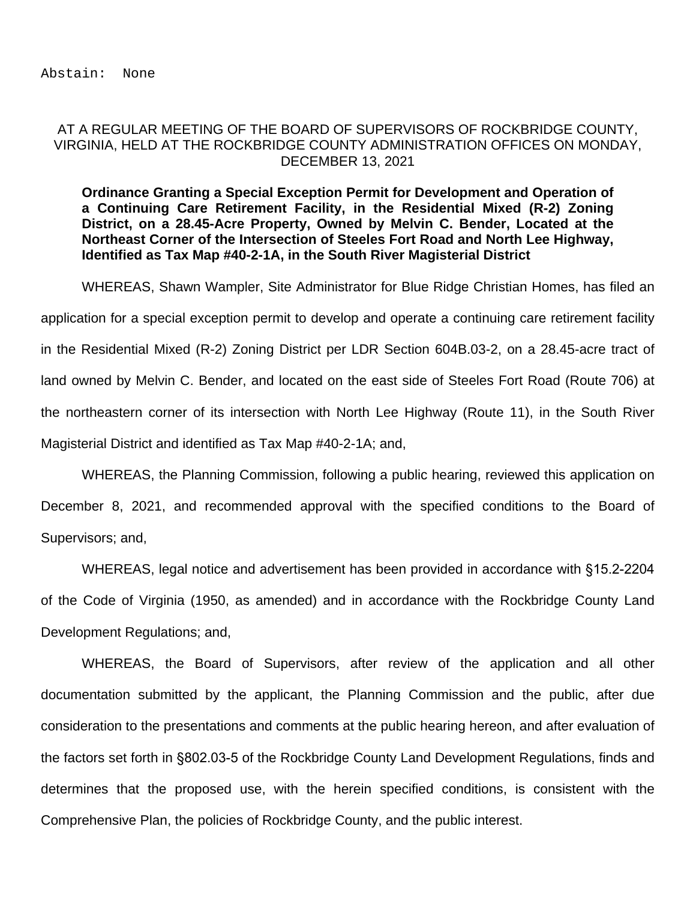Abstain: None

AT A REGULAR MEETING OF THE BOARD OF SUPERVISORS OF ROCKBRIDGE COUNTY, VIRGINIA, HELD AT THE ROCKBRIDGE COUNTY ADMINISTRATION OFFICES ON MONDAY, DECEMBER 13, 2021

**Ordinance Granting a Special Exception Permit for Development and Operation of a Continuing Care Retirement Facility, in the Residential Mixed (R-2) Zoning District, on a 28.45-Acre Property, Owned by Melvin C. Bender, Located at the Northeast Corner of the Intersection of Steeles Fort Road and North Lee Highway, Identified as Tax Map #40-2-1A, in the South River Magisterial District**

WHEREAS, Shawn Wampler, Site Administrator for Blue Ridge Christian Homes, has filed an application for a special exception permit to develop and operate a continuing care retirement facility in the Residential Mixed (R-2) Zoning District per LDR Section 604B.03-2, on a 28.45-acre tract of land owned by Melvin C. Bender, and located on the east side of Steeles Fort Road (Route 706) at the northeastern corner of its intersection with North Lee Highway (Route 11), in the South River Magisterial District and identified as Tax Map #40-2-1A; and,

WHEREAS, the Planning Commission, following a public hearing, reviewed this application on December 8, 2021, and recommended approval with the specified conditions to the Board of Supervisors; and,

WHEREAS, legal notice and advertisement has been provided in accordance with §15.2-2204 of the Code of Virginia (1950, as amended) and in accordance with the Rockbridge County Land Development Regulations; and,

WHEREAS, the Board of Supervisors, after review of the application and all other documentation submitted by the applicant, the Planning Commission and the public, after due consideration to the presentations and comments at the public hearing hereon, and after evaluation of the factors set forth in §802.03-5 of the Rockbridge County Land Development Regulations, finds and determines that the proposed use, with the herein specified conditions, is consistent with the Comprehensive Plan, the policies of Rockbridge County, and the public interest.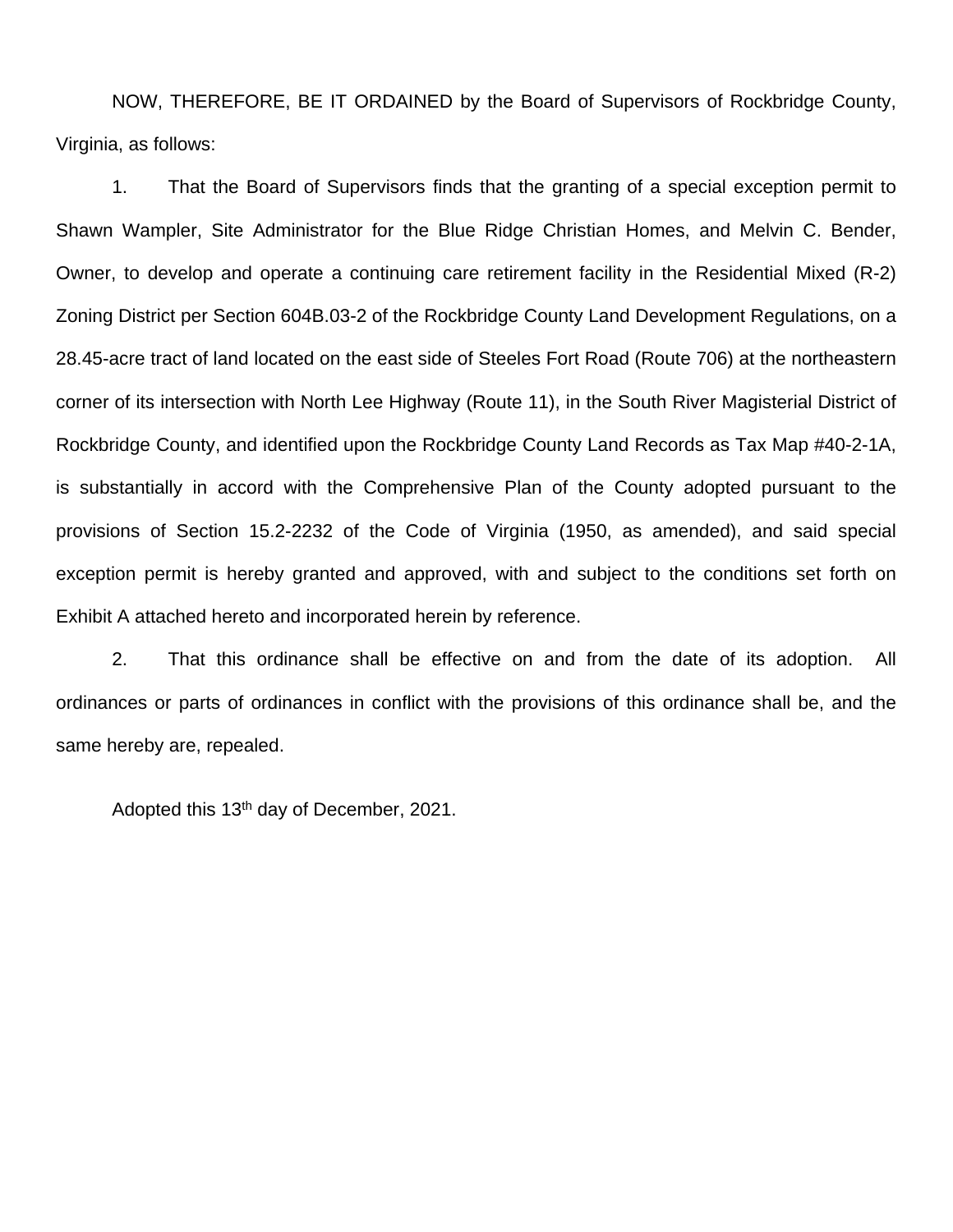NOW, THEREFORE, BE IT ORDAINED by the Board of Supervisors of Rockbridge County, Virginia, as follows:

1. That the Board of Supervisors finds that the granting of a special exception permit to Shawn Wampler, Site Administrator for the Blue Ridge Christian Homes, and Melvin C. Bender, Owner, to develop and operate a continuing care retirement facility in the Residential Mixed (R-2) Zoning District per Section 604B.03-2 of the Rockbridge County Land Development Regulations, on a 28.45-acre tract of land located on the east side of Steeles Fort Road (Route 706) at the northeastern corner of its intersection with North Lee Highway (Route 11), in the South River Magisterial District of Rockbridge County, and identified upon the Rockbridge County Land Records as Tax Map #40-2-1A, is substantially in accord with the Comprehensive Plan of the County adopted pursuant to the provisions of Section 15.2-2232 of the Code of Virginia (1950, as amended), and said special exception permit is hereby granted and approved, with and subject to the conditions set forth on Exhibit A attached hereto and incorporated herein by reference.

2. That this ordinance shall be effective on and from the date of its adoption. All ordinances or parts of ordinances in conflict with the provisions of this ordinance shall be, and the same hereby are, repealed.

Adopted this 13th day of December, 2021.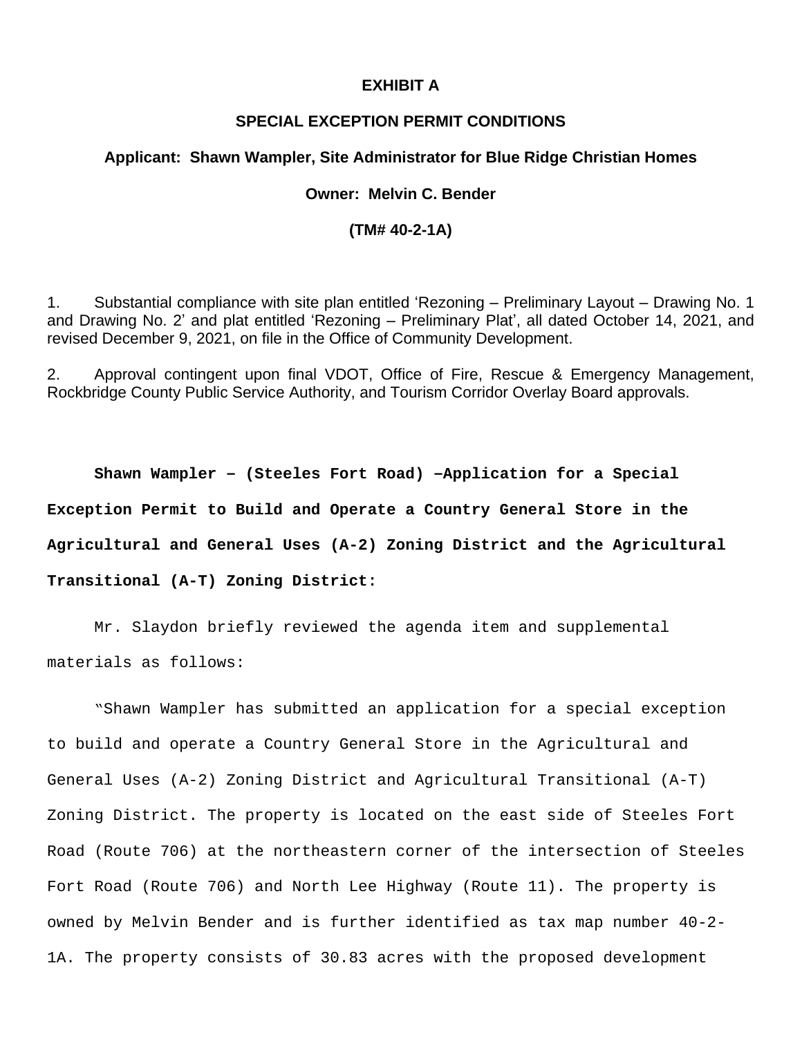**EXHIBIT A**

**SPECIAL EXCEPTION PERMIT CONDITIONS**

**Applicant: Shawn Wampler, Site Administrator for Blue Ridge Christian Homes**

**Owner: Melvin C. Bender**

**(TM# 40-2-1A)**

1. Substantial compliance with site plan entitled 'Rezoning – Preliminary Layout – Drawing No. 1 and Drawing No. 2' and plat entitled 'Rezoning – Preliminary Plat', all dated October 14, 2021, and revised December 9, 2021, on file in the Office of Community Development.

2. Approval contingent upon final VDOT, Office of Fire, Rescue & Emergency Management, Rockbridge County Public Service Authority, and Tourism Corridor Overlay Board approvals.

**Shawn Wampler – (Steeles Fort Road) –Application for a Special Exception Permit to Build and Operate a Country General Store in the Agricultural and General Uses (A-2) Zoning District and the Agricultural Transitional (A-T) Zoning District:**

Mr. Slaydon briefly reviewed the agenda item and supplemental materials as follows:

"Shawn Wampler has submitted an application for a special exception to build and operate a Country General Store in the Agricultural and General Uses (A-2) Zoning District and Agricultural Transitional (A-T) Zoning District. The property is located on the east side of Steeles Fort Road (Route 706) at the northeastern corner of the intersection of Steeles Fort Road (Route 706) and North Lee Highway (Route 11). The property is owned by Melvin Bender and is further identified as tax map number 40-2-1A. The property consists of 30.83 acres with the proposed development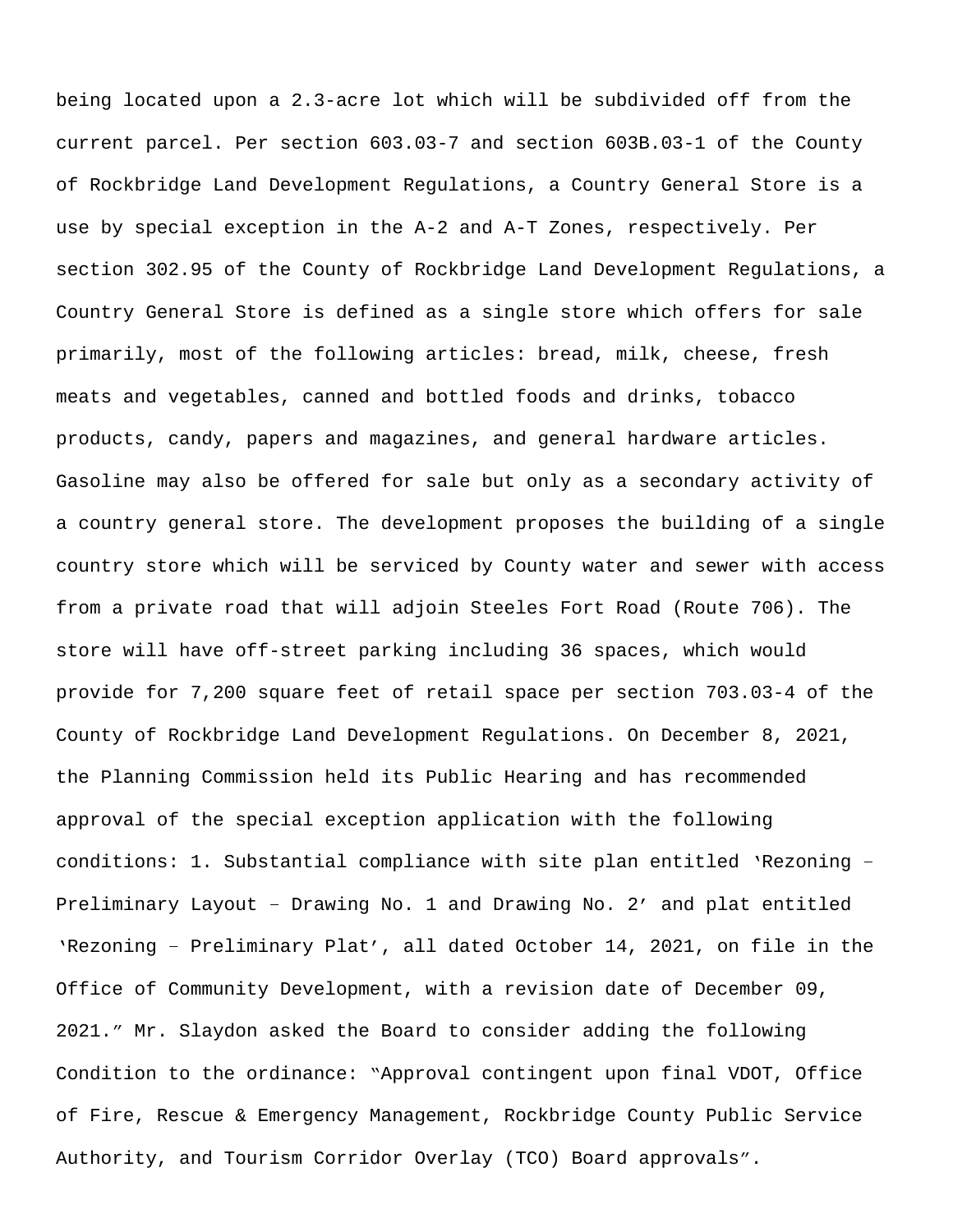being located upon a 2.3-acre lot which will be subdivided off from the current parcel. Per section 603.03-7 and section 603B.03-1 of the County of Rockbridge Land Development Regulations, a Country General Store is a use by special exception in the A-2 and A-T Zones, respectively. Per section 302.95 of the County of Rockbridge Land Development Regulations, a Country General Store is defined as a single store which offers for sale primarily, most of the following articles: bread, milk, cheese, fresh meats and vegetables, canned and bottled foods and drinks, tobacco products, candy, papers and magazines, and general hardware articles. Gasoline may also be offered for sale but only as a secondary activity of a country general store. The development proposes the building of a single country store which will be serviced by County water and sewer with access from a private road that will adjoin Steeles Fort Road (Route 706). The store will have off-street parking including 36 spaces, which would provide for 7,200 square feet of retail space per section 703.03-4 of the County of Rockbridge Land Development Regulations. On December 8, 2021, the Planning Commission held its Public Hearing and has recommended approval of the special exception application with the following conditions: 1. Substantial compliance with site plan entitled 'Rezoning – Preliminary Layout – Drawing No. 1 and Drawing No. 2' and plat entitled 'Rezoning – Preliminary Plat', all dated October 14, 2021, on file in the Office of Community Development, with a revision date of December 09, 2021." Mr. Slaydon asked the Board to consider adding the following Condition to the ordinance: "Approval contingent upon final VDOT, Office of Fire, Rescue & Emergency Management, Rockbridge County Public Service Authority, and Tourism Corridor Overlay (TCO) Board approvals".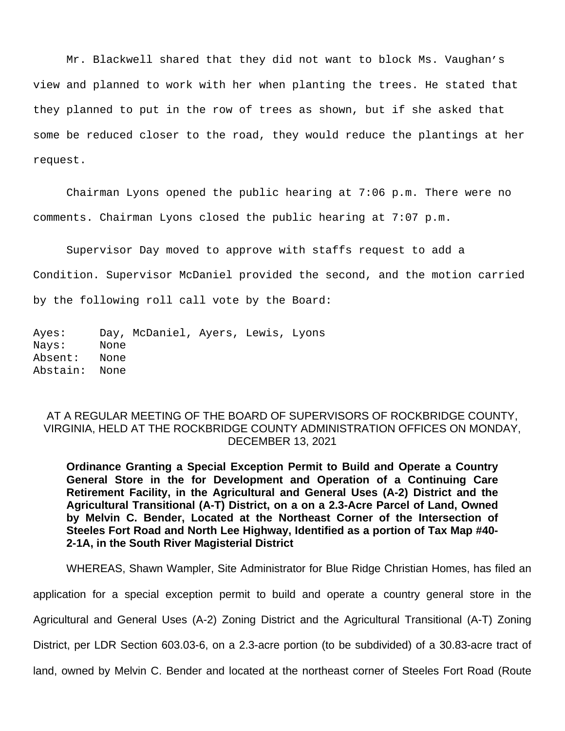Mr. Blackwell shared that they did not want to block Ms. Vaughan's view and planned to work with her when planting the trees. He stated that they planned to put in the row of trees as shown, but if she asked that some be reduced closer to the road, they would reduce the plantings at her request.

Chairman Lyons opened the public hearing at 7:06 p.m. There were no comments. Chairman Lyons closed the public hearing at 7:07 p.m.

Supervisor Day moved to approve with staffs request to add a Condition. Supervisor McDaniel provided the second, and the motion carried by the following roll call vote by the Board:

```
Ayes:     Day, McDaniel, Ayers, Lewis, Lyons
Nays:     None
Absent:   None
Abstain:  None
```

AT A REGULAR MEETING OF THE BOARD OF SUPERVISORS OF ROCKBRIDGE COUNTY, VIRGINIA, HELD AT THE ROCKBRIDGE COUNTY ADMINISTRATION OFFICES ON MONDAY, DECEMBER 13, 2021

**Ordinance Granting a Special Exception Permit to Build and Operate a Country General Store in the for Development and Operation of a Continuing Care Retirement Facility, in the Agricultural and General Uses (A-2) District and the Agricultural Transitional (A-T) District, on a on a 2.3-Acre Parcel of Land, Owned by Melvin C. Bender, Located at the Northeast Corner of the Intersection of Steeles Fort Road and North Lee Highway, Identified as a portion of Tax Map #40-2-1A, in the South River Magisterial District**

WHEREAS, Shawn Wampler, Site Administrator for Blue Ridge Christian Homes, has filed an application for a special exception permit to build and operate a country general store in the Agricultural and General Uses (A-2) Zoning District and the Agricultural Transitional (A-T) Zoning District, per LDR Section 603.03-6, on a 2.3-acre portion (to be subdivided) of a 30.83-acre tract of land, owned by Melvin C. Bender and located at the northeast corner of Steeles Fort Road (Route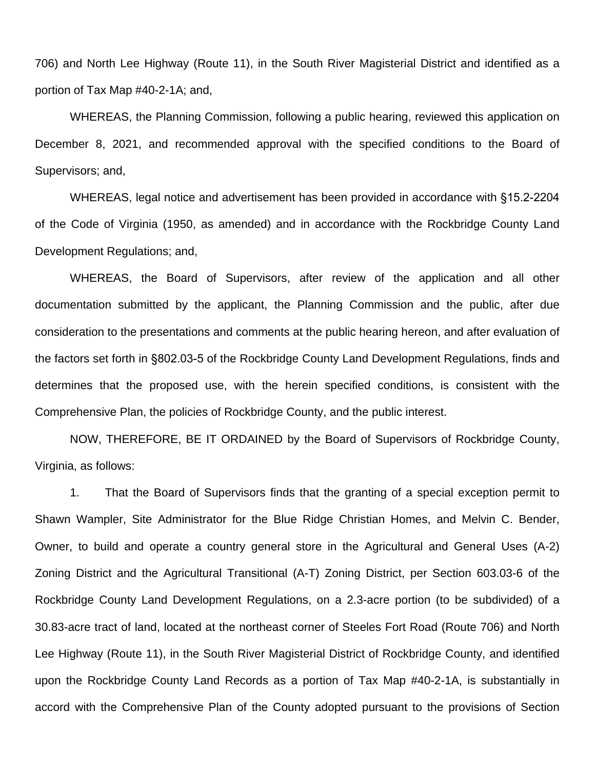706) and North Lee Highway (Route 11), in the South River Magisterial District and identified as a portion of Tax Map #40-2-1A; and,

WHEREAS, the Planning Commission, following a public hearing, reviewed this application on December 8, 2021, and recommended approval with the specified conditions to the Board of Supervisors; and,

WHEREAS, legal notice and advertisement has been provided in accordance with §15.2-2204 of the Code of Virginia (1950, as amended) and in accordance with the Rockbridge County Land Development Regulations; and,

WHEREAS, the Board of Supervisors, after review of the application and all other documentation submitted by the applicant, the Planning Commission and the public, after due consideration to the presentations and comments at the public hearing hereon, and after evaluation of the factors set forth in §802.03-5 of the Rockbridge County Land Development Regulations, finds and determines that the proposed use, with the herein specified conditions, is consistent with the Comprehensive Plan, the policies of Rockbridge County, and the public interest.

NOW, THEREFORE, BE IT ORDAINED by the Board of Supervisors of Rockbridge County, Virginia, as follows:

1. That the Board of Supervisors finds that the granting of a special exception permit to Shawn Wampler, Site Administrator for the Blue Ridge Christian Homes, and Melvin C. Bender, Owner, to build and operate a country general store in the Agricultural and General Uses (A-2) Zoning District and the Agricultural Transitional (A-T) Zoning District, per Section 603.03-6 of the Rockbridge County Land Development Regulations, on a 2.3-acre portion (to be subdivided) of a 30.83-acre tract of land, located at the northeast corner of Steeles Fort Road (Route 706) and North Lee Highway (Route 11), in the South River Magisterial District of Rockbridge County, and identified upon the Rockbridge County Land Records as a portion of Tax Map #40-2-1A, is substantially in accord with the Comprehensive Plan of the County adopted pursuant to the provisions of Section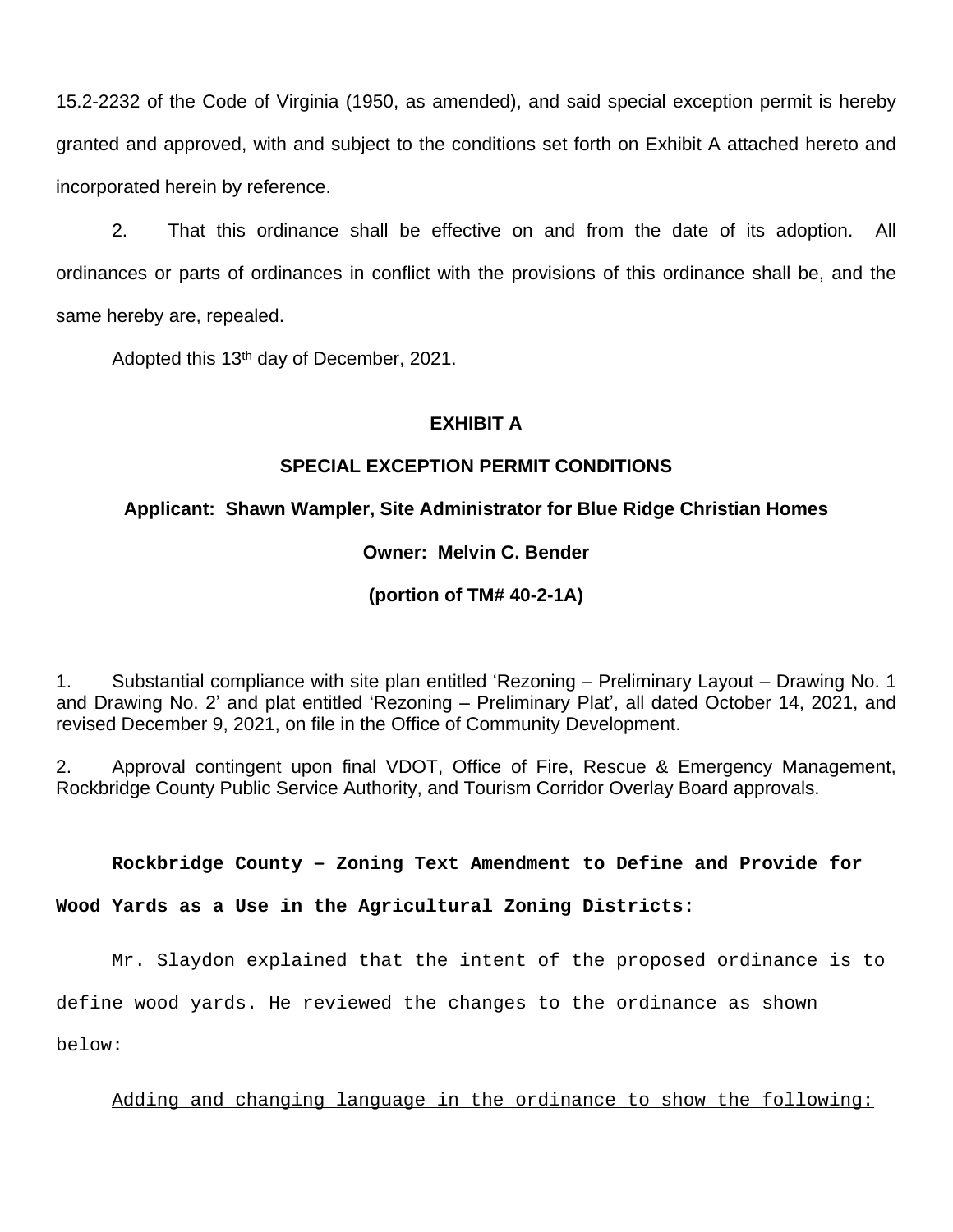15.2-2232 of the Code of Virginia (1950, as amended), and said special exception permit is hereby granted and approved, with and subject to the conditions set forth on Exhibit A attached hereto and incorporated herein by reference.

2. That this ordinance shall be effective on and from the date of its adoption. All ordinances or parts of ordinances in conflict with the provisions of this ordinance shall be, and the same hereby are, repealed.

Adopted this 13th day of December, 2021.

**EXHIBIT A**

**SPECIAL EXCEPTION PERMIT CONDITIONS**

**Applicant: Shawn Wampler, Site Administrator for Blue Ridge Christian Homes**

**Owner: Melvin C. Bender**

**(portion of TM# 40-2-1A)**

1. Substantial compliance with site plan entitled 'Rezoning – Preliminary Layout – Drawing No. 1 and Drawing No. 2' and plat entitled 'Rezoning – Preliminary Plat', all dated October 14, 2021, and revised December 9, 2021, on file in the Office of Community Development.

2. Approval contingent upon final VDOT, Office of Fire, Rescue & Emergency Management, Rockbridge County Public Service Authority, and Tourism Corridor Overlay Board approvals.

**Rockbridge County – Zoning Text Amendment to Define and Provide for Wood Yards as a Use in the Agricultural Zoning Districts:**

Mr. Slaydon explained that the intent of the proposed ordinance is to define wood yards. He reviewed the changes to the ordinance as shown below:

<u>Adding and changing language in the ordinance to show the following:</u>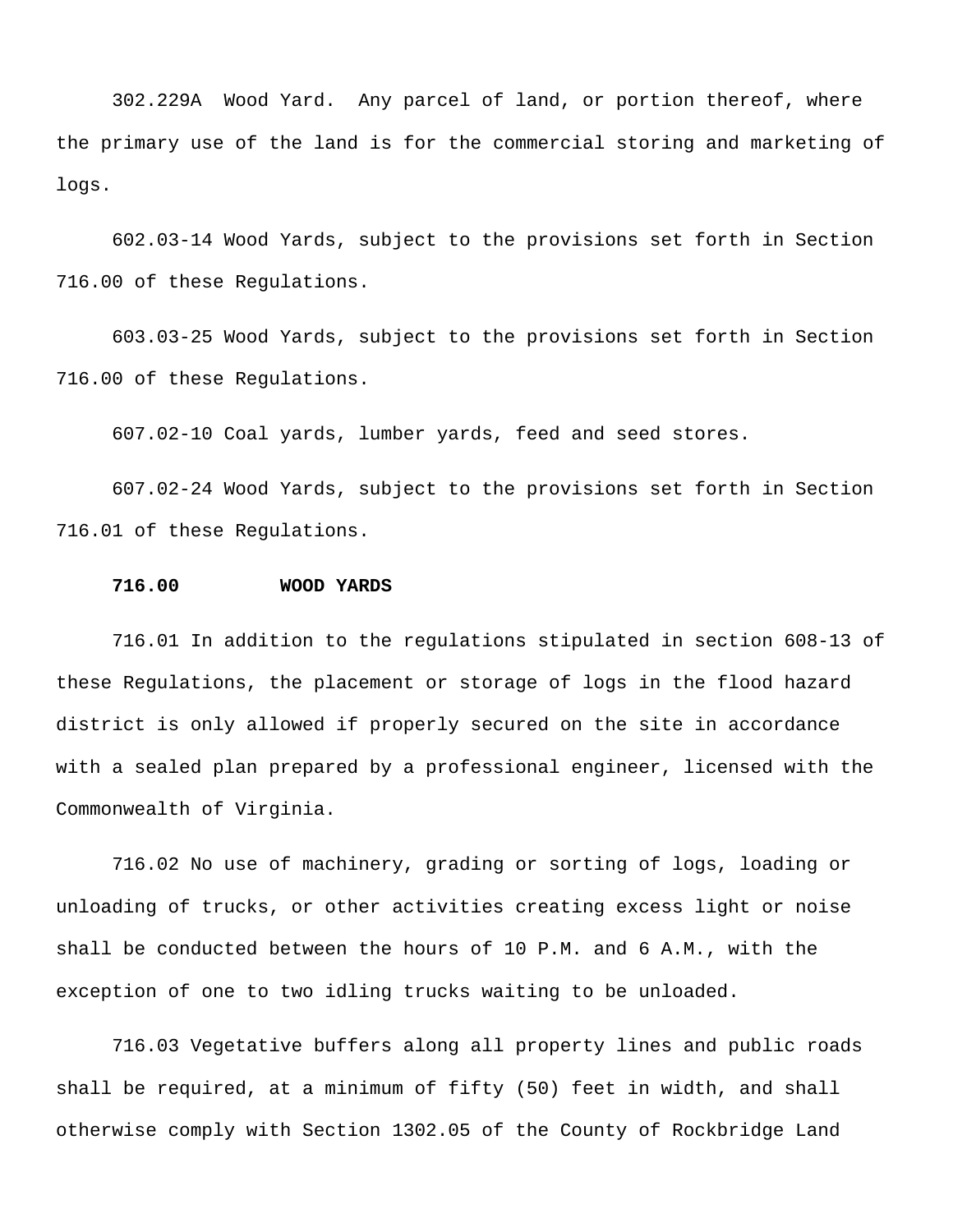302.229A Wood Yard. Any parcel of land, or portion thereof, where the primary use of the land is for the commercial storing and marketing of logs.

602.03-14 Wood Yards, subject to the provisions set forth in Section 716.00 of these Regulations.

603.03-25 Wood Yards, subject to the provisions set forth in Section 716.00 of these Regulations.

607.02-10 Coal yards, lumber yards, feed and seed stores.

607.02-24 Wood Yards, subject to the provisions set forth in Section 716.01 of these Regulations.

**716.00 WOOD YARDS**

716.01 In addition to the regulations stipulated in section 608-13 of these Regulations, the placement or storage of logs in the flood hazard district is only allowed if properly secured on the site in accordance with a sealed plan prepared by a professional engineer, licensed with the Commonwealth of Virginia.

716.02 No use of machinery, grading or sorting of logs, loading or unloading of trucks, or other activities creating excess light or noise shall be conducted between the hours of 10 P.M. and 6 A.M., with the exception of one to two idling trucks waiting to be unloaded.

716.03 Vegetative buffers along all property lines and public roads shall be required, at a minimum of fifty (50) feet in width, and shall otherwise comply with Section 1302.05 of the County of Rockbridge Land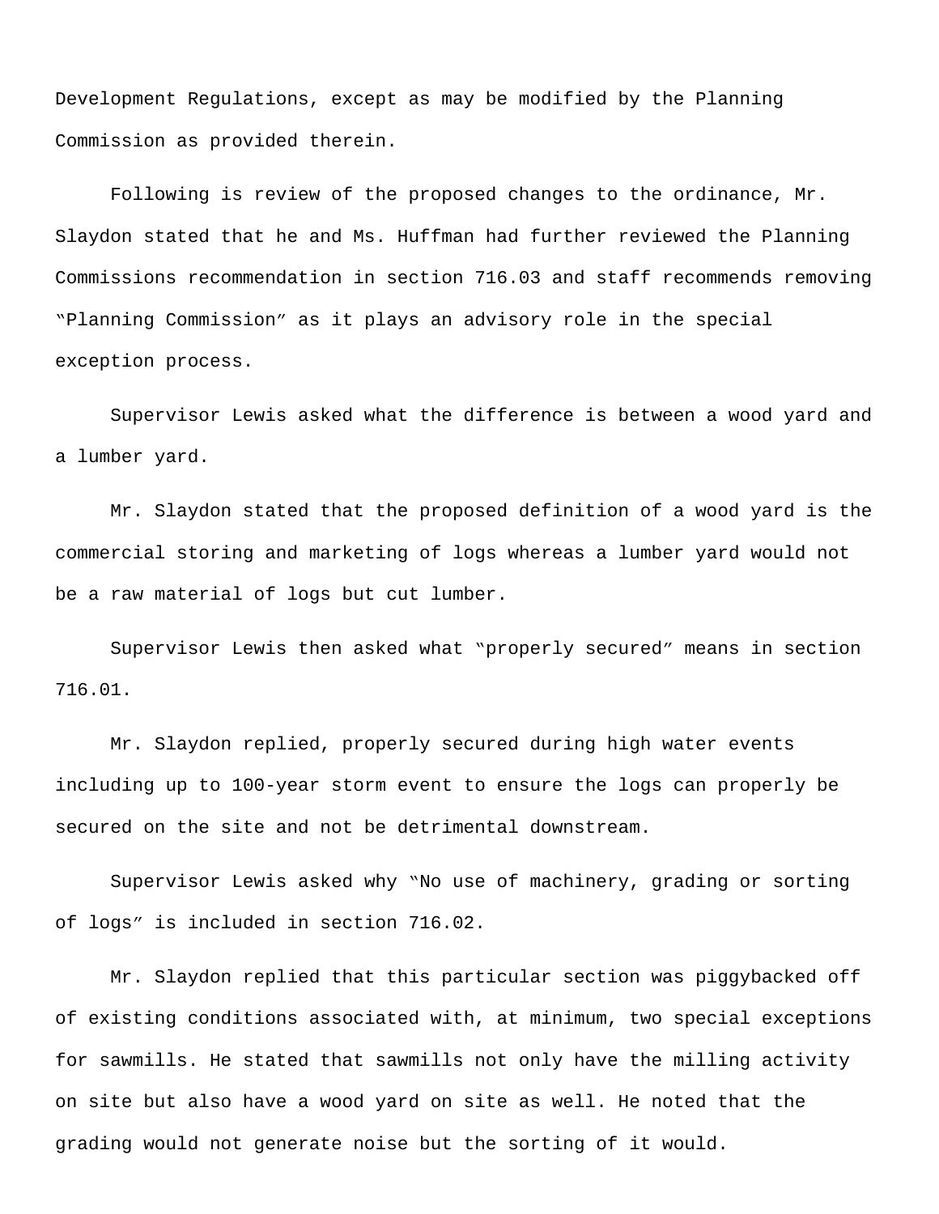Development Regulations, except as may be modified by the Planning Commission as provided therein.

Following is review of the proposed changes to the ordinance, Mr. Slaydon stated that he and Ms. Huffman had further reviewed the Planning Commissions recommendation in section 716.03 and staff recommends removing "Planning Commission" as it plays an advisory role in the special exception process.

Supervisor Lewis asked what the difference is between a wood yard and a lumber yard.

Mr. Slaydon stated that the proposed definition of a wood yard is the commercial storing and marketing of logs whereas a lumber yard would not be a raw material of logs but cut lumber.

Supervisor Lewis then asked what "properly secured" means in section 716.01.

Mr. Slaydon replied, properly secured during high water events including up to 100-year storm event to ensure the logs can properly be secured on the site and not be detrimental downstream.

Supervisor Lewis asked why "No use of machinery, grading or sorting of logs" is included in section 716.02.

Mr. Slaydon replied that this particular section was piggybacked off of existing conditions associated with, at minimum, two special exceptions for sawmills. He stated that sawmills not only have the milling activity on site but also have a wood yard on site as well. He noted that the grading would not generate noise but the sorting of it would.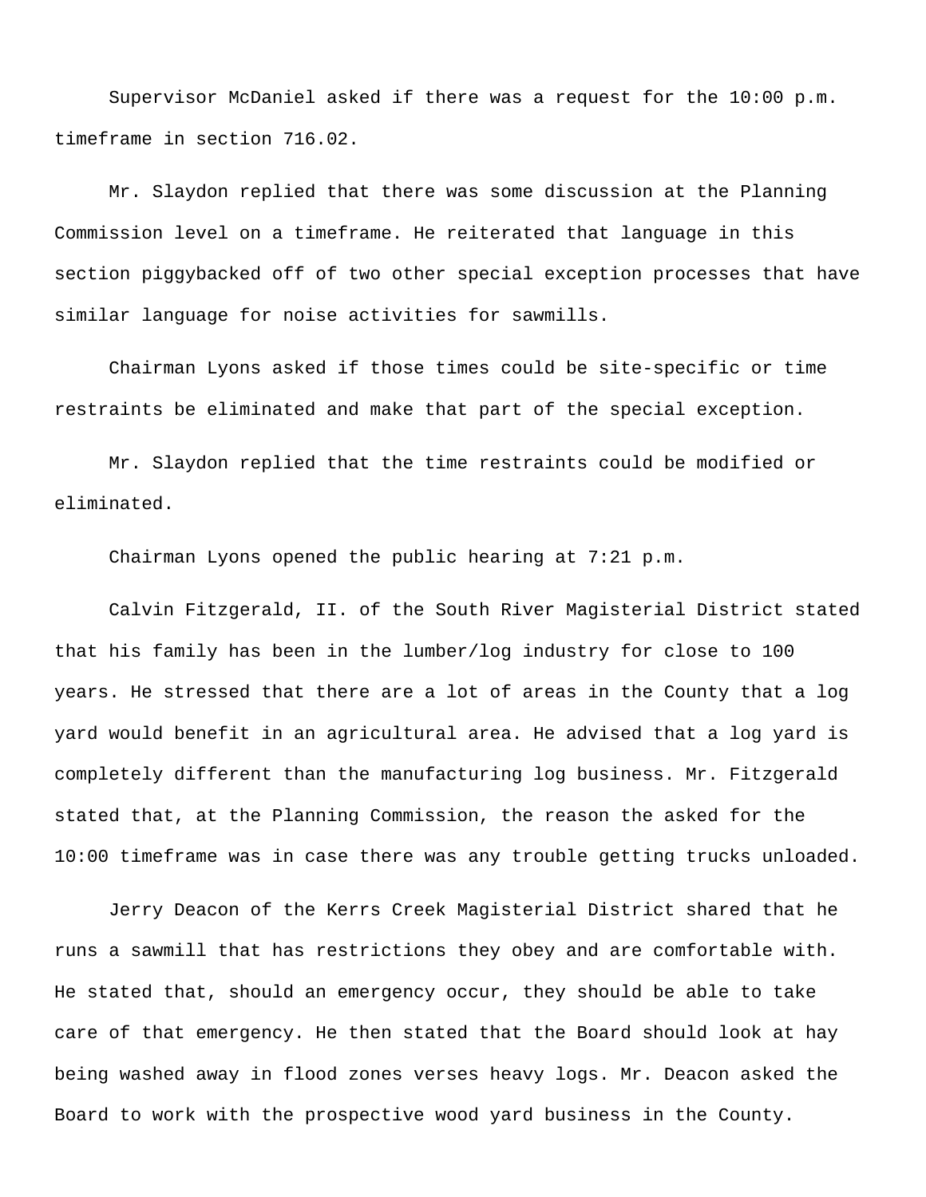Supervisor McDaniel asked if there was a request for the 10:00 p.m. timeframe in section 716.02.

Mr. Slaydon replied that there was some discussion at the Planning Commission level on a timeframe. He reiterated that language in this section piggybacked off of two other special exception processes that have similar language for noise activities for sawmills.

Chairman Lyons asked if those times could be site-specific or time restraints be eliminated and make that part of the special exception.

Mr. Slaydon replied that the time restraints could be modified or eliminated.

Chairman Lyons opened the public hearing at 7:21 p.m.

Calvin Fitzgerald, II. of the South River Magisterial District stated that his family has been in the lumber/log industry for close to 100 years. He stressed that there are a lot of areas in the County that a log yard would benefit in an agricultural area. He advised that a log yard is completely different than the manufacturing log business. Mr. Fitzgerald stated that, at the Planning Commission, the reason the asked for the 10:00 timeframe was in case there was any trouble getting trucks unloaded.

Jerry Deacon of the Kerrs Creek Magisterial District shared that he runs a sawmill that has restrictions they obey and are comfortable with. He stated that, should an emergency occur, they should be able to take care of that emergency. He then stated that the Board should look at hay being washed away in flood zones verses heavy logs. Mr. Deacon asked the Board to work with the prospective wood yard business in the County.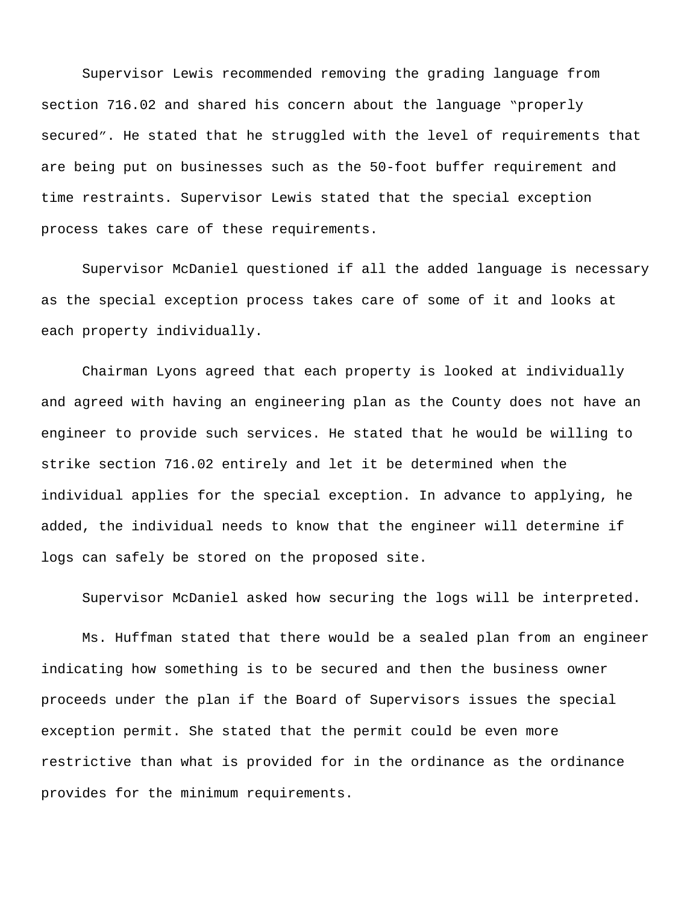Supervisor Lewis recommended removing the grading language from section 716.02 and shared his concern about the language "properly secured". He stated that he struggled with the level of requirements that are being put on businesses such as the 50-foot buffer requirement and time restraints. Supervisor Lewis stated that the special exception process takes care of these requirements.

Supervisor McDaniel questioned if all the added language is necessary as the special exception process takes care of some of it and looks at each property individually.

Chairman Lyons agreed that each property is looked at individually and agreed with having an engineering plan as the County does not have an engineer to provide such services. He stated that he would be willing to strike section 716.02 entirely and let it be determined when the individual applies for the special exception. In advance to applying, he added, the individual needs to know that the engineer will determine if logs can safely be stored on the proposed site.

Supervisor McDaniel asked how securing the logs will be interpreted.

Ms. Huffman stated that there would be a sealed plan from an engineer indicating how something is to be secured and then the business owner proceeds under the plan if the Board of Supervisors issues the special exception permit. She stated that the permit could be even more restrictive than what is provided for in the ordinance as the ordinance provides for the minimum requirements.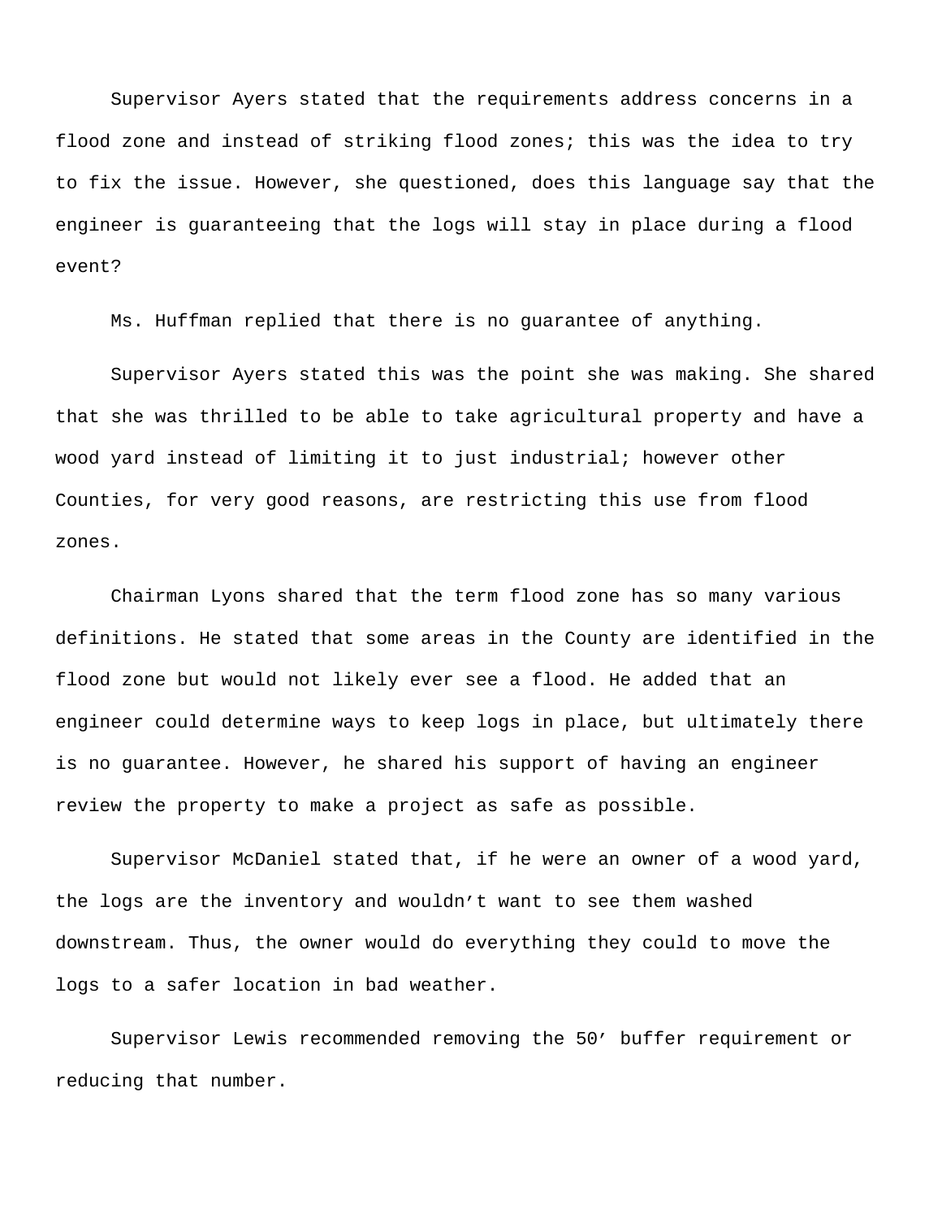Supervisor Ayers stated that the requirements address concerns in a flood zone and instead of striking flood zones; this was the idea to try to fix the issue. However, she questioned, does this language say that the engineer is guaranteeing that the logs will stay in place during a flood event?

Ms. Huffman replied that there is no guarantee of anything.

Supervisor Ayers stated this was the point she was making. She shared that she was thrilled to be able to take agricultural property and have a wood yard instead of limiting it to just industrial; however other Counties, for very good reasons, are restricting this use from flood zones.

Chairman Lyons shared that the term flood zone has so many various definitions. He stated that some areas in the County are identified in the flood zone but would not likely ever see a flood. He added that an engineer could determine ways to keep logs in place, but ultimately there is no guarantee. However, he shared his support of having an engineer review the property to make a project as safe as possible.

Supervisor McDaniel stated that, if he were an owner of a wood yard, the logs are the inventory and wouldn't want to see them washed downstream. Thus, the owner would do everything they could to move the logs to a safer location in bad weather.

Supervisor Lewis recommended removing the 50' buffer requirement or reducing that number.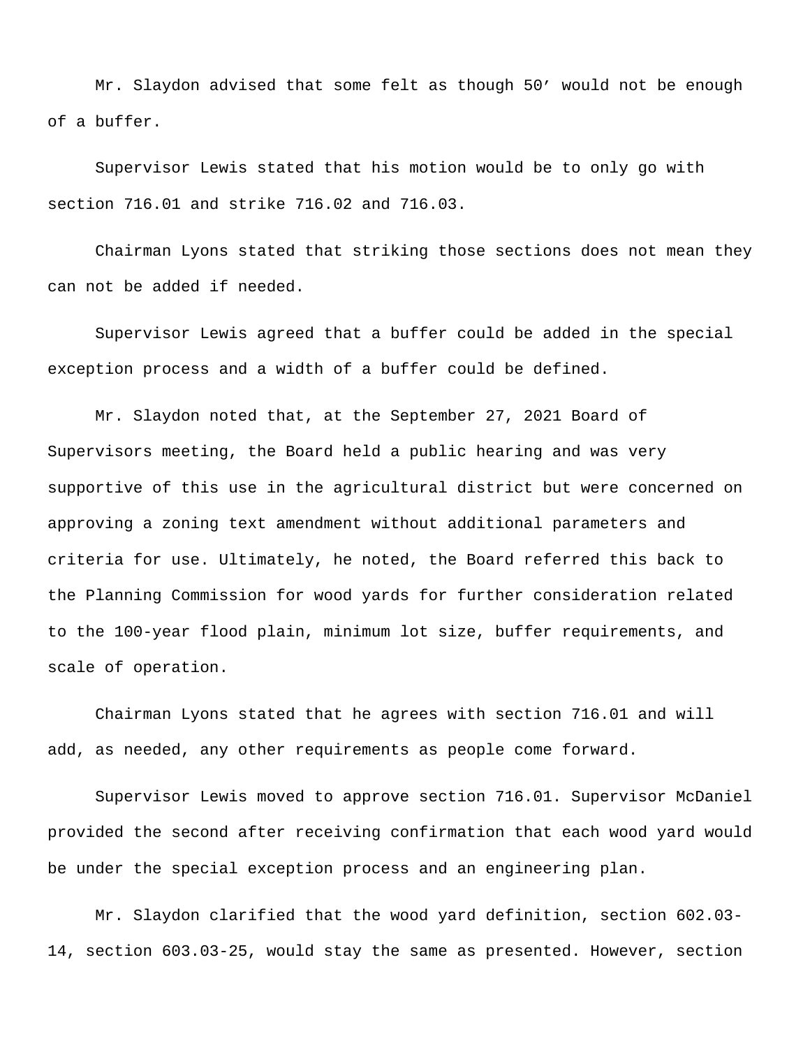Mr. Slaydon advised that some felt as though 50′ would not be enough of a buffer.

Supervisor Lewis stated that his motion would be to only go with section 716.01 and strike 716.02 and 716.03.

Chairman Lyons stated that striking those sections does not mean they can not be added if needed.

Supervisor Lewis agreed that a buffer could be added in the special exception process and a width of a buffer could be defined.

Mr. Slaydon noted that, at the September 27, 2021 Board of Supervisors meeting, the Board held a public hearing and was very supportive of this use in the agricultural district but were concerned on approving a zoning text amendment without additional parameters and criteria for use. Ultimately, he noted, the Board referred this back to the Planning Commission for wood yards for further consideration related to the 100-year flood plain, minimum lot size, buffer requirements, and scale of operation.

Chairman Lyons stated that he agrees with section 716.01 and will add, as needed, any other requirements as people come forward.

Supervisor Lewis moved to approve section 716.01. Supervisor McDaniel provided the second after receiving confirmation that each wood yard would be under the special exception process and an engineering plan.

Mr. Slaydon clarified that the wood yard definition, section 602.03-14, section 603.03-25, would stay the same as presented. However, section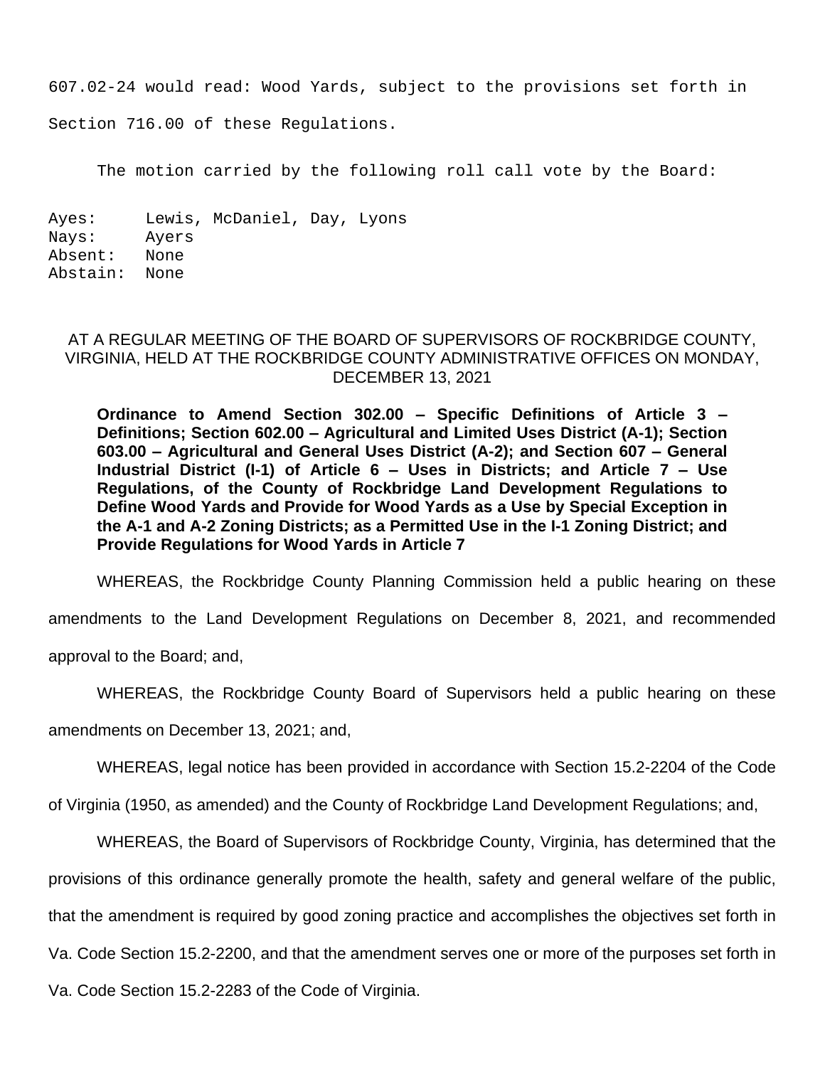607.02-24 would read: Wood Yards, subject to the provisions set forth in Section 716.00 of these Regulations.

The motion carried by the following roll call vote by the Board:

```
Ayes:     Lewis, McDaniel, Day, Lyons
Nays:     Ayers
Absent:   None
Abstain:  None
```

AT A REGULAR MEETING OF THE BOARD OF SUPERVISORS OF ROCKBRIDGE COUNTY, VIRGINIA, HELD AT THE ROCKBRIDGE COUNTY ADMINISTRATIVE OFFICES ON MONDAY, DECEMBER 13, 2021

**Ordinance to Amend Section 302.00 – Specific Definitions of Article 3 – Definitions; Section 602.00 – Agricultural and Limited Uses District (A-1); Section 603.00 – Agricultural and General Uses District (A-2); and Section 607 – General Industrial District (I-1) of Article 6 – Uses in Districts; and Article 7 – Use Regulations, of the County of Rockbridge Land Development Regulations to Define Wood Yards and Provide for Wood Yards as a Use by Special Exception in the A-1 and A-2 Zoning Districts; as a Permitted Use in the I-1 Zoning District; and Provide Regulations for Wood Yards in Article 7**

WHEREAS, the Rockbridge County Planning Commission held a public hearing on these amendments to the Land Development Regulations on December 8, 2021, and recommended approval to the Board; and,

WHEREAS, the Rockbridge County Board of Supervisors held a public hearing on these amendments on December 13, 2021; and,

WHEREAS, legal notice has been provided in accordance with Section 15.2-2204 of the Code of Virginia (1950, as amended) and the County of Rockbridge Land Development Regulations; and,

WHEREAS, the Board of Supervisors of Rockbridge County, Virginia, has determined that the provisions of this ordinance generally promote the health, safety and general welfare of the public, that the amendment is required by good zoning practice and accomplishes the objectives set forth in Va. Code Section 15.2-2200, and that the amendment serves one or more of the purposes set forth in Va. Code Section 15.2-2283 of the Code of Virginia.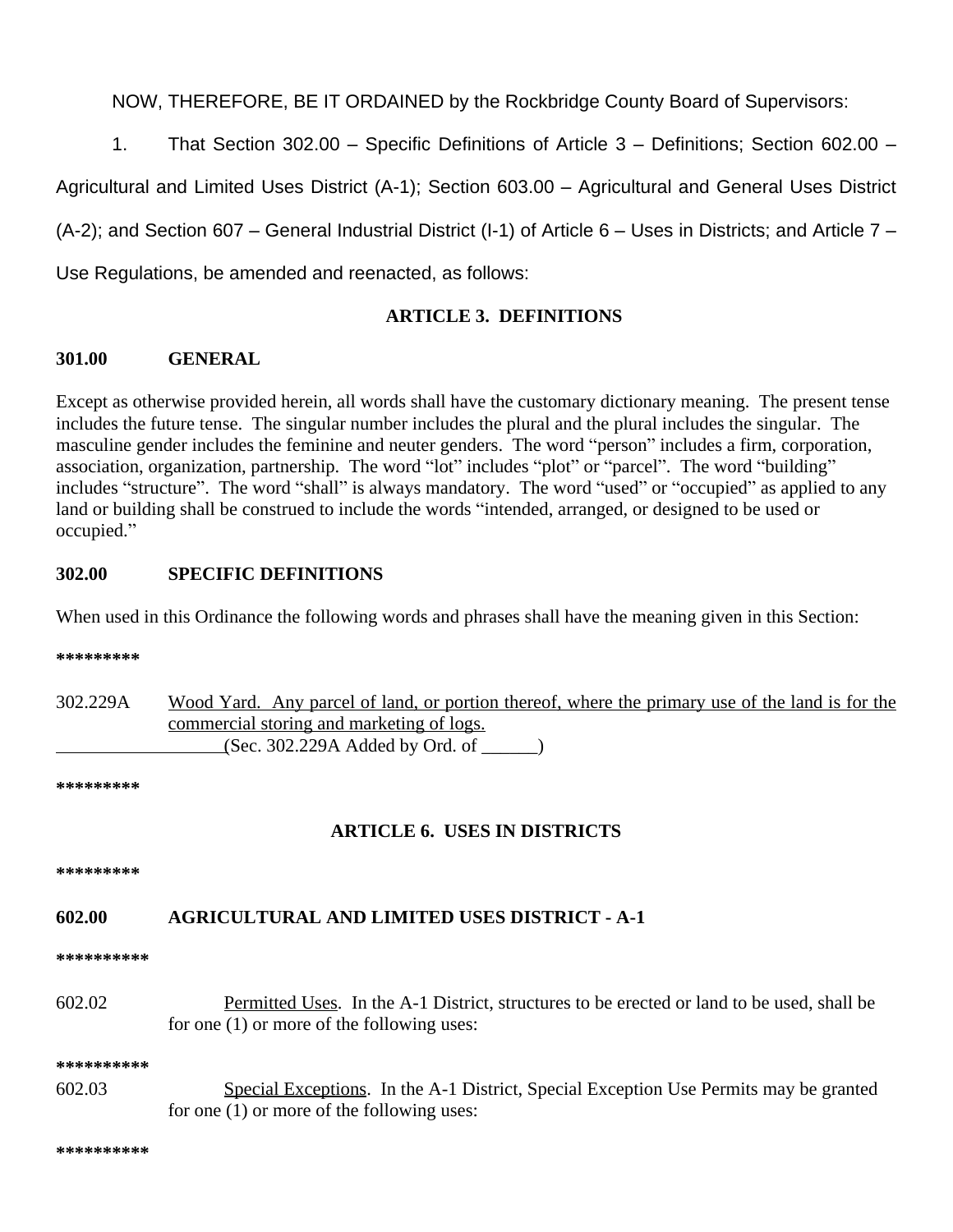NOW, THEREFORE, BE IT ORDAINED by the Rockbridge County Board of Supervisors:

1. That Section 302.00 – Specific Definitions of Article 3 – Definitions; Section 602.00 – Agricultural and Limited Uses District (A-1); Section 603.00 – Agricultural and General Uses District (A-2); and Section 607 – General Industrial District (I-1) of Article 6 – Uses in Districts; and Article 7 – Use Regulations, be amended and reenacted, as follows:

## ARTICLE 3. DEFINITIONS

### 301.00 GENERAL

Except as otherwise provided herein, all words shall have the customary dictionary meaning. The present tense includes the future tense. The singular number includes the plural and the plural includes the singular. The masculine gender includes the feminine and neuter genders. The word "person" includes a firm, corporation, association, organization, partnership. The word "lot" includes "plot" or "parcel". The word "building" includes "structure". The word "shall" is always mandatory. The word "used" or "occupied" as applied to any land or building shall be construed to include the words "intended, arranged, or designed to be used or occupied."

### 302.00 SPECIFIC DEFINITIONS

When used in this Ordinance the following words and phrases shall have the meaning given in this Section:

*********

302.229A <u>Wood Yard. Any parcel of land, or portion thereof, where the primary use of the land is for the commercial storing and marketing of logs.</u>
(Sec. 302.229A Added by Ord. of ______)

*********

## ARTICLE 6. USES IN DISTRICTS

*********

### 602.00 AGRICULTURAL AND LIMITED USES DISTRICT - A-1

**********

602.02 <u>Permitted Uses</u>. In the A-1 District, structures to be erected or land to be used, shall be for one (1) or more of the following uses:

**********

602.03 <u>Special Exceptions</u>. In the A-1 District, Special Exception Use Permits may be granted for one (1) or more of the following uses:

**********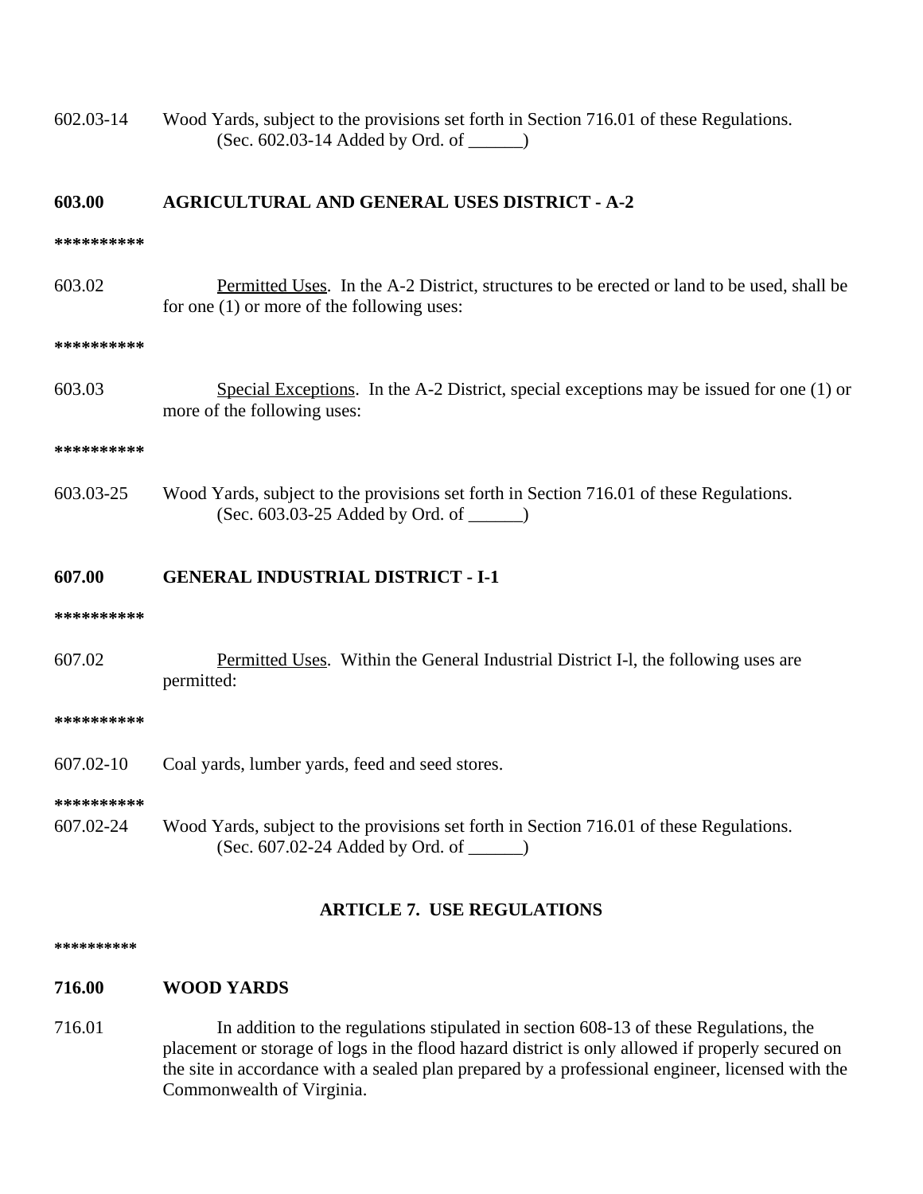602.03-14 Wood Yards, subject to the provisions set forth in Section 716.01 of these Regulations. (Sec. 602.03-14 Added by Ord. of ______)

**603.00 AGRICULTURAL AND GENERAL USES DISTRICT - A-2**

**********

603.02 Permitted Uses. In the A-2 District, structures to be erected or land to be used, shall be for one (1) or more of the following uses:

**********

603.03 Special Exceptions. In the A-2 District, special exceptions may be issued for one (1) or more of the following uses:

**********

603.03-25 Wood Yards, subject to the provisions set forth in Section 716.01 of these Regulations. (Sec. 603.03-25 Added by Ord. of ______)

**607.00 GENERAL INDUSTRIAL DISTRICT - I-1**

**********

607.02 Permitted Uses. Within the General Industrial District I-l, the following uses are permitted:

**********

607.02-10 Coal yards, lumber yards, feed and seed stores.

**********

607.02-24 Wood Yards, subject to the provisions set forth in Section 716.01 of these Regulations. (Sec. 607.02-24 Added by Ord. of ______)

## ARTICLE 7. USE REGULATIONS

**********

**716.00 WOOD YARDS**

716.01 In addition to the regulations stipulated in section 608-13 of these Regulations, the placement or storage of logs in the flood hazard district is only allowed if properly secured on the site in accordance with a sealed plan prepared by a professional engineer, licensed with the Commonwealth of Virginia.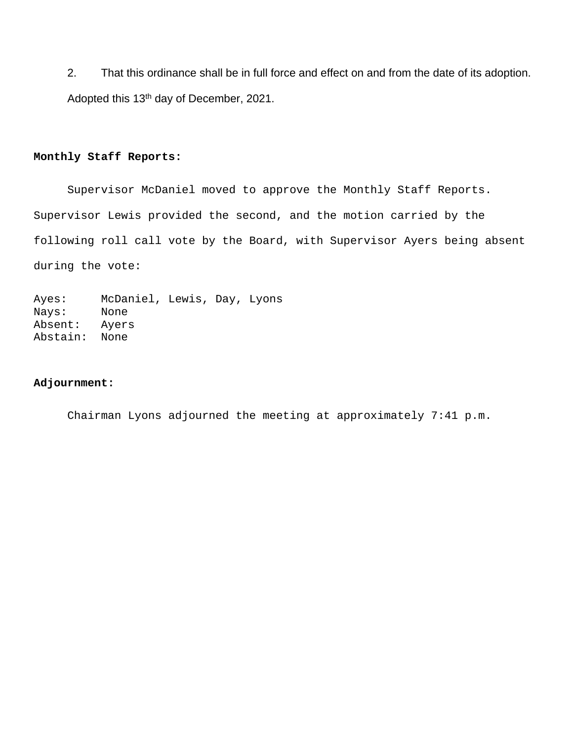2. That this ordinance shall be in full force and effect on and from the date of its adoption.

Adopted this 13th day of December, 2021.

**Monthly Staff Reports:**

Supervisor McDaniel moved to approve the Monthly Staff Reports. Supervisor Lewis provided the second, and the motion carried by the following roll call vote by the Board, with Supervisor Ayers being absent during the vote:

| | |
|---|---|
| Ayes: | McDaniel, Lewis, Day, Lyons |
| Nays: | None |
| Absent: | Ayers |
| Abstain: | None |

**Adjournment:**

Chairman Lyons adjourned the meeting at approximately 7:41 p.m.